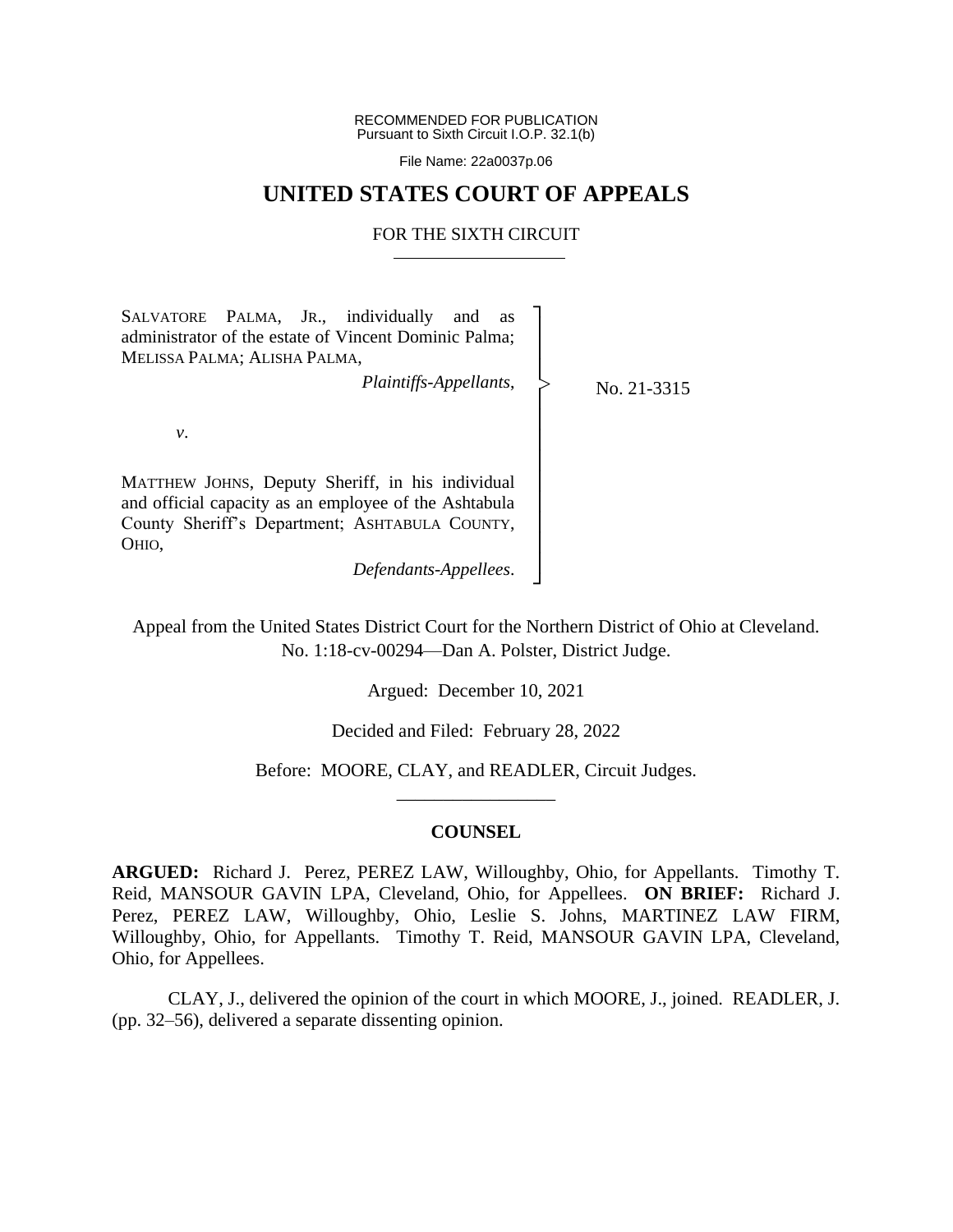RECOMMENDED FOR PUBLICATION
Pursuant to Sixth Circuit I.O.P. 32.1(b)

File Name: 22a0037p.06

# UNITED STATES COURT OF APPEALS

## FOR THE SIXTH CIRCUIT

SALVATORE PALMA, JR., individually and as administrator of the estate of Vincent Dominic Palma; MELISSA PALMA; ALISHA PALMA,

*Plaintiffs-Appellants*,

*v*.

MATTHEW JOHNS, Deputy Sheriff, in his individual and official capacity as an employee of the Ashtabula County Sheriff's Department; ASHTABULA COUNTY, OHIO,

*Defendants-Appellees*.

No. 21-3315

Appeal from the United States District Court for the Northern District of Ohio at Cleveland.
No. 1:18-cv-00294—Dan A. Polster, District Judge.

Argued: December 10, 2021

Decided and Filed: February 28, 2022

Before: MOORE, CLAY, and READLER, Circuit Judges.

---

**COUNSEL**

**ARGUED:** Richard J. Perez, PEREZ LAW, Willoughby, Ohio, for Appellants. Timothy T. Reid, MANSOUR GAVIN LPA, Cleveland, Ohio, for Appellees. **ON BRIEF:** Richard J. Perez, PEREZ LAW, Willoughby, Ohio, Leslie S. Johns, MARTINEZ LAW FIRM, Willoughby, Ohio, for Appellants. Timothy T. Reid, MANSOUR GAVIN LPA, Cleveland, Ohio, for Appellees.

CLAY, J., delivered the opinion of the court in which MOORE, J., joined. READLER, J. (pp. 32–56), delivered a separate dissenting opinion.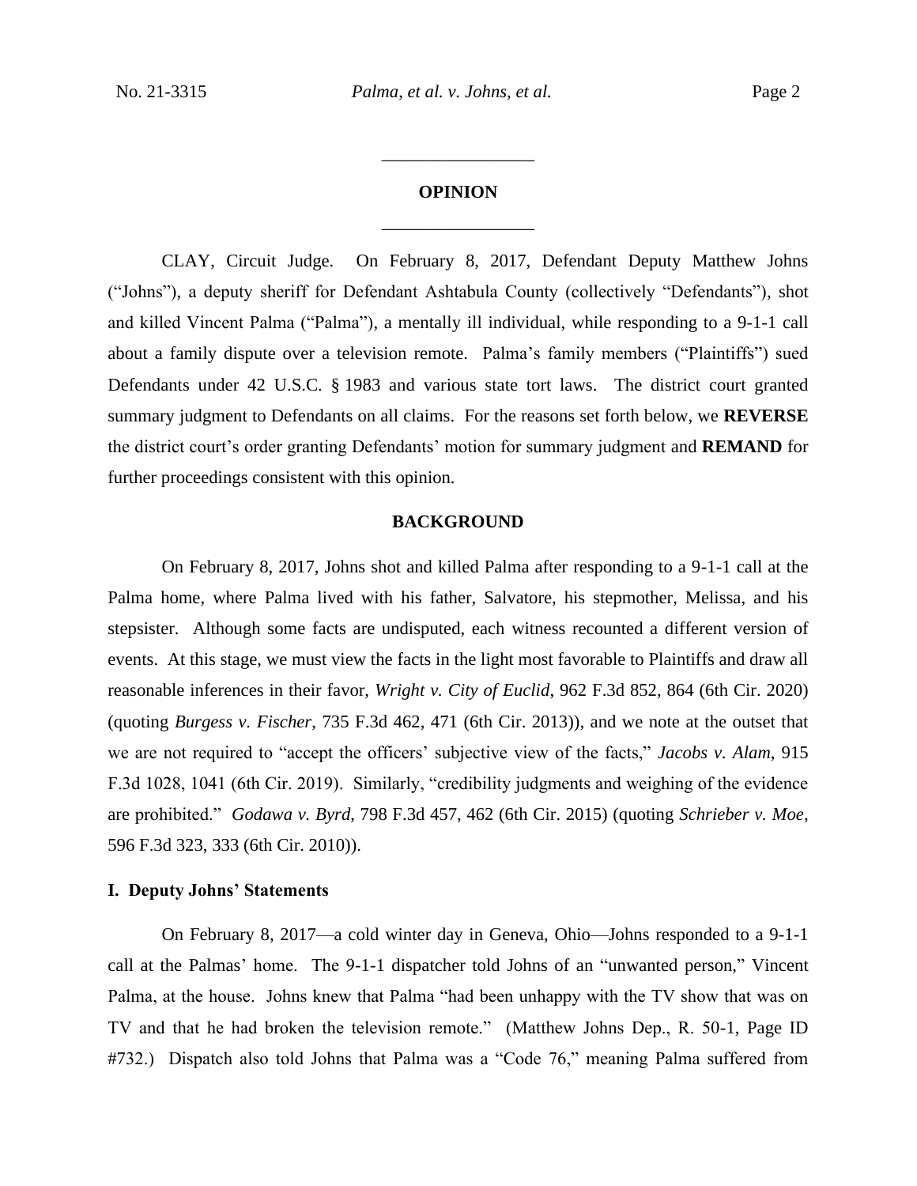## OPINION

CLAY, Circuit Judge. On February 8, 2017, Defendant Deputy Matthew Johns ("Johns"), a deputy sheriff for Defendant Ashtabula County (collectively "Defendants"), shot and killed Vincent Palma ("Palma"), a mentally ill individual, while responding to a 9-1-1 call about a family dispute over a television remote. Palma's family members ("Plaintiffs") sued Defendants under 42 U.S.C. § 1983 and various state tort laws. The district court granted summary judgment to Defendants on all claims. For the reasons set forth below, we **REVERSE** the district court's order granting Defendants' motion for summary judgment and **REMAND** for further proceedings consistent with this opinion.

## BACKGROUND

On February 8, 2017, Johns shot and killed Palma after responding to a 9-1-1 call at the Palma home, where Palma lived with his father, Salvatore, his stepmother, Melissa, and his stepsister. Although some facts are undisputed, each witness recounted a different version of events. At this stage, we must view the facts in the light most favorable to Plaintiffs and draw all reasonable inferences in their favor, *Wright v. City of Euclid*, 962 F.3d 852, 864 (6th Cir. 2020) (quoting *Burgess v. Fischer*, 735 F.3d 462, 471 (6th Cir. 2013)), and we note at the outset that we are not required to "accept the officers' subjective view of the facts," *Jacobs v. Alam*, 915 F.3d 1028, 1041 (6th Cir. 2019). Similarly, "credibility judgments and weighing of the evidence are prohibited." *Godawa v. Byrd*, 798 F.3d 457, 462 (6th Cir. 2015) (quoting *Schrieber v. Moe*, 596 F.3d 323, 333 (6th Cir. 2010)).

### I. Deputy Johns' Statements

On February 8, 2017—a cold winter day in Geneva, Ohio—Johns responded to a 9-1-1 call at the Palmas' home. The 9-1-1 dispatcher told Johns of an "unwanted person," Vincent Palma, at the house. Johns knew that Palma "had been unhappy with the TV show that was on TV and that he had broken the television remote." (Matthew Johns Dep., R. 50-1, Page ID #732.) Dispatch also told Johns that Palma was a "Code 76," meaning Palma suffered from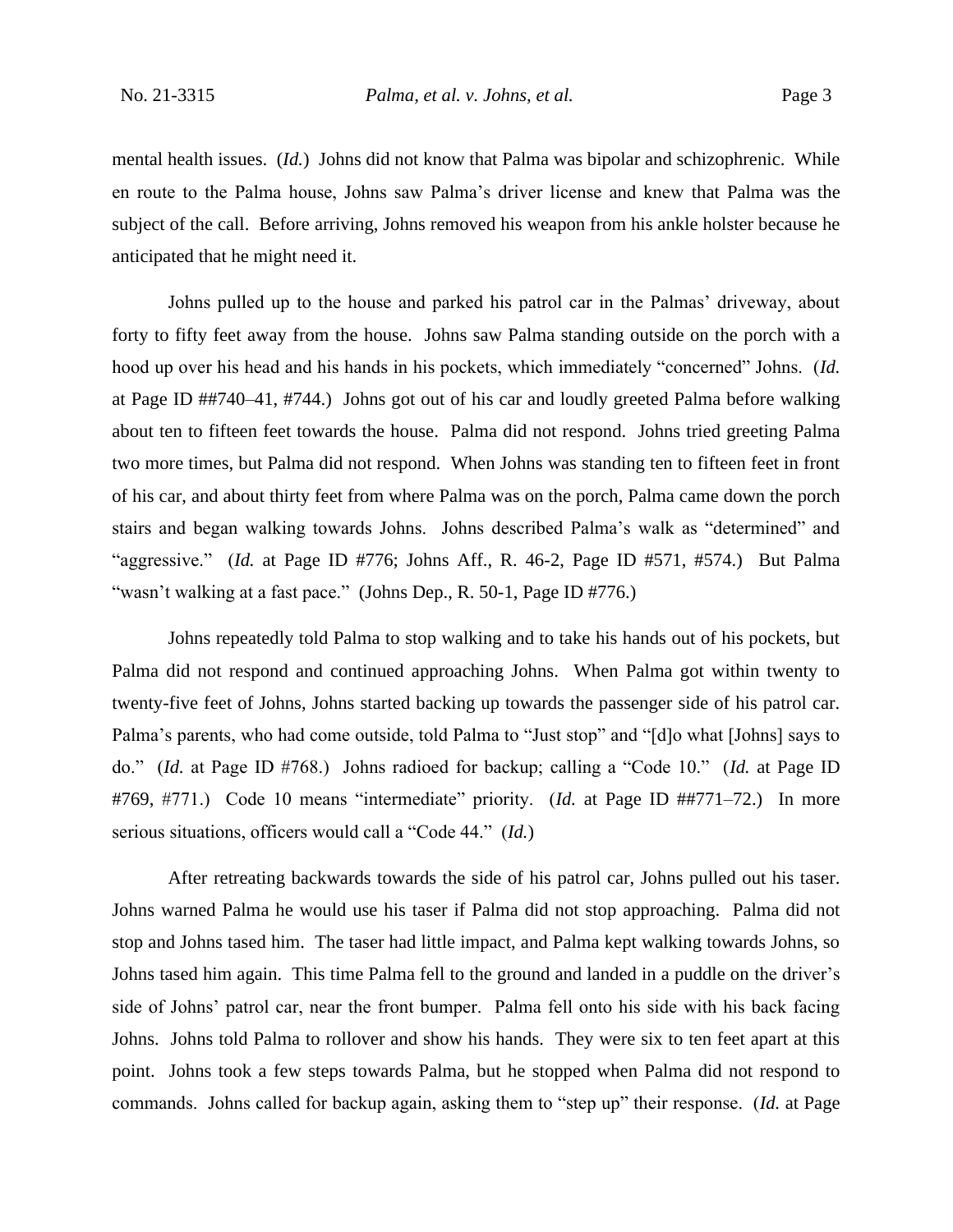mental health issues. (*Id.*) Johns did not know that Palma was bipolar and schizophrenic. While en route to the Palma house, Johns saw Palma's driver license and knew that Palma was the subject of the call. Before arriving, Johns removed his weapon from his ankle holster because he anticipated that he might need it.

Johns pulled up to the house and parked his patrol car in the Palmas' driveway, about forty to fifty feet away from the house. Johns saw Palma standing outside on the porch with a hood up over his head and his hands in his pockets, which immediately "concerned" Johns. (*Id.* at Page ID ##740–41, #744.) Johns got out of his car and loudly greeted Palma before walking about ten to fifteen feet towards the house. Palma did not respond. Johns tried greeting Palma two more times, but Palma did not respond. When Johns was standing ten to fifteen feet in front of his car, and about thirty feet from where Palma was on the porch, Palma came down the porch stairs and began walking towards Johns. Johns described Palma's walk as "determined" and "aggressive." (*Id.* at Page ID #776; Johns Aff., R. 46-2, Page ID #571, #574.) But Palma "wasn't walking at a fast pace." (Johns Dep., R. 50-1, Page ID #776.)

Johns repeatedly told Palma to stop walking and to take his hands out of his pockets, but Palma did not respond and continued approaching Johns. When Palma got within twenty to twenty-five feet of Johns, Johns started backing up towards the passenger side of his patrol car. Palma's parents, who had come outside, told Palma to "Just stop" and "[d]o what [Johns] says to do." (*Id.* at Page ID #768.) Johns radioed for backup; calling a "Code 10." (*Id.* at Page ID #769, #771.) Code 10 means "intermediate" priority. (*Id.* at Page ID ##771–72.) In more serious situations, officers would call a "Code 44." (*Id.*)

After retreating backwards towards the side of his patrol car, Johns pulled out his taser. Johns warned Palma he would use his taser if Palma did not stop approaching. Palma did not stop and Johns tased him. The taser had little impact, and Palma kept walking towards Johns, so Johns tased him again. This time Palma fell to the ground and landed in a puddle on the driver's side of Johns' patrol car, near the front bumper. Palma fell onto his side with his back facing Johns. Johns told Palma to rollover and show his hands. They were six to ten feet apart at this point. Johns took a few steps towards Palma, but he stopped when Palma did not respond to commands. Johns called for backup again, asking them to "step up" their response. (*Id.* at Page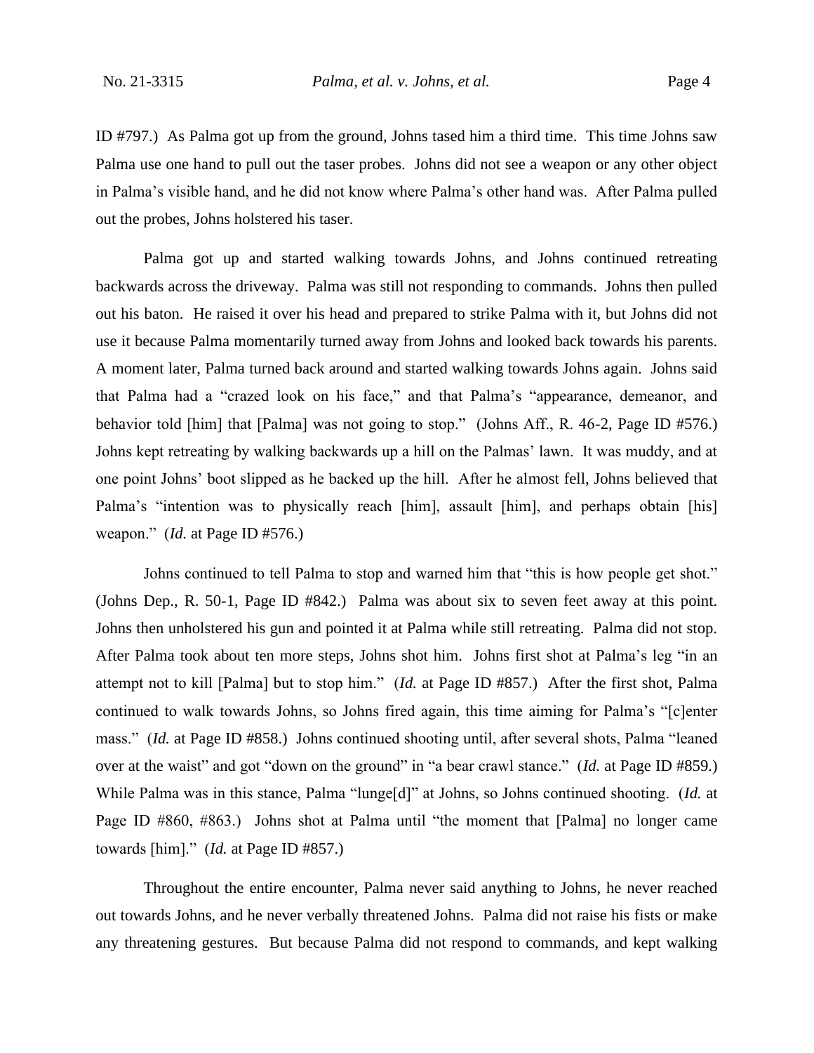ID #797.) As Palma got up from the ground, Johns tased him a third time. This time Johns saw Palma use one hand to pull out the taser probes. Johns did not see a weapon or any other object in Palma's visible hand, and he did not know where Palma's other hand was. After Palma pulled out the probes, Johns holstered his taser.

Palma got up and started walking towards Johns, and Johns continued retreating backwards across the driveway. Palma was still not responding to commands. Johns then pulled out his baton. He raised it over his head and prepared to strike Palma with it, but Johns did not use it because Palma momentarily turned away from Johns and looked back towards his parents. A moment later, Palma turned back around and started walking towards Johns again. Johns said that Palma had a "crazed look on his face," and that Palma's "appearance, demeanor, and behavior told [him] that [Palma] was not going to stop." (Johns Aff., R. 46-2, Page ID #576.) Johns kept retreating by walking backwards up a hill on the Palmas' lawn. It was muddy, and at one point Johns' boot slipped as he backed up the hill. After he almost fell, Johns believed that Palma's "intention was to physically reach [him], assault [him], and perhaps obtain [his] weapon." (*Id.* at Page ID #576.)

Johns continued to tell Palma to stop and warned him that "this is how people get shot." (Johns Dep., R. 50-1, Page ID #842.) Palma was about six to seven feet away at this point. Johns then unholstered his gun and pointed it at Palma while still retreating. Palma did not stop. After Palma took about ten more steps, Johns shot him. Johns first shot at Palma's leg "in an attempt not to kill [Palma] but to stop him." (*Id.* at Page ID #857.) After the first shot, Palma continued to walk towards Johns, so Johns fired again, this time aiming for Palma's "[c]enter mass." (*Id.* at Page ID #858.) Johns continued shooting until, after several shots, Palma "leaned over at the waist" and got "down on the ground" in "a bear crawl stance." (*Id.* at Page ID #859.) While Palma was in this stance, Palma "lunge[d]" at Johns, so Johns continued shooting. (*Id.* at Page ID #860, #863.) Johns shot at Palma until "the moment that [Palma] no longer came towards [him]." (*Id.* at Page ID #857.)

Throughout the entire encounter, Palma never said anything to Johns, he never reached out towards Johns, and he never verbally threatened Johns. Palma did not raise his fists or make any threatening gestures. But because Palma did not respond to commands, and kept walking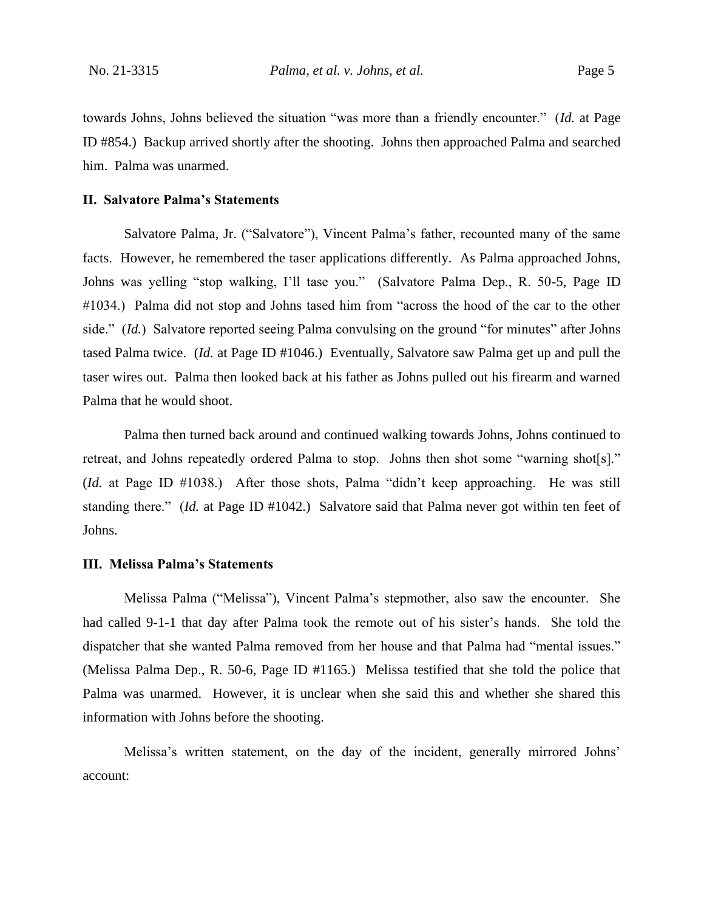towards Johns, Johns believed the situation "was more than a friendly encounter." (*Id.* at Page ID #854.) Backup arrived shortly after the shooting. Johns then approached Palma and searched him. Palma was unarmed.

## II. Salvatore Palma's Statements

Salvatore Palma, Jr. ("Salvatore"), Vincent Palma's father, recounted many of the same facts. However, he remembered the taser applications differently. As Palma approached Johns, Johns was yelling "stop walking, I'll tase you." (Salvatore Palma Dep., R. 50-5, Page ID #1034.) Palma did not stop and Johns tased him from "across the hood of the car to the other side." (*Id.*) Salvatore reported seeing Palma convulsing on the ground "for minutes" after Johns tased Palma twice. (*Id.* at Page ID #1046.) Eventually, Salvatore saw Palma get up and pull the taser wires out. Palma then looked back at his father as Johns pulled out his firearm and warned Palma that he would shoot.

Palma then turned back around and continued walking towards Johns, Johns continued to retreat, and Johns repeatedly ordered Palma to stop. Johns then shot some "warning shot[s]." (*Id.* at Page ID #1038.) After those shots, Palma "didn't keep approaching. He was still standing there." (*Id.* at Page ID #1042.) Salvatore said that Palma never got within ten feet of Johns.

## III. Melissa Palma's Statements

Melissa Palma ("Melissa"), Vincent Palma's stepmother, also saw the encounter. She had called 9-1-1 that day after Palma took the remote out of his sister's hands. She told the dispatcher that she wanted Palma removed from her house and that Palma had "mental issues." (Melissa Palma Dep., R. 50-6, Page ID #1165.) Melissa testified that she told the police that Palma was unarmed. However, it is unclear when she said this and whether she shared this information with Johns before the shooting.

Melissa's written statement, on the day of the incident, generally mirrored Johns' account: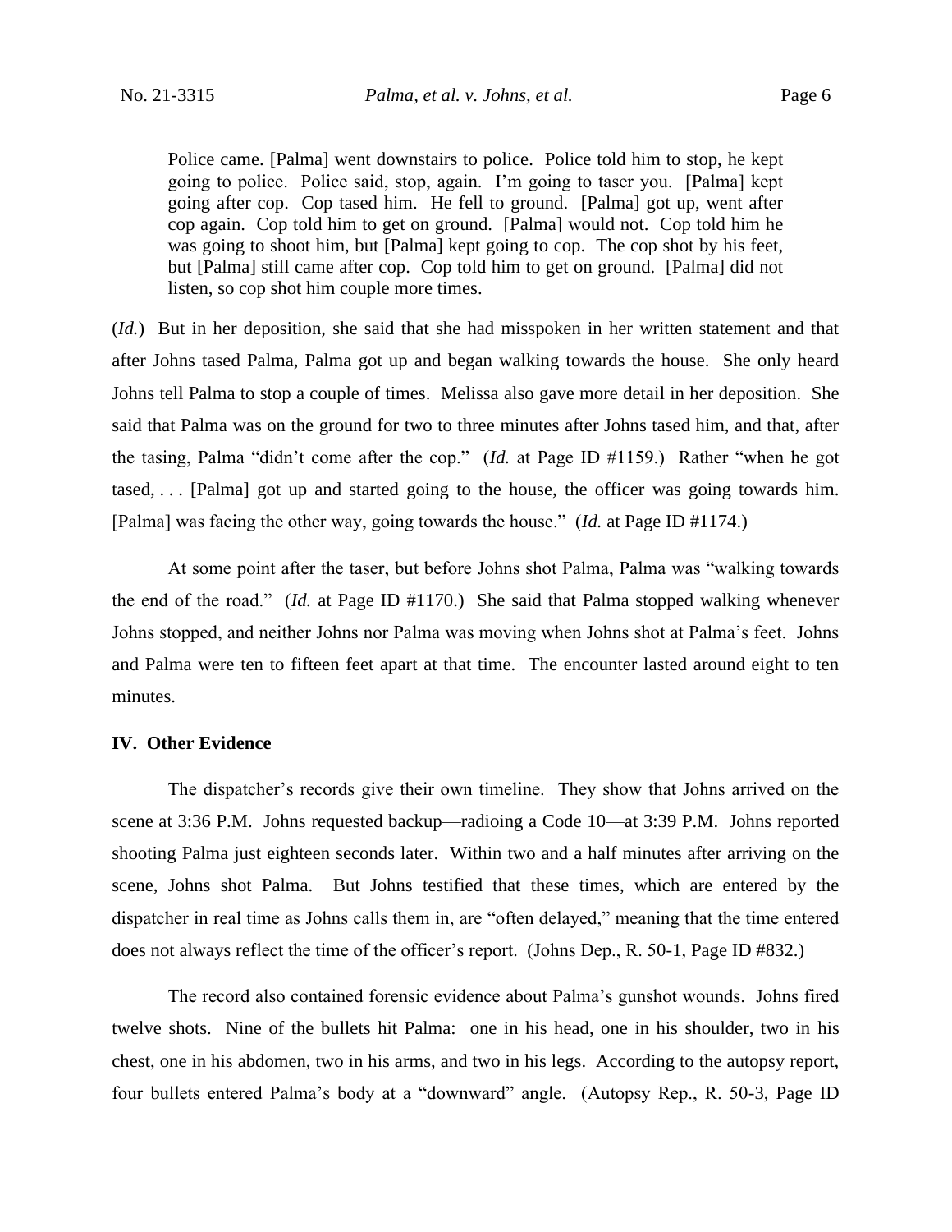> Police came. [Palma] went downstairs to police. Police told him to stop, he kept going to police. Police said, stop, again. I'm going to taser you. [Palma] kept going after cop. Cop tased him. He fell to ground. [Palma] got up, went after cop again. Cop told him to get on ground. [Palma] would not. Cop told him he was going to shoot him, but [Palma] kept going to cop. The cop shot by his feet, but [Palma] still came after cop. Cop told him to get on ground. [Palma] did not listen, so cop shot him couple more times.

(*Id.*) But in her deposition, she said that she had misspoken in her written statement and that after Johns tased Palma, Palma got up and began walking towards the house. She only heard Johns tell Palma to stop a couple of times. Melissa also gave more detail in her deposition. She said that Palma was on the ground for two to three minutes after Johns tased him, and that, after the tasing, Palma "didn't come after the cop." (*Id.* at Page ID #1159.) Rather "when he got tased, . . . [Palma] got up and started going to the house, the officer was going towards him. [Palma] was facing the other way, going towards the house." (*Id.* at Page ID #1174.)

At some point after the taser, but before Johns shot Palma, Palma was "walking towards the end of the road." (*Id.* at Page ID #1170.) She said that Palma stopped walking whenever Johns stopped, and neither Johns nor Palma was moving when Johns shot at Palma's feet. Johns and Palma were ten to fifteen feet apart at that time. The encounter lasted around eight to ten minutes.

### IV. Other Evidence

The dispatcher's records give their own timeline. They show that Johns arrived on the scene at 3:36 P.M. Johns requested backup—radioing a Code 10—at 3:39 P.M. Johns reported shooting Palma just eighteen seconds later. Within two and a half minutes after arriving on the scene, Johns shot Palma. But Johns testified that these times, which are entered by the dispatcher in real time as Johns calls them in, are "often delayed," meaning that the time entered does not always reflect the time of the officer's report. (Johns Dep., R. 50-1, Page ID #832.)

The record also contained forensic evidence about Palma's gunshot wounds. Johns fired twelve shots. Nine of the bullets hit Palma: one in his head, one in his shoulder, two in his chest, one in his abdomen, two in his arms, and two in his legs. According to the autopsy report, four bullets entered Palma's body at a "downward" angle. (Autopsy Rep., R. 50-3, Page ID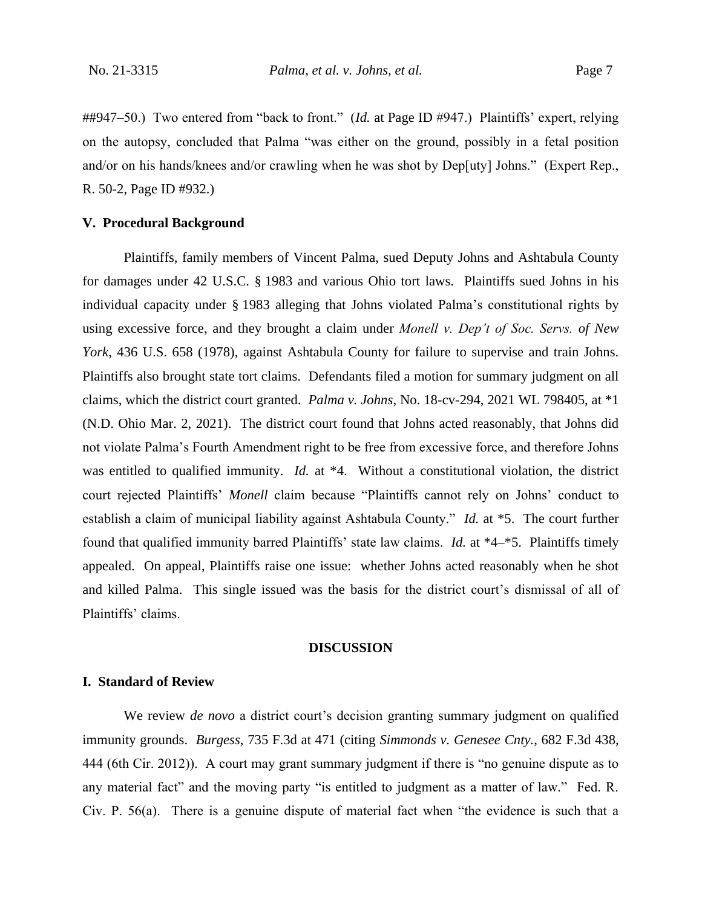##947–50.) Two entered from "back to front." (*Id.* at Page ID #947.) Plaintiffs' expert, relying on the autopsy, concluded that Palma "was either on the ground, possibly in a fetal position and/or on his hands/knees and/or crawling when he was shot by Dep[uty] Johns." (Expert Rep., R. 50-2, Page ID #932.)

### V. Procedural Background

Plaintiffs, family members of Vincent Palma, sued Deputy Johns and Ashtabula County for damages under 42 U.S.C. § 1983 and various Ohio tort laws. Plaintiffs sued Johns in his individual capacity under § 1983 alleging that Johns violated Palma's constitutional rights by using excessive force, and they brought a claim under *Monell v. Dep't of Soc. Servs. of New York*, 436 U.S. 658 (1978), against Ashtabula County for failure to supervise and train Johns. Plaintiffs also brought state tort claims. Defendants filed a motion for summary judgment on all claims, which the district court granted. *Palma v. Johns*, No. 18-cv-294, 2021 WL 798405, at *1 (N.D. Ohio Mar. 2, 2021). The district court found that Johns acted reasonably, that Johns did not violate Palma's Fourth Amendment right to be free from excessive force, and therefore Johns was entitled to qualified immunity. *Id.* at *4. Without a constitutional violation, the district court rejected Plaintiffs' *Monell* claim because "Plaintiffs cannot rely on Johns' conduct to establish a claim of municipal liability against Ashtabula County." *Id.* at *5. The court further found that qualified immunity barred Plaintiffs' state law claims. *Id.* at *4–*5. Plaintiffs timely appealed. On appeal, Plaintiffs raise one issue: whether Johns acted reasonably when he shot and killed Palma. This single issued was the basis for the district court's dismissal of all of Plaintiffs' claims.

## DISCUSSION

### I. Standard of Review

We review *de novo* a district court's decision granting summary judgment on qualified immunity grounds. *Burgess*, 735 F.3d at 471 (citing *Simmonds v. Genesee Cnty.*, 682 F.3d 438, 444 (6th Cir. 2012)). A court may grant summary judgment if there is "no genuine dispute as to any material fact" and the moving party "is entitled to judgment as a matter of law." Fed. R. Civ. P. 56(a). There is a genuine dispute of material fact when "the evidence is such that a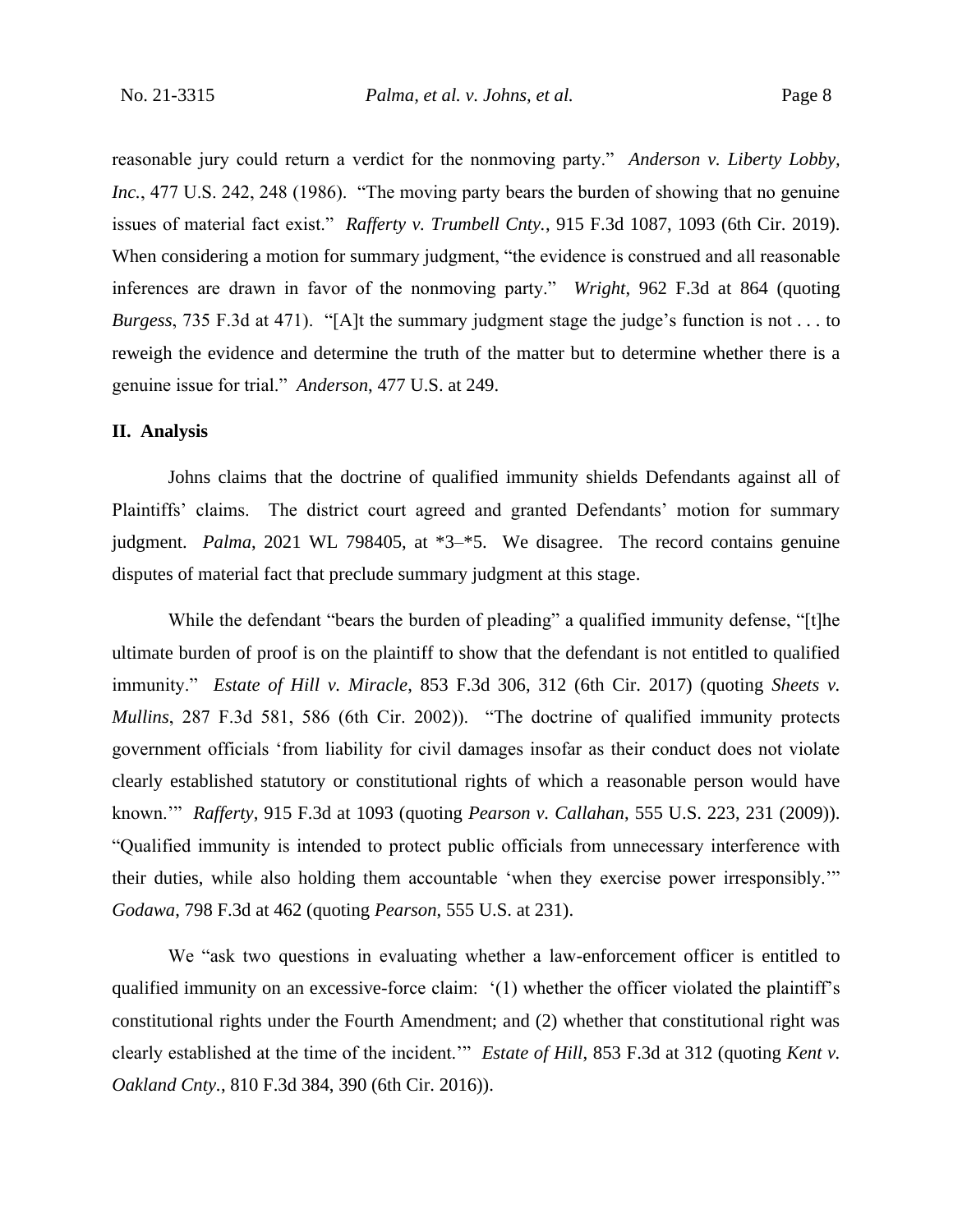reasonable jury could return a verdict for the nonmoving party." *Anderson v. Liberty Lobby, Inc.*, 477 U.S. 242, 248 (1986). "The moving party bears the burden of showing that no genuine issues of material fact exist." *Rafferty v. Trumbell Cnty.*, 915 F.3d 1087, 1093 (6th Cir. 2019). When considering a motion for summary judgment, "the evidence is construed and all reasonable inferences are drawn in favor of the nonmoving party." *Wright*, 962 F.3d at 864 (quoting *Burgess*, 735 F.3d at 471). "[A]t the summary judgment stage the judge's function is not . . . to reweigh the evidence and determine the truth of the matter but to determine whether there is a genuine issue for trial." *Anderson*, 477 U.S. at 249.

## II. Analysis

Johns claims that the doctrine of qualified immunity shields Defendants against all of Plaintiffs' claims. The district court agreed and granted Defendants' motion for summary judgment. *Palma*, 2021 WL 798405, at *3–*5. We disagree. The record contains genuine disputes of material fact that preclude summary judgment at this stage.

While the defendant "bears the burden of pleading" a qualified immunity defense, "[t]he ultimate burden of proof is on the plaintiff to show that the defendant is not entitled to qualified immunity." *Estate of Hill v. Miracle*, 853 F.3d 306, 312 (6th Cir. 2017) (quoting *Sheets v. Mullins*, 287 F.3d 581, 586 (6th Cir. 2002)). "The doctrine of qualified immunity protects government officials 'from liability for civil damages insofar as their conduct does not violate clearly established statutory or constitutional rights of which a reasonable person would have known.'" *Rafferty*, 915 F.3d at 1093 (quoting *Pearson v. Callahan*, 555 U.S. 223, 231 (2009)). "Qualified immunity is intended to protect public officials from unnecessary interference with their duties, while also holding them accountable 'when they exercise power irresponsibly.'" *Godawa*, 798 F.3d at 462 (quoting *Pearson*, 555 U.S. at 231).

We "ask two questions in evaluating whether a law-enforcement officer is entitled to qualified immunity on an excessive-force claim: '(1) whether the officer violated the plaintiff's constitutional rights under the Fourth Amendment; and (2) whether that constitutional right was clearly established at the time of the incident.'" *Estate of Hill*, 853 F.3d at 312 (quoting *Kent v. Oakland Cnty.*, 810 F.3d 384, 390 (6th Cir. 2016)).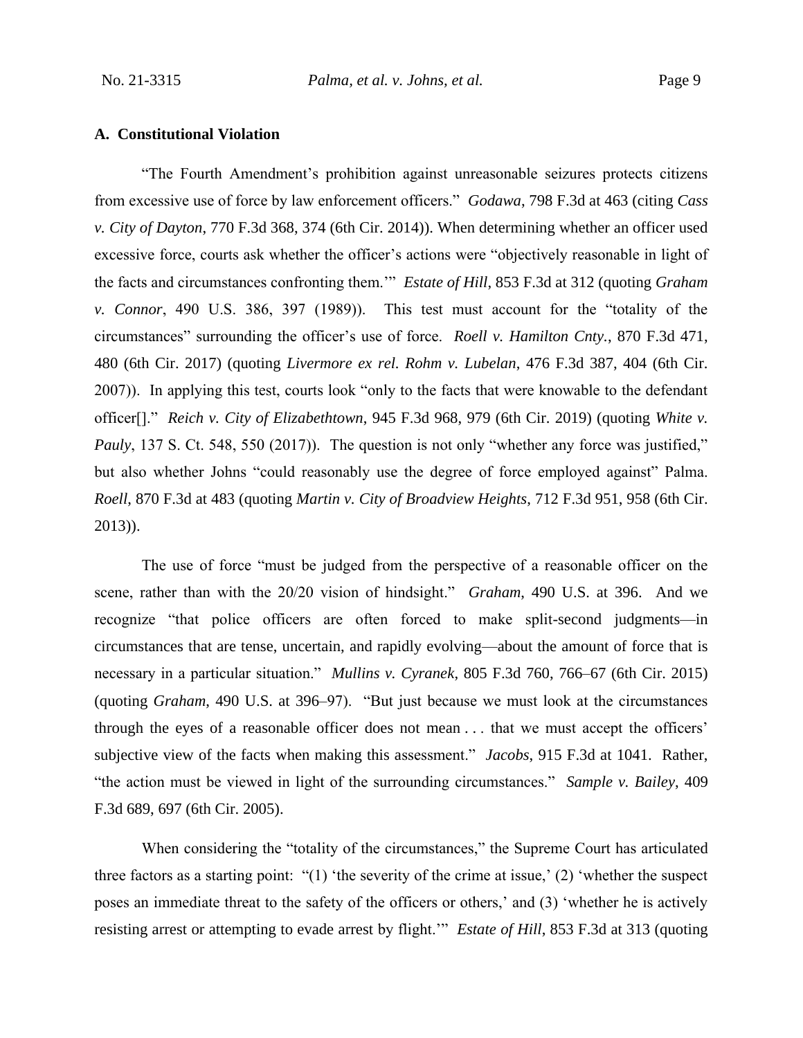### A. Constitutional Violation

"The Fourth Amendment's prohibition against unreasonable seizures protects citizens from excessive use of force by law enforcement officers." *Godawa*, 798 F.3d at 463 (citing *Cass v. City of Dayton*, 770 F.3d 368, 374 (6th Cir. 2014)). When determining whether an officer used excessive force, courts ask whether the officer's actions were "objectively reasonable in light of the facts and circumstances confronting them.'" *Estate of Hill*, 853 F.3d at 312 (quoting *Graham v. Connor*, 490 U.S. 386, 397 (1989)). This test must account for the "totality of the circumstances" surrounding the officer's use of force. *Roell v. Hamilton Cnty.*, 870 F.3d 471, 480 (6th Cir. 2017) (quoting *Livermore ex rel. Rohm v. Lubelan*, 476 F.3d 387, 404 (6th Cir. 2007)). In applying this test, courts look "only to the facts that were knowable to the defendant officer[]." *Reich v. City of Elizabethtown*, 945 F.3d 968, 979 (6th Cir. 2019) (quoting *White v. Pauly*, 137 S. Ct. 548, 550 (2017)). The question is not only "whether any force was justified," but also whether Johns "could reasonably use the degree of force employed against" Palma. *Roell*, 870 F.3d at 483 (quoting *Martin v. City of Broadview Heights*, 712 F.3d 951, 958 (6th Cir. 2013)).

The use of force "must be judged from the perspective of a reasonable officer on the scene, rather than with the 20/20 vision of hindsight." *Graham*, 490 U.S. at 396. And we recognize "that police officers are often forced to make split-second judgments—in circumstances that are tense, uncertain, and rapidly evolving—about the amount of force that is necessary in a particular situation." *Mullins v. Cyranek*, 805 F.3d 760, 766–67 (6th Cir. 2015) (quoting *Graham*, 490 U.S. at 396–97). "But just because we must look at the circumstances through the eyes of a reasonable officer does not mean . . . that we must accept the officers' subjective view of the facts when making this assessment." *Jacobs*, 915 F.3d at 1041. Rather, "the action must be viewed in light of the surrounding circumstances." *Sample v. Bailey*, 409 F.3d 689, 697 (6th Cir. 2005).

When considering the "totality of the circumstances," the Supreme Court has articulated three factors as a starting point: "(1) 'the severity of the crime at issue,' (2) 'whether the suspect poses an immediate threat to the safety of the officers or others,' and (3) 'whether he is actively resisting arrest or attempting to evade arrest by flight.'" *Estate of Hill*, 853 F.3d at 313 (quoting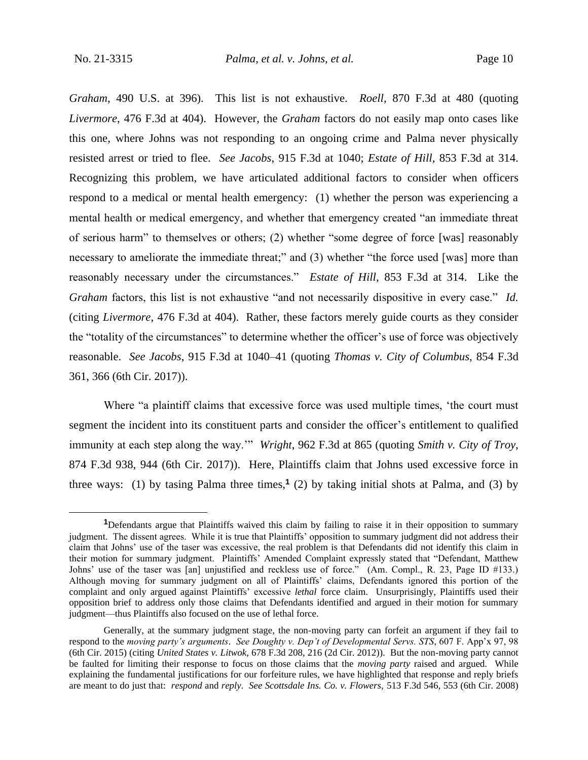*Graham*, 490 U.S. at 396). This list is not exhaustive. *Roell*, 870 F.3d at 480 (quoting *Livermore*, 476 F.3d at 404). However, the *Graham* factors do not easily map onto cases like this one, where Johns was not responding to an ongoing crime and Palma never physically resisted arrest or tried to flee. *See Jacobs*, 915 F.3d at 1040; *Estate of Hill*, 853 F.3d at 314. Recognizing this problem, we have articulated additional factors to consider when officers respond to a medical or mental health emergency: (1) whether the person was experiencing a mental health or medical emergency, and whether that emergency created "an immediate threat of serious harm" to themselves or others; (2) whether "some degree of force [was] reasonably necessary to ameliorate the immediate threat;" and (3) whether "the force used [was] more than reasonably necessary under the circumstances." *Estate of Hill*, 853 F.3d at 314. Like the *Graham* factors, this list is not exhaustive "and not necessarily dispositive in every case." *Id.* (citing *Livermore*, 476 F.3d at 404). Rather, these factors merely guide courts as they consider the "totality of the circumstances" to determine whether the officer's use of force was objectively reasonable. *See Jacobs*, 915 F.3d at 1040–41 (quoting *Thomas v. City of Columbus*, 854 F.3d 361, 366 (6th Cir. 2017)).

Where "a plaintiff claims that excessive force was used multiple times, 'the court must segment the incident into its constituent parts and consider the officer's entitlement to qualified immunity at each step along the way.'" *Wright*, 962 F.3d at 865 (quoting *Smith v. City of Troy*, 874 F.3d 938, 944 (6th Cir. 2017)). Here, Plaintiffs claim that Johns used excessive force in three ways: (1) by tasing Palma three times,[1] (2) by taking initial shots at Palma, and (3) by

[1]Defendants argue that Plaintiffs waived this claim by failing to raise it in their opposition to summary judgment. The dissent agrees. While it is true that Plaintiffs' opposition to summary judgment did not address their claim that Johns' use of the taser was excessive, the real problem is that Defendants did not identify this claim in their motion for summary judgment. Plaintiffs' Amended Complaint expressly stated that "Defendant, Matthew Johns' use of the taser was [an] unjustified and reckless use of force." (Am. Compl., R. 23, Page ID #133.) Although moving for summary judgment on all of Plaintiffs' claims, Defendants ignored this portion of the complaint and only argued against Plaintiffs' excessive *lethal* force claim. Unsurprisingly, Plaintiffs used their opposition brief to address only those claims that Defendants identified and argued in their motion for summary judgment—thus Plaintiffs also focused on the use of lethal force.

Generally, at the summary judgment stage, the non-moving party can forfeit an argument if they fail to respond to the *moving party's arguments*. *See Doughty v. Dep't of Developmental Servs. STS*, 607 F. App'x 97, 98 (6th Cir. 2015) (citing *United States v. Litwok*, 678 F.3d 208, 216 (2d Cir. 2012)). But the non-moving party cannot be faulted for limiting their response to focus on those claims that the *moving party* raised and argued. While explaining the fundamental justifications for our forfeiture rules, we have highlighted that response and reply briefs are meant to do just that: *respond* and *reply*. *See Scottsdale Ins. Co. v. Flowers*, 513 F.3d 546, 553 (6th Cir. 2008)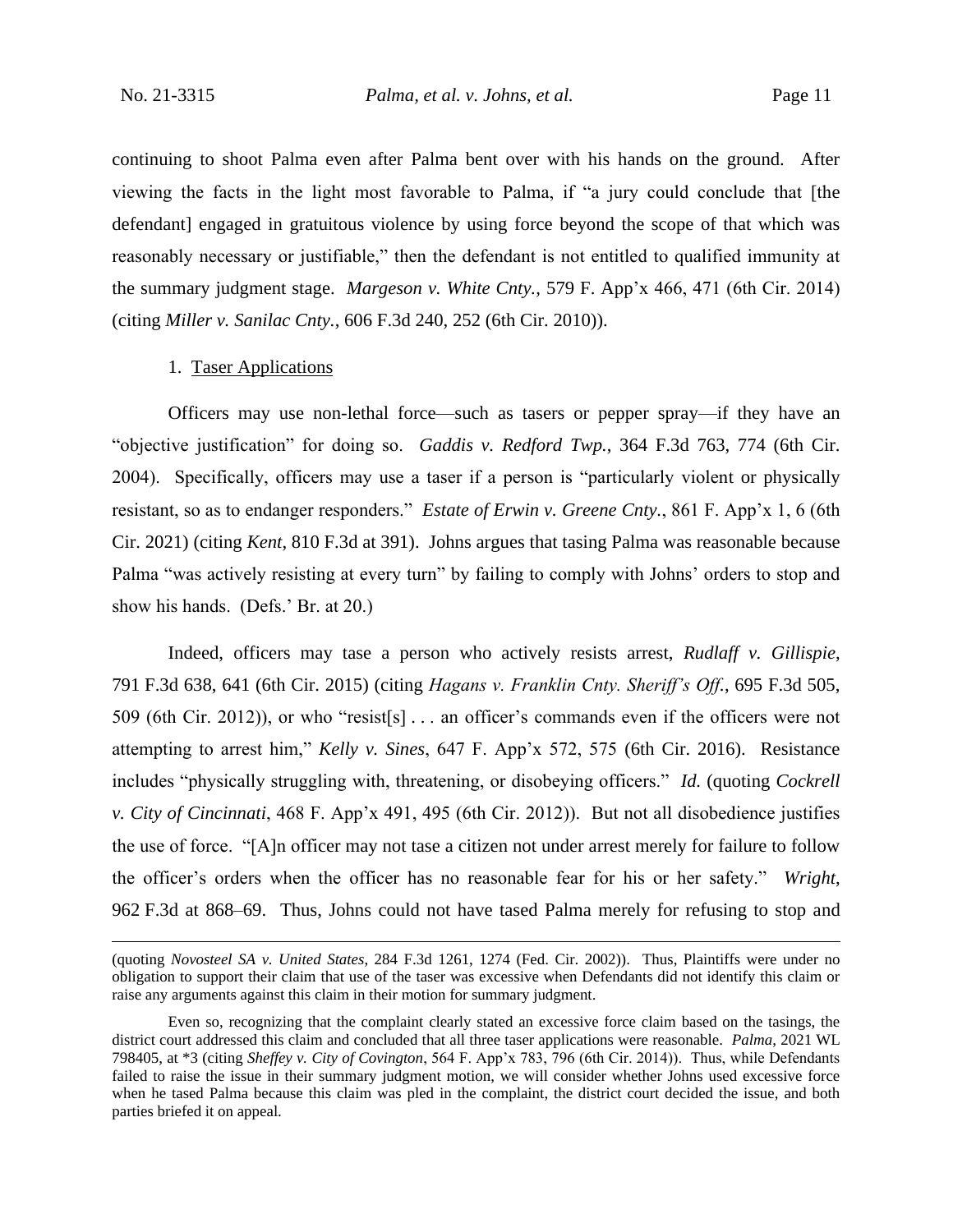continuing to shoot Palma even after Palma bent over with his hands on the ground. After viewing the facts in the light most favorable to Palma, if "a jury could conclude that [the defendant] engaged in gratuitous violence by using force beyond the scope of that which was reasonably necessary or justifiable," then the defendant is not entitled to qualified immunity at the summary judgment stage. *Margeson v. White Cnty.*, 579 F. App'x 466, 471 (6th Cir. 2014) (citing *Miller v. Sanilac Cnty.*, 606 F.3d 240, 252 (6th Cir. 2010)).

1. Taser Applications

Officers may use non-lethal force—such as tasers or pepper spray—if they have an "objective justification" for doing so. *Gaddis v. Redford Twp.*, 364 F.3d 763, 774 (6th Cir. 2004). Specifically, officers may use a taser if a person is "particularly violent or physically resistant, so as to endanger responders." *Estate of Erwin v. Greene Cnty.*, 861 F. App'x 1, 6 (6th Cir. 2021) (citing *Kent*, 810 F.3d at 391). Johns argues that tasing Palma was reasonable because Palma "was actively resisting at every turn" by failing to comply with Johns' orders to stop and show his hands. (Defs.' Br. at 20.)

Indeed, officers may tase a person who actively resists arrest, *Rudlaff v. Gillispie*, 791 F.3d 638, 641 (6th Cir. 2015) (citing *Hagans v. Franklin Cnty. Sheriff's Off.*, 695 F.3d 505, 509 (6th Cir. 2012)), or who "resist[s] . . . an officer's commands even if the officers were not attempting to arrest him," *Kelly v. Sines*, 647 F. App'x 572, 575 (6th Cir. 2016). Resistance includes "physically struggling with, threatening, or disobeying officers." *Id.* (quoting *Cockrell v. City of Cincinnati*, 468 F. App'x 491, 495 (6th Cir. 2012)). But not all disobedience justifies the use of force. "[A]n officer may not tase a citizen not under arrest merely for failure to follow the officer's orders when the officer has no reasonable fear for his or her safety." *Wright*, 962 F.3d at 868–69. Thus, Johns could not have tased Palma merely for refusing to stop and

(quoting *Novosteel SA v. United States*, 284 F.3d 1261, 1274 (Fed. Cir. 2002)). Thus, Plaintiffs were under no obligation to support their claim that use of the taser was excessive when Defendants did not identify this claim or raise any arguments against this claim in their motion for summary judgment.

Even so, recognizing that the complaint clearly stated an excessive force claim based on the tasings, the district court addressed this claim and concluded that all three taser applications were reasonable. *Palma*, 2021 WL 798405, at *3 (citing *Sheffey v. City of Covington*, 564 F. App'x 783, 796 (6th Cir. 2014)). Thus, while Defendants failed to raise the issue in their summary judgment motion, we will consider whether Johns used excessive force when he tased Palma because this claim was pled in the complaint, the district court decided the issue, and both parties briefed it on appeal.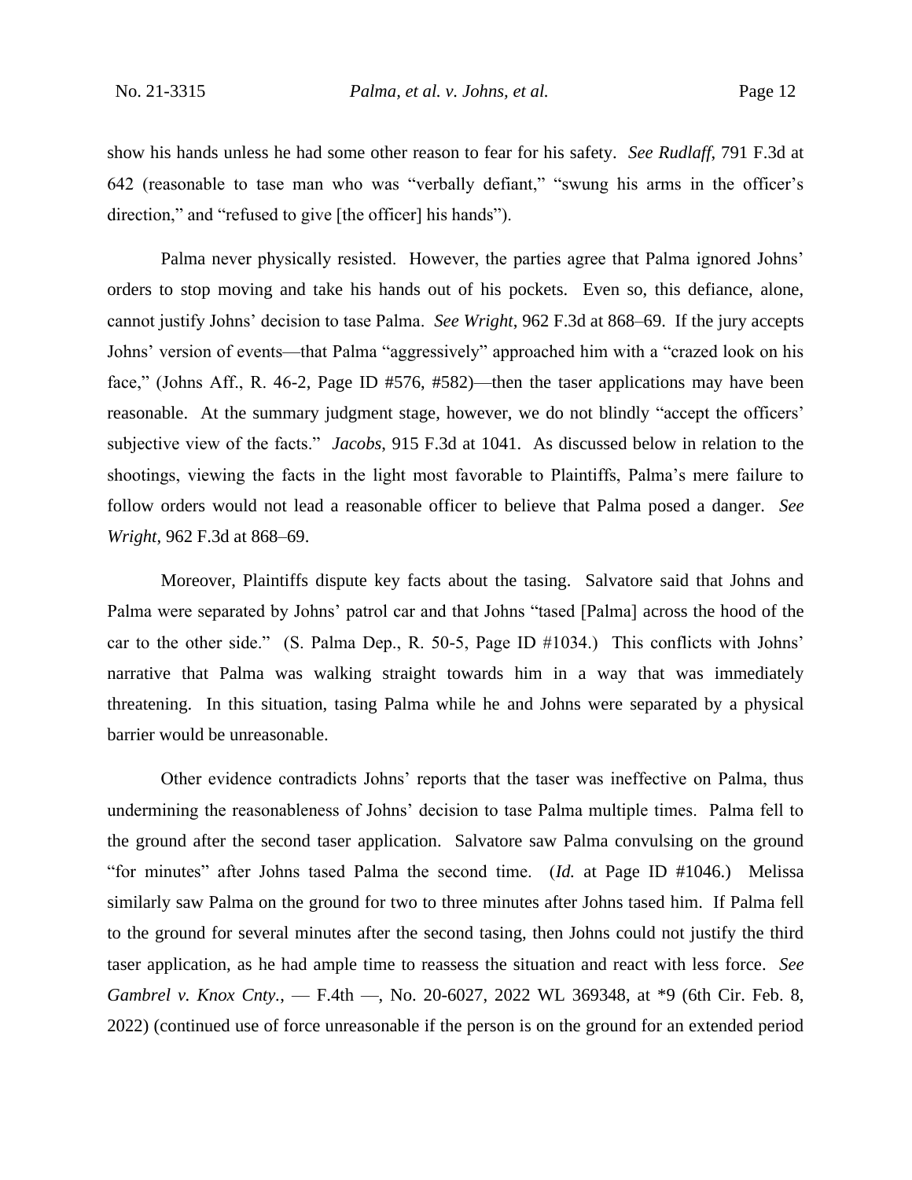show his hands unless he had some other reason to fear for his safety. *See Rudlaff*, 791 F.3d at 642 (reasonable to tase man who was "verbally defiant," "swung his arms in the officer's direction," and "refused to give [the officer] his hands").

Palma never physically resisted. However, the parties agree that Palma ignored Johns' orders to stop moving and take his hands out of his pockets. Even so, this defiance, alone, cannot justify Johns' decision to tase Palma. *See Wright*, 962 F.3d at 868–69. If the jury accepts Johns' version of events—that Palma "aggressively" approached him with a "crazed look on his face," (Johns Aff., R. 46-2, Page ID #576, #582)—then the taser applications may have been reasonable. At the summary judgment stage, however, we do not blindly "accept the officers' subjective view of the facts." *Jacobs*, 915 F.3d at 1041. As discussed below in relation to the shootings, viewing the facts in the light most favorable to Plaintiffs, Palma's mere failure to follow orders would not lead a reasonable officer to believe that Palma posed a danger. *See Wright*, 962 F.3d at 868–69.

Moreover, Plaintiffs dispute key facts about the tasing. Salvatore said that Johns and Palma were separated by Johns' patrol car and that Johns "tased [Palma] across the hood of the car to the other side." (S. Palma Dep., R. 50-5, Page ID #1034.) This conflicts with Johns' narrative that Palma was walking straight towards him in a way that was immediately threatening. In this situation, tasing Palma while he and Johns were separated by a physical barrier would be unreasonable.

Other evidence contradicts Johns' reports that the taser was ineffective on Palma, thus undermining the reasonableness of Johns' decision to tase Palma multiple times. Palma fell to the ground after the second taser application. Salvatore saw Palma convulsing on the ground "for minutes" after Johns tased Palma the second time. (*Id.* at Page ID #1046.) Melissa similarly saw Palma on the ground for two to three minutes after Johns tased him. If Palma fell to the ground for several minutes after the second tasing, then Johns could not justify the third taser application, as he had ample time to reassess the situation and react with less force. *See Gambrel v. Knox Cnty.*, — F.4th —, No. 20-6027, 2022 WL 369348, at *9 (6th Cir. Feb. 8, 2022) (continued use of force unreasonable if the person is on the ground for an extended period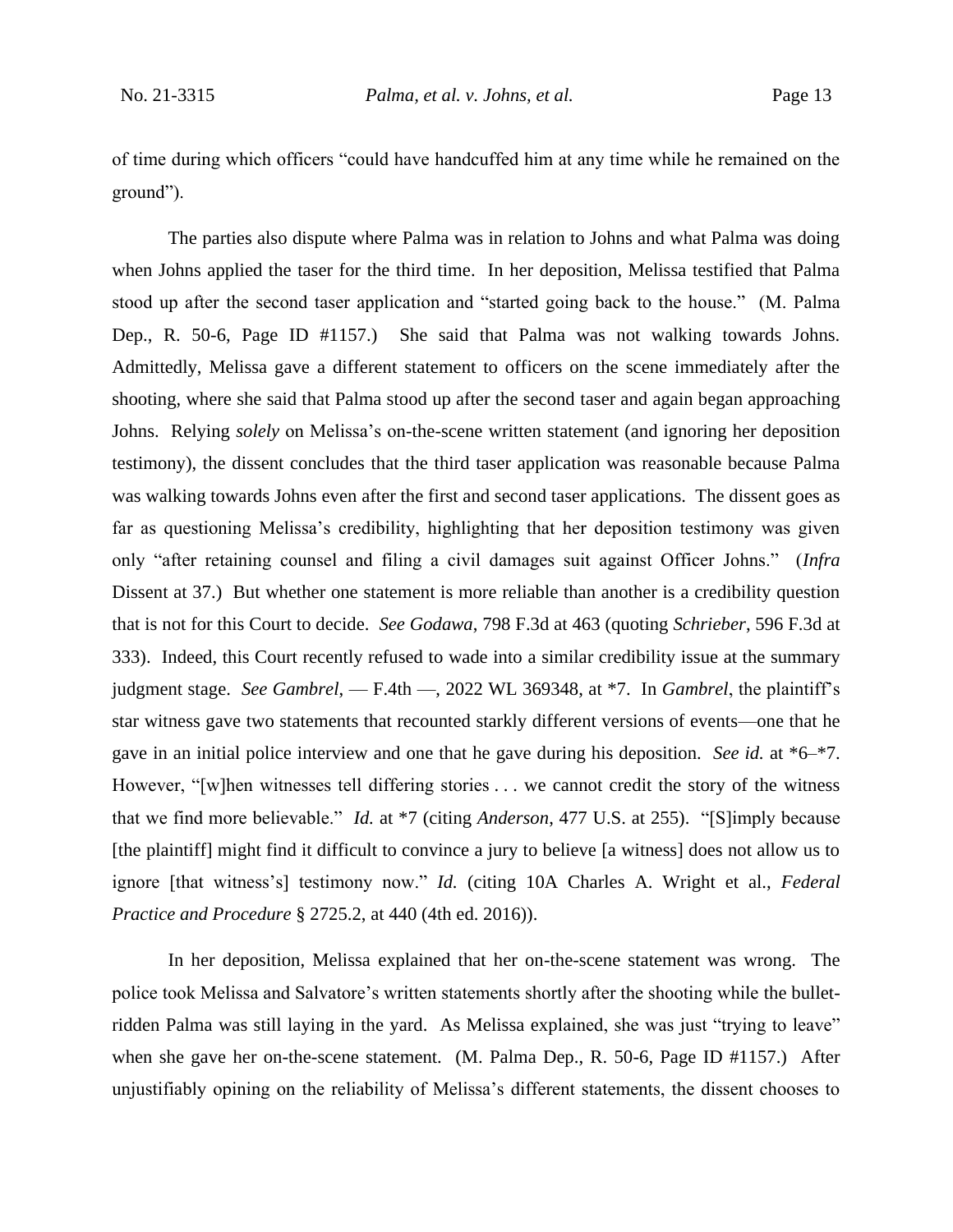of time during which officers "could have handcuffed him at any time while he remained on the ground").

The parties also dispute where Palma was in relation to Johns and what Palma was doing when Johns applied the taser for the third time. In her deposition, Melissa testified that Palma stood up after the second taser application and "started going back to the house." (M. Palma Dep., R. 50-6, Page ID #1157.) She said that Palma was not walking towards Johns. Admittedly, Melissa gave a different statement to officers on the scene immediately after the shooting, where she said that Palma stood up after the second taser and again began approaching Johns. Relying *solely* on Melissa's on-the-scene written statement (and ignoring her deposition testimony), the dissent concludes that the third taser application was reasonable because Palma was walking towards Johns even after the first and second taser applications. The dissent goes as far as questioning Melissa's credibility, highlighting that her deposition testimony was given only "after retaining counsel and filing a civil damages suit against Officer Johns." (*Infra* Dissent at 37.) But whether one statement is more reliable than another is a credibility question that is not for this Court to decide. *See Godawa*, 798 F.3d at 463 (quoting *Schrieber*, 596 F.3d at 333). Indeed, this Court recently refused to wade into a similar credibility issue at the summary judgment stage. *See Gambrel*, — F.4th —, 2022 WL 369348, at *7. In *Gambrel*, the plaintiff's star witness gave two statements that recounted starkly different versions of events—one that he gave in an initial police interview and one that he gave during his deposition. *See id.* at *6–*7. However, "[w]hen witnesses tell differing stories . . . we cannot credit the story of the witness that we find more believable." *Id.* at *7 (citing *Anderson*, 477 U.S. at 255). "[S]imply because [the plaintiff] might find it difficult to convince a jury to believe [a witness] does not allow us to ignore [that witness's] testimony now." *Id.* (citing 10A Charles A. Wright et al., *Federal Practice and Procedure* § 2725.2, at 440 (4th ed. 2016)).

In her deposition, Melissa explained that her on-the-scene statement was wrong. The police took Melissa and Salvatore's written statements shortly after the shooting while the bullet-ridden Palma was still laying in the yard. As Melissa explained, she was just "trying to leave" when she gave her on-the-scene statement. (M. Palma Dep., R. 50-6, Page ID #1157.) After unjustifiably opining on the reliability of Melissa's different statements, the dissent chooses to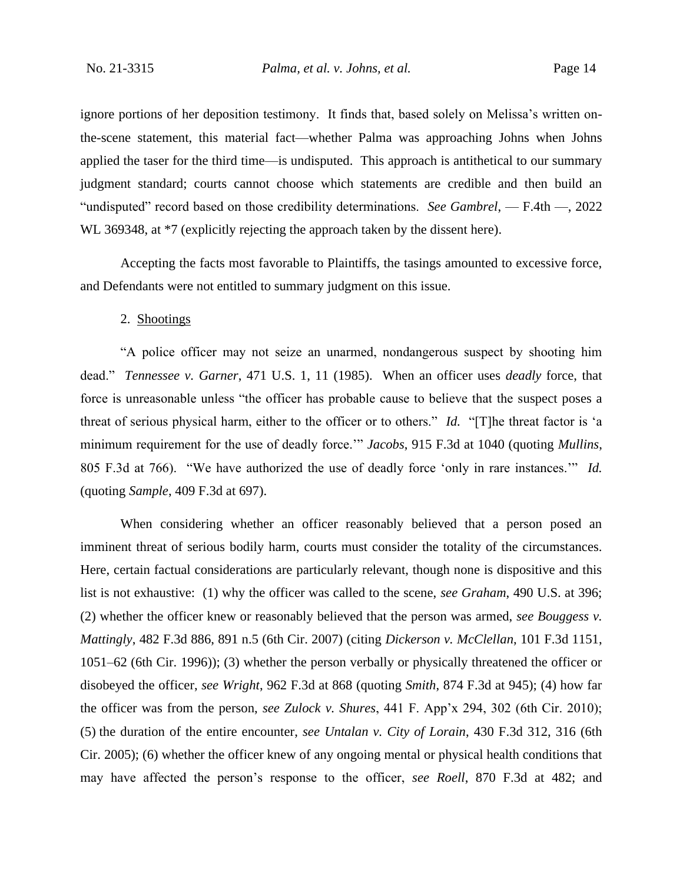ignore portions of her deposition testimony. It finds that, based solely on Melissa's written on-the-scene statement, this material fact—whether Palma was approaching Johns when Johns applied the taser for the third time—is undisputed. This approach is antithetical to our summary judgment standard; courts cannot choose which statements are credible and then build an "undisputed" record based on those credibility determinations. *See Gambrel*, — F.4th —, 2022 WL 369348, at *7 (explicitly rejecting the approach taken by the dissent here).

Accepting the facts most favorable to Plaintiffs, the tasings amounted to excessive force, and Defendants were not entitled to summary judgment on this issue.

2. <u>Shootings</u>

"A police officer may not seize an unarmed, nondangerous suspect by shooting him dead." *Tennessee v. Garner*, 471 U.S. 1, 11 (1985). When an officer uses *deadly* force, that force is unreasonable unless "the officer has probable cause to believe that the suspect poses a threat of serious physical harm, either to the officer or to others." *Id.* "[T]he threat factor is 'a minimum requirement for the use of deadly force.'" *Jacobs*, 915 F.3d at 1040 (quoting *Mullins*, 805 F.3d at 766). "We have authorized the use of deadly force 'only in rare instances.'" *Id.* (quoting *Sample*, 409 F.3d at 697).

When considering whether an officer reasonably believed that a person posed an imminent threat of serious bodily harm, courts must consider the totality of the circumstances. Here, certain factual considerations are particularly relevant, though none is dispositive and this list is not exhaustive: (1) why the officer was called to the scene, *see Graham*, 490 U.S. at 396; (2) whether the officer knew or reasonably believed that the person was armed, *see Bouggess v. Mattingly*, 482 F.3d 886, 891 n.5 (6th Cir. 2007) (citing *Dickerson v. McClellan*, 101 F.3d 1151, 1051–62 (6th Cir. 1996)); (3) whether the person verbally or physically threatened the officer or disobeyed the officer, *see Wright*, 962 F.3d at 868 (quoting *Smith*, 874 F.3d at 945); (4) how far the officer was from the person, *see Zulock v. Shures*, 441 F. App'x 294, 302 (6th Cir. 2010); (5) the duration of the entire encounter, *see Untalan v. City of Lorain*, 430 F.3d 312, 316 (6th Cir. 2005); (6) whether the officer knew of any ongoing mental or physical health conditions that may have affected the person's response to the officer, *see Roell*, 870 F.3d at 482; and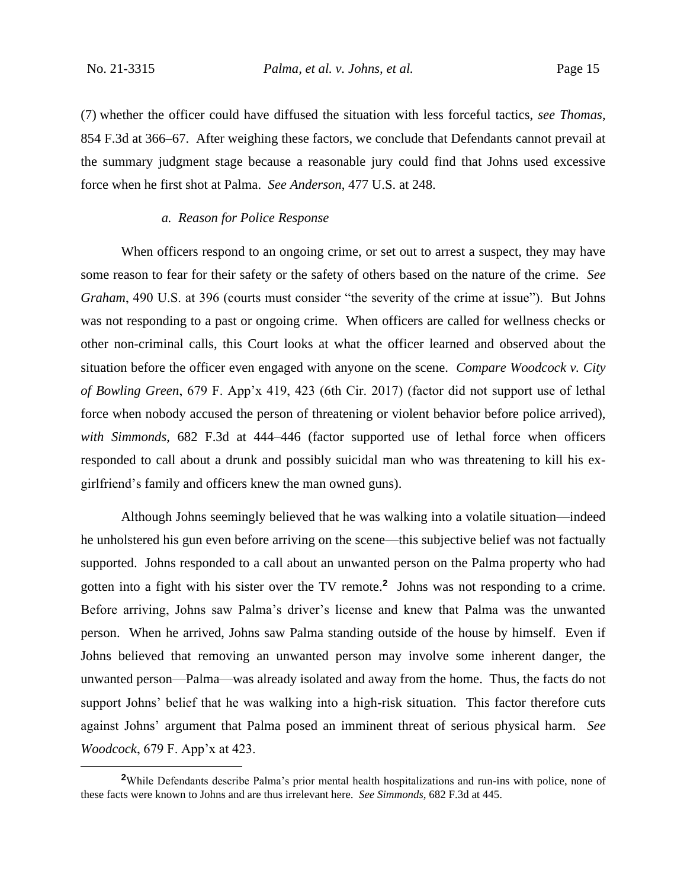(7) whether the officer could have diffused the situation with less forceful tactics, *see Thomas*, 854 F.3d at 366–67. After weighing these factors, we conclude that Defendants cannot prevail at the summary judgment stage because a reasonable jury could find that Johns used excessive force when he first shot at Palma. *See Anderson*, 477 U.S. at 248.

#### *a. Reason for Police Response*

When officers respond to an ongoing crime, or set out to arrest a suspect, they may have some reason to fear for their safety or the safety of others based on the nature of the crime. *See Graham*, 490 U.S. at 396 (courts must consider "the severity of the crime at issue"). But Johns was not responding to a past or ongoing crime. When officers are called for wellness checks or other non-criminal calls, this Court looks at what the officer learned and observed about the situation before the officer even engaged with anyone on the scene. *Compare Woodcock v. City of Bowling Green*, 679 F. App'x 419, 423 (6th Cir. 2017) (factor did not support use of lethal force when nobody accused the person of threatening or violent behavior before police arrived), *with Simmonds*, 682 F.3d at 444–446 (factor supported use of lethal force when officers responded to call about a drunk and possibly suicidal man who was threatening to kill his ex-girlfriend's family and officers knew the man owned guns).

Although Johns seemingly believed that he was walking into a volatile situation—indeed he unholstered his gun even before arriving on the scene—this subjective belief was not factually supported. Johns responded to a call about an unwanted person on the Palma property who had gotten into a fight with his sister over the TV remote.[2] Johns was not responding to a crime. Before arriving, Johns saw Palma's driver's license and knew that Palma was the unwanted person. When he arrived, Johns saw Palma standing outside of the house by himself. Even if Johns believed that removing an unwanted person may involve some inherent danger, the unwanted person—Palma—was already isolated and away from the home. Thus, the facts do not support Johns' belief that he was walking into a high-risk situation. This factor therefore cuts against Johns' argument that Palma posed an imminent threat of serious physical harm. *See Woodcock*, 679 F. App'x at 423.

---

[2] While Defendants describe Palma's prior mental health hospitalizations and run-ins with police, none of these facts were known to Johns and are thus irrelevant here. *See Simmonds*, 682 F.3d at 445.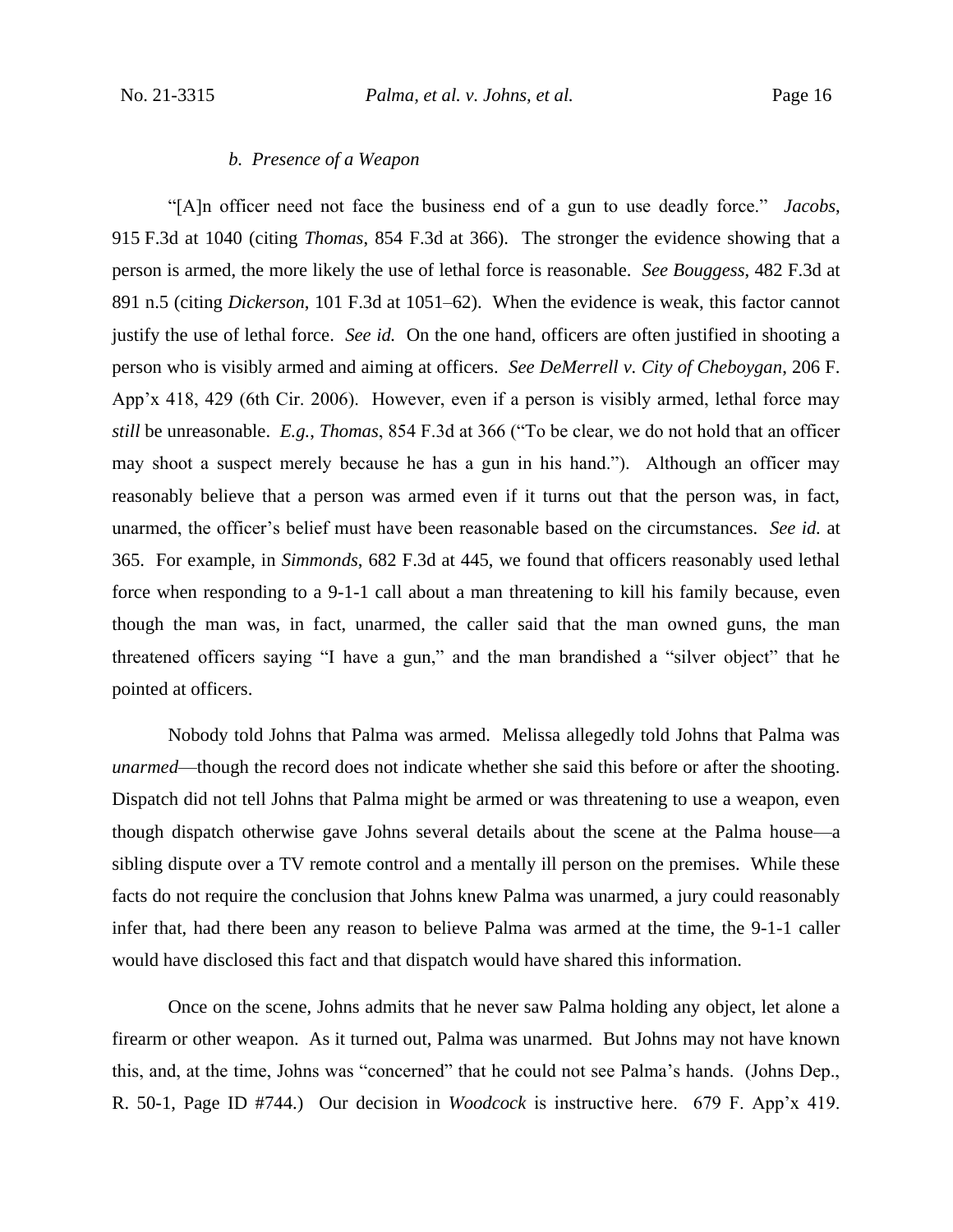### *b. Presence of a Weapon*

"[A]n officer need not face the business end of a gun to use deadly force." *Jacobs*, 915 F.3d at 1040 (citing *Thomas*, 854 F.3d at 366). The stronger the evidence showing that a person is armed, the more likely the use of lethal force is reasonable. *See Bouggess*, 482 F.3d at 891 n.5 (citing *Dickerson*, 101 F.3d at 1051–62). When the evidence is weak, this factor cannot justify the use of lethal force. *See id.* On the one hand, officers are often justified in shooting a person who is visibly armed and aiming at officers. *See DeMerrell v. City of Cheboygan*, 206 F. App'x 418, 429 (6th Cir. 2006). However, even if a person is visibly armed, lethal force may *still* be unreasonable. *E.g.*, *Thomas*, 854 F.3d at 366 ("To be clear, we do not hold that an officer may shoot a suspect merely because he has a gun in his hand."). Although an officer may reasonably believe that a person was armed even if it turns out that the person was, in fact, unarmed, the officer's belief must have been reasonable based on the circumstances. *See id.* at 365. For example, in *Simmonds*, 682 F.3d at 445, we found that officers reasonably used lethal force when responding to a 9-1-1 call about a man threatening to kill his family because, even though the man was, in fact, unarmed, the caller said that the man owned guns, the man threatened officers saying "I have a gun," and the man brandished a "silver object" that he pointed at officers.

Nobody told Johns that Palma was armed. Melissa allegedly told Johns that Palma was *unarmed*—though the record does not indicate whether she said this before or after the shooting. Dispatch did not tell Johns that Palma might be armed or was threatening to use a weapon, even though dispatch otherwise gave Johns several details about the scene at the Palma house—a sibling dispute over a TV remote control and a mentally ill person on the premises. While these facts do not require the conclusion that Johns knew Palma was unarmed, a jury could reasonably infer that, had there been any reason to believe Palma was armed at the time, the 9-1-1 caller would have disclosed this fact and that dispatch would have shared this information.

Once on the scene, Johns admits that he never saw Palma holding any object, let alone a firearm or other weapon. As it turned out, Palma was unarmed. But Johns may not have known this, and, at the time, Johns was "concerned" that he could not see Palma's hands. (Johns Dep., R. 50-1, Page ID #744.) Our decision in *Woodcock* is instructive here. 679 F. App'x 419.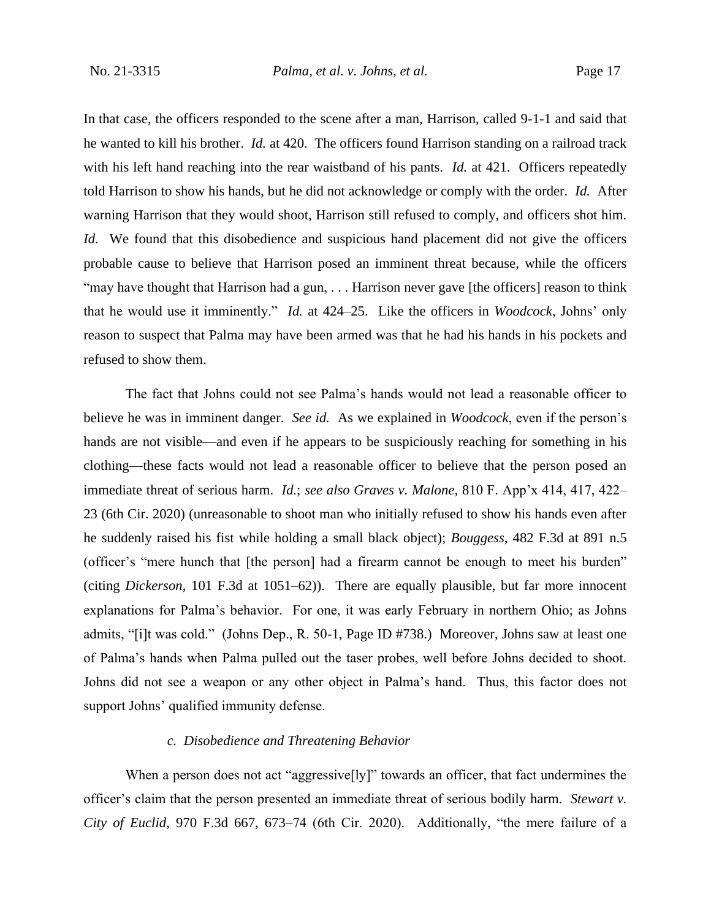In that case, the officers responded to the scene after a man, Harrison, called 9-1-1 and said that he wanted to kill his brother. *Id.* at 420. The officers found Harrison standing on a railroad track with his left hand reaching into the rear waistband of his pants. *Id.* at 421. Officers repeatedly told Harrison to show his hands, but he did not acknowledge or comply with the order. *Id.* After warning Harrison that they would shoot, Harrison still refused to comply, and officers shot him. *Id.* We found that this disobedience and suspicious hand placement did not give the officers probable cause to believe that Harrison posed an imminent threat because, while the officers "may have thought that Harrison had a gun, . . . Harrison never gave [the officers] reason to think that he would use it imminently." *Id.* at 424–25. Like the officers in *Woodcock*, Johns' only reason to suspect that Palma may have been armed was that he had his hands in his pockets and refused to show them.

The fact that Johns could not see Palma's hands would not lead a reasonable officer to believe he was in imminent danger. *See id.* As we explained in *Woodcock*, even if the person's hands are not visible—and even if he appears to be suspiciously reaching for something in his clothing—these facts would not lead a reasonable officer to believe that the person posed an immediate threat of serious harm. *Id.*; *see also Graves v. Malone*, 810 F. App'x 414, 417, 422–23 (6th Cir. 2020) (unreasonable to shoot man who initially refused to show his hands even after he suddenly raised his fist while holding a small black object); *Bouggess*, 482 F.3d at 891 n.5 (officer's "mere hunch that [the person] had a firearm cannot be enough to meet his burden" (citing *Dickerson*, 101 F.3d at 1051–62)). There are equally plausible, but far more innocent explanations for Palma's behavior. For one, it was early February in northern Ohio; as Johns admits, "[i]t was cold." (Johns Dep., R. 50-1, Page ID #738.) Moreover, Johns saw at least one of Palma's hands when Palma pulled out the taser probes, well before Johns decided to shoot. Johns did not see a weapon or any other object in Palma's hand. Thus, this factor does not support Johns' qualified immunity defense.

#### *c. Disobedience and Threatening Behavior*

When a person does not act "aggressive[ly]" towards an officer, that fact undermines the officer's claim that the person presented an immediate threat of serious bodily harm. *Stewart v. City of Euclid*, 970 F.3d 667, 673–74 (6th Cir. 2020). Additionally, "the mere failure of a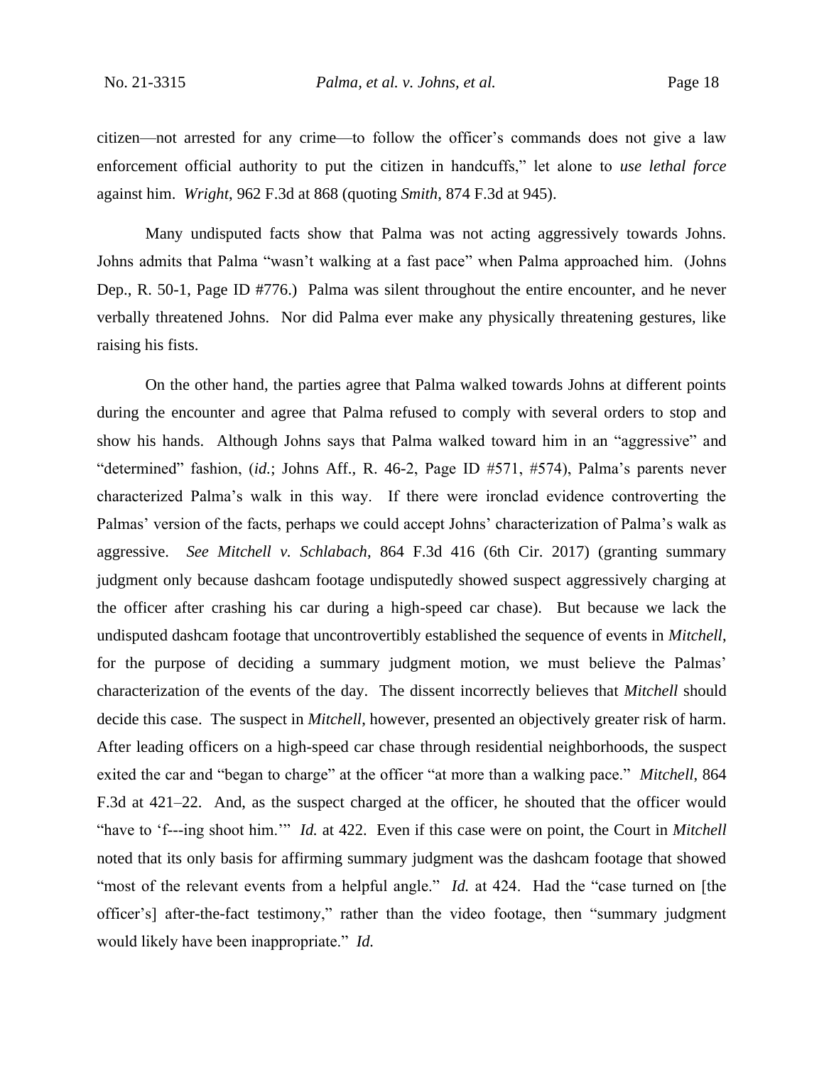citizen—not arrested for any crime—to follow the officer's commands does not give a law enforcement official authority to put the citizen in handcuffs," let alone to *use lethal force* against him. *Wright*, 962 F.3d at 868 (quoting *Smith*, 874 F.3d at 945).

Many undisputed facts show that Palma was not acting aggressively towards Johns. Johns admits that Palma "wasn't walking at a fast pace" when Palma approached him. (Johns Dep., R. 50-1, Page ID #776.) Palma was silent throughout the entire encounter, and he never verbally threatened Johns. Nor did Palma ever make any physically threatening gestures, like raising his fists.

On the other hand, the parties agree that Palma walked towards Johns at different points during the encounter and agree that Palma refused to comply with several orders to stop and show his hands. Although Johns says that Palma walked toward him in an "aggressive" and "determined" fashion, (*id.*; Johns Aff., R. 46-2, Page ID #571, #574), Palma's parents never characterized Palma's walk in this way. If there were ironclad evidence controverting the Palmas' version of the facts, perhaps we could accept Johns' characterization of Palma's walk as aggressive. *See Mitchell v. Schlabach*, 864 F.3d 416 (6th Cir. 2017) (granting summary judgment only because dashcam footage undisputedly showed suspect aggressively charging at the officer after crashing his car during a high-speed car chase). But because we lack the undisputed dashcam footage that uncontrovertibly established the sequence of events in *Mitchell*, for the purpose of deciding a summary judgment motion, we must believe the Palmas' characterization of the events of the day. The dissent incorrectly believes that *Mitchell* should decide this case. The suspect in *Mitchell*, however, presented an objectively greater risk of harm. After leading officers on a high-speed car chase through residential neighborhoods, the suspect exited the car and "began to charge" at the officer "at more than a walking pace." *Mitchell*, 864 F.3d at 421–22. And, as the suspect charged at the officer, he shouted that the officer would "have to 'f---ing shoot him.'" *Id.* at 422. Even if this case were on point, the Court in *Mitchell* noted that its only basis for affirming summary judgment was the dashcam footage that showed "most of the relevant events from a helpful angle." *Id.* at 424. Had the "case turned on [the officer's] after-the-fact testimony," rather than the video footage, then "summary judgment would likely have been inappropriate." *Id.*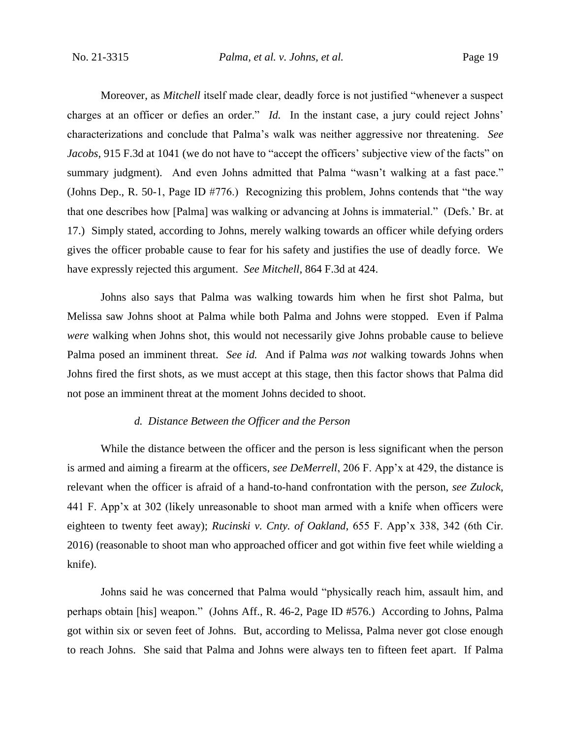Moreover, as *Mitchell* itself made clear, deadly force is not justified "whenever a suspect charges at an officer or defies an order." *Id.* In the instant case, a jury could reject Johns' characterizations and conclude that Palma's walk was neither aggressive nor threatening. *See Jacobs*, 915 F.3d at 1041 (we do not have to "accept the officers' subjective view of the facts" on summary judgment). And even Johns admitted that Palma "wasn't walking at a fast pace." (Johns Dep., R. 50-1, Page ID #776.) Recognizing this problem, Johns contends that "the way that one describes how [Palma] was walking or advancing at Johns is immaterial." (Defs.' Br. at 17.) Simply stated, according to Johns, merely walking towards an officer while defying orders gives the officer probable cause to fear for his safety and justifies the use of deadly force. We have expressly rejected this argument. *See Mitchell*, 864 F.3d at 424.

Johns also says that Palma was walking towards him when he first shot Palma, but Melissa saw Johns shoot at Palma while both Palma and Johns were stopped. Even if Palma *were* walking when Johns shot, this would not necessarily give Johns probable cause to believe Palma posed an imminent threat. *See id.* And if Palma *was not* walking towards Johns when Johns fired the first shots, as we must accept at this stage, then this factor shows that Palma did not pose an imminent threat at the moment Johns decided to shoot.

*d. Distance Between the Officer and the Person*

While the distance between the officer and the person is less significant when the person is armed and aiming a firearm at the officers, *see DeMerrell*, 206 F. App'x at 429, the distance is relevant when the officer is afraid of a hand-to-hand confrontation with the person, *see Zulock*, 441 F. App'x at 302 (likely unreasonable to shoot man armed with a knife when officers were eighteen to twenty feet away); *Rucinski v. Cnty. of Oakland*, 655 F. App'x 338, 342 (6th Cir. 2016) (reasonable to shoot man who approached officer and got within five feet while wielding a knife).

Johns said he was concerned that Palma would "physically reach him, assault him, and perhaps obtain [his] weapon." (Johns Aff., R. 46-2, Page ID #576.) According to Johns, Palma got within six or seven feet of Johns. But, according to Melissa, Palma never got close enough to reach Johns. She said that Palma and Johns were always ten to fifteen feet apart. If Palma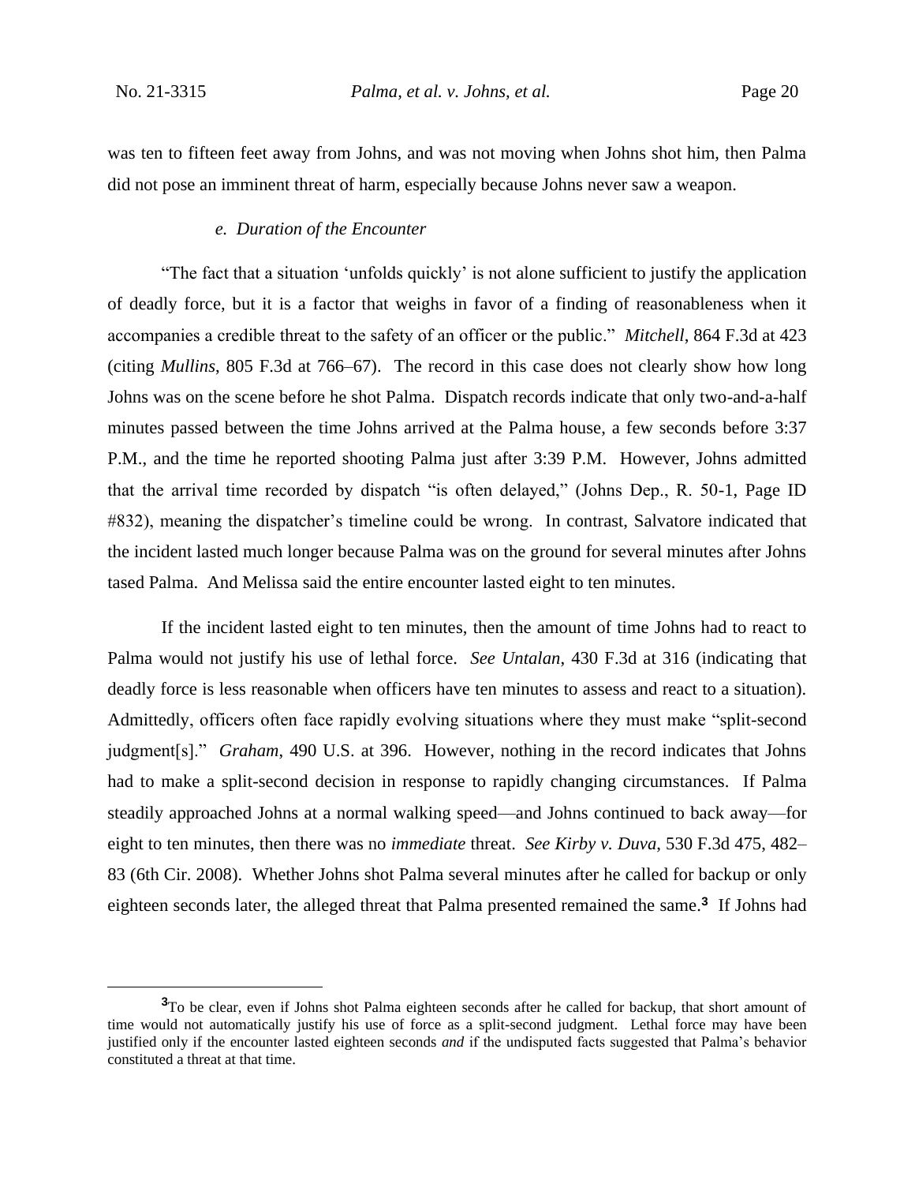was ten to fifteen feet away from Johns, and was not moving when Johns shot him, then Palma did not pose an imminent threat of harm, especially because Johns never saw a weapon.

#### *e. Duration of the Encounter*

"The fact that a situation 'unfolds quickly' is not alone sufficient to justify the application of deadly force, but it is a factor that weighs in favor of a finding of reasonableness when it accompanies a credible threat to the safety of an officer or the public." *Mitchell*, 864 F.3d at 423 (citing *Mullins*, 805 F.3d at 766–67). The record in this case does not clearly show how long Johns was on the scene before he shot Palma. Dispatch records indicate that only two-and-a-half minutes passed between the time Johns arrived at the Palma house, a few seconds before 3:37 P.M., and the time he reported shooting Palma just after 3:39 P.M. However, Johns admitted that the arrival time recorded by dispatch "is often delayed," (Johns Dep., R. 50-1, Page ID #832), meaning the dispatcher's timeline could be wrong. In contrast, Salvatore indicated that the incident lasted much longer because Palma was on the ground for several minutes after Johns tased Palma. And Melissa said the entire encounter lasted eight to ten minutes.

If the incident lasted eight to ten minutes, then the amount of time Johns had to react to Palma would not justify his use of lethal force. *See Untalan*, 430 F.3d at 316 (indicating that deadly force is less reasonable when officers have ten minutes to assess and react to a situation). Admittedly, officers often face rapidly evolving situations where they must make "split-second judgment[s]." *Graham*, 490 U.S. at 396. However, nothing in the record indicates that Johns had to make a split-second decision in response to rapidly changing circumstances. If Palma steadily approached Johns at a normal walking speed—and Johns continued to back away—for eight to ten minutes, then there was no *immediate* threat. *See Kirby v. Duva*, 530 F.3d 475, 482–83 (6th Cir. 2008). Whether Johns shot Palma several minutes after he called for backup or only eighteen seconds later, the alleged threat that Palma presented remained the same.[3] If Johns had

[3] To be clear, even if Johns shot Palma eighteen seconds after he called for backup, that short amount of time would not automatically justify his use of force as a split-second judgment. Lethal force may have been justified only if the encounter lasted eighteen seconds *and* if the undisputed facts suggested that Palma's behavior constituted a threat at that time.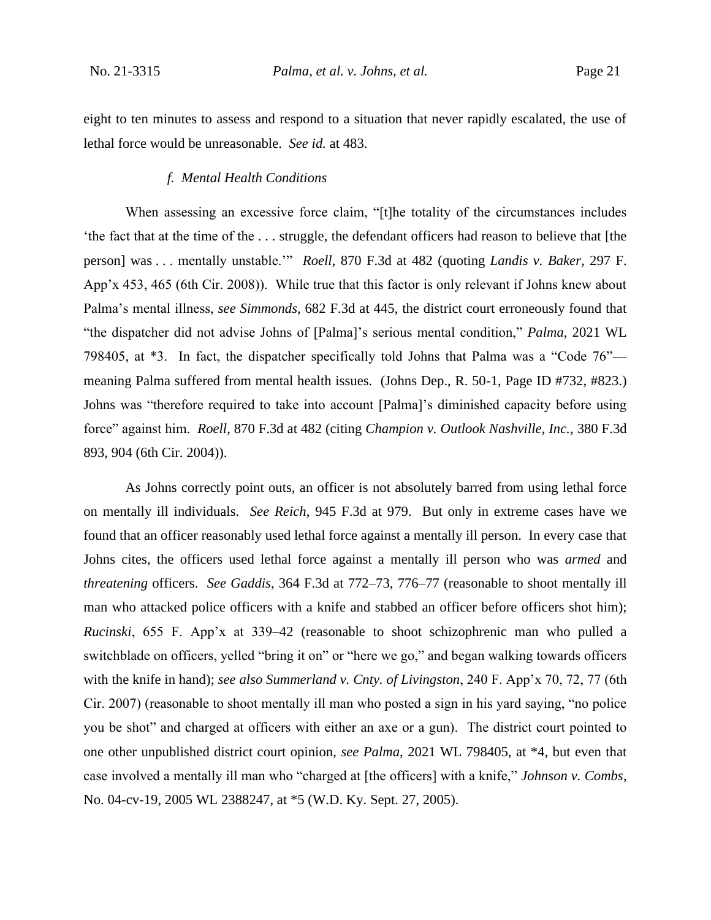eight to ten minutes to assess and respond to a situation that never rapidly escalated, the use of lethal force would be unreasonable. *See id.* at 483.

### *f. Mental Health Conditions*

When assessing an excessive force claim, "[t]he totality of the circumstances includes 'the fact that at the time of the . . . struggle, the defendant officers had reason to believe that [the person] was . . . mentally unstable.'" *Roell*, 870 F.3d at 482 (quoting *Landis v. Baker*, 297 F. App'x 453, 465 (6th Cir. 2008)). While true that this factor is only relevant if Johns knew about Palma's mental illness, *see Simmonds*, 682 F.3d at 445, the district court erroneously found that "the dispatcher did not advise Johns of [Palma]'s serious mental condition," *Palma*, 2021 WL 798405, at *3. In fact, the dispatcher specifically told Johns that Palma was a "Code 76"—meaning Palma suffered from mental health issues. (Johns Dep., R. 50-1, Page ID #732, #823.) Johns was "therefore required to take into account [Palma]'s diminished capacity before using force" against him. *Roell*, 870 F.3d at 482 (citing *Champion v. Outlook Nashville, Inc.*, 380 F.3d 893, 904 (6th Cir. 2004)).

As Johns correctly point outs, an officer is not absolutely barred from using lethal force on mentally ill individuals. *See Reich*, 945 F.3d at 979. But only in extreme cases have we found that an officer reasonably used lethal force against a mentally ill person. In every case that Johns cites, the officers used lethal force against a mentally ill person who was *armed* and *threatening* officers. *See Gaddis*, 364 F.3d at 772–73, 776–77 (reasonable to shoot mentally ill man who attacked police officers with a knife and stabbed an officer before officers shot him); *Rucinski*, 655 F. App'x at 339–42 (reasonable to shoot schizophrenic man who pulled a switchblade on officers, yelled "bring it on" or "here we go," and began walking towards officers with the knife in hand); *see also Summerland v. Cnty. of Livingston*, 240 F. App'x 70, 72, 77 (6th Cir. 2007) (reasonable to shoot mentally ill man who posted a sign in his yard saying, "no police you be shot" and charged at officers with either an axe or a gun). The district court pointed to one other unpublished district court opinion, *see Palma*, 2021 WL 798405, at *4, but even that case involved a mentally ill man who "charged at [the officers] with a knife," *Johnson v. Combs*, No. 04-cv-19, 2005 WL 2388247, at *5 (W.D. Ky. Sept. 27, 2005).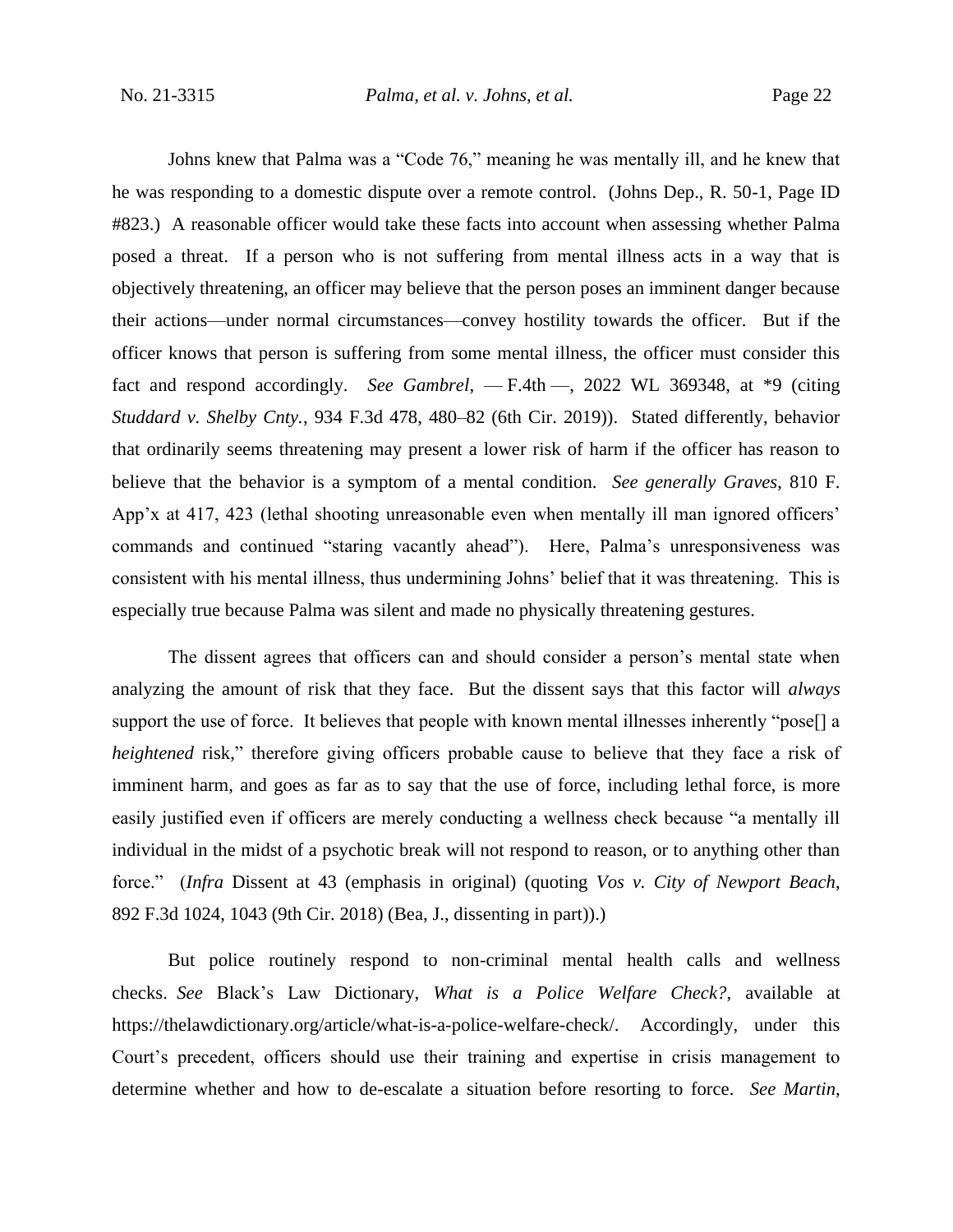Johns knew that Palma was a "Code 76," meaning he was mentally ill, and he knew that he was responding to a domestic dispute over a remote control. (Johns Dep., R. 50-1, Page ID #823.) A reasonable officer would take these facts into account when assessing whether Palma posed a threat. If a person who is not suffering from mental illness acts in a way that is objectively threatening, an officer may believe that the person poses an imminent danger because their actions—under normal circumstances—convey hostility towards the officer. But if the officer knows that person is suffering from some mental illness, the officer must consider this fact and respond accordingly. *See Gambrel*, — F.4th —, 2022 WL 369348, at *9 (citing *Studdard v. Shelby Cnty.*, 934 F.3d 478, 480–82 (6th Cir. 2019)). Stated differently, behavior that ordinarily seems threatening may present a lower risk of harm if the officer has reason to believe that the behavior is a symptom of a mental condition. *See generally Graves*, 810 F. App'x at 417, 423 (lethal shooting unreasonable even when mentally ill man ignored officers' commands and continued "staring vacantly ahead"). Here, Palma's unresponsiveness was consistent with his mental illness, thus undermining Johns' belief that it was threatening. This is especially true because Palma was silent and made no physically threatening gestures.

The dissent agrees that officers can and should consider a person's mental state when analyzing the amount of risk that they face. But the dissent says that this factor will *always* support the use of force. It believes that people with known mental illnesses inherently "pose[] a *heightened* risk," therefore giving officers probable cause to believe that they face a risk of imminent harm, and goes as far as to say that the use of force, including lethal force, is more easily justified even if officers are merely conducting a wellness check because "a mentally ill individual in the midst of a psychotic break will not respond to reason, or to anything other than force." (*Infra* Dissent at 43 (emphasis in original) (quoting *Vos v. City of Newport Beach*, 892 F.3d 1024, 1043 (9th Cir. 2018) (Bea, J., dissenting in part)).)

But police routinely respond to non-criminal mental health calls and wellness checks. *See* Black's Law Dictionary, *What is a Police Welfare Check?*, available at https://thelawdictionary.org/article/what-is-a-police-welfare-check/. Accordingly, under this Court's precedent, officers should use their training and expertise in crisis management to determine whether and how to de-escalate a situation before resorting to force. *See Martin*,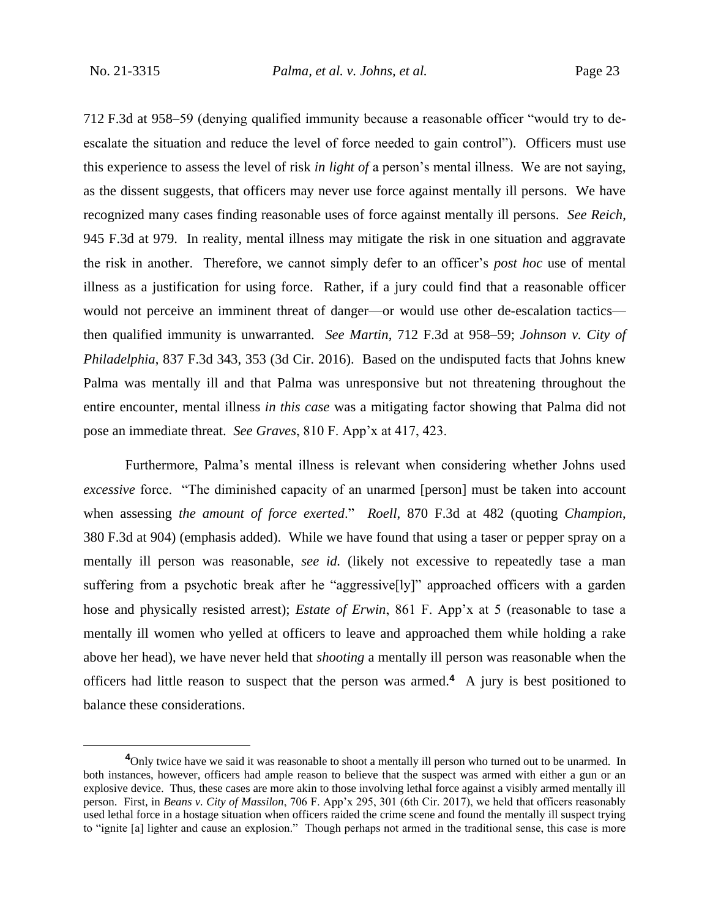712 F.3d at 958–59 (denying qualified immunity because a reasonable officer "would try to de-escalate the situation and reduce the level of force needed to gain control"). Officers must use this experience to assess the level of risk *in light of* a person's mental illness. We are not saying, as the dissent suggests, that officers may never use force against mentally ill persons. We have recognized many cases finding reasonable uses of force against mentally ill persons. *See Reich*, 945 F.3d at 979. In reality, mental illness may mitigate the risk in one situation and aggravate the risk in another. Therefore, we cannot simply defer to an officer's *post hoc* use of mental illness as a justification for using force. Rather, if a jury could find that a reasonable officer would not perceive an imminent threat of danger—or would use other de-escalation tactics—then qualified immunity is unwarranted. *See Martin*, 712 F.3d at 958–59; *Johnson v. City of Philadelphia*, 837 F.3d 343, 353 (3d Cir. 2016). Based on the undisputed facts that Johns knew Palma was mentally ill and that Palma was unresponsive but not threatening throughout the entire encounter, mental illness *in this case* was a mitigating factor showing that Palma did not pose an immediate threat. *See Graves*, 810 F. App'x at 417, 423.

Furthermore, Palma's mental illness is relevant when considering whether Johns used *excessive* force. "The diminished capacity of an unarmed [person] must be taken into account when assessing *the amount of force exerted*." *Roell*, 870 F.3d at 482 (quoting *Champion*, 380 F.3d at 904) (emphasis added). While we have found that using a taser or pepper spray on a mentally ill person was reasonable, *see id.* (likely not excessive to repeatedly tase a man suffering from a psychotic break after he "aggressive[ly]" approached officers with a garden hose and physically resisted arrest); *Estate of Erwin*, 861 F. App'x at 5 (reasonable to tase a mentally ill women who yelled at officers to leave and approached them while holding a rake above her head), we have never held that *shooting* a mentally ill person was reasonable when the officers had little reason to suspect that the person was armed.[4] A jury is best positioned to balance these considerations.

[4]Only twice have we said it was reasonable to shoot a mentally ill person who turned out to be unarmed. In both instances, however, officers had ample reason to believe that the suspect was armed with either a gun or an explosive device. Thus, these cases are more akin to those involving lethal force against a visibly armed mentally ill person. First, in *Beans v. City of Massilon*, 706 F. App'x 295, 301 (6th Cir. 2017), we held that officers reasonably used lethal force in a hostage situation when officers raided the crime scene and found the mentally ill suspect trying to "ignite [a] lighter and cause an explosion." Though perhaps not armed in the traditional sense, this case is more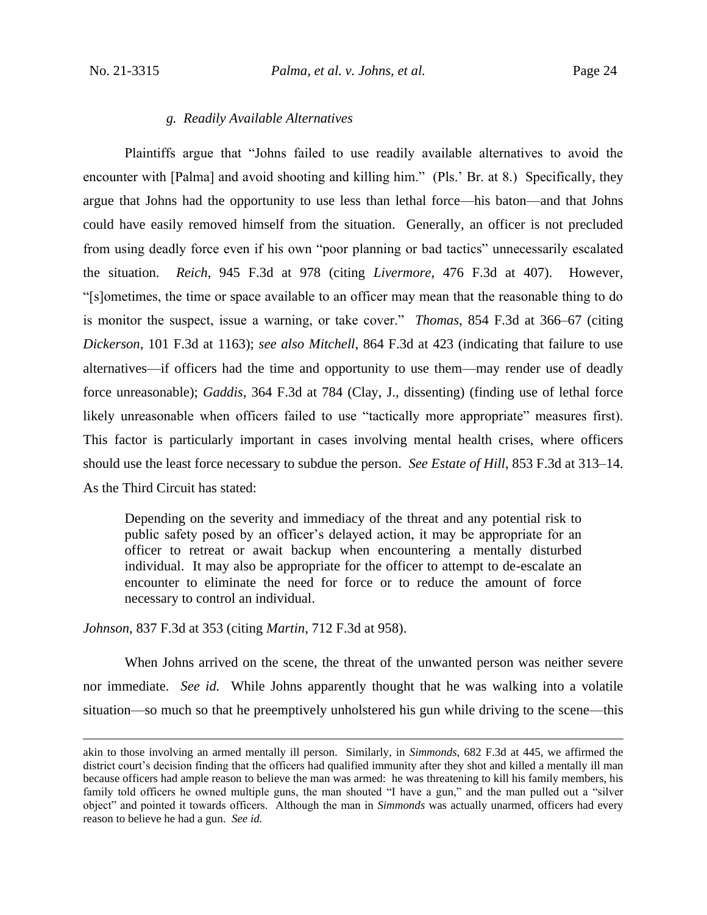### *g. Readily Available Alternatives*

Plaintiffs argue that "Johns failed to use readily available alternatives to avoid the encounter with [Palma] and avoid shooting and killing him." (Pls.' Br. at 8.) Specifically, they argue that Johns had the opportunity to use less than lethal force—his baton—and that Johns could have easily removed himself from the situation. Generally, an officer is not precluded from using deadly force even if his own "poor planning or bad tactics" unnecessarily escalated the situation. *Reich*, 945 F.3d at 978 (citing *Livermore*, 476 F.3d at 407). However, "[s]ometimes, the time or space available to an officer may mean that the reasonable thing to do is monitor the suspect, issue a warning, or take cover." *Thomas*, 854 F.3d at 366–67 (citing *Dickerson*, 101 F.3d at 1163); *see also Mitchell*, 864 F.3d at 423 (indicating that failure to use alternatives—if officers had the time and opportunity to use them—may render use of deadly force unreasonable); *Gaddis*, 364 F.3d at 784 (Clay, J., dissenting) (finding use of lethal force likely unreasonable when officers failed to use "tactically more appropriate" measures first). This factor is particularly important in cases involving mental health crises, where officers should use the least force necessary to subdue the person. *See Estate of Hill*, 853 F.3d at 313–14. As the Third Circuit has stated:

> Depending on the severity and immediacy of the threat and any potential risk to public safety posed by an officer's delayed action, it may be appropriate for an officer to retreat or await backup when encountering a mentally disturbed individual. It may also be appropriate for the officer to attempt to de-escalate an encounter to eliminate the need for force or to reduce the amount of force necessary to control an individual.

*Johnson*, 837 F.3d at 353 (citing *Martin*, 712 F.3d at 958).

When Johns arrived on the scene, the threat of the unwanted person was neither severe nor immediate. *See id.* While Johns apparently thought that he was walking into a volatile situation—so much so that he preemptively unholstered his gun while driving to the scene—this

---

akin to those involving an armed mentally ill person. Similarly, in *Simmonds*, 682 F.3d at 445, we affirmed the district court's decision finding that the officers had qualified immunity after they shot and killed a mentally ill man because officers had ample reason to believe the man was armed: he was threatening to kill his family members, his family told officers he owned multiple guns, the man shouted "I have a gun," and the man pulled out a "silver object" and pointed it towards officers. Although the man in *Simmonds* was actually unarmed, officers had every reason to believe he had a gun. *See id.*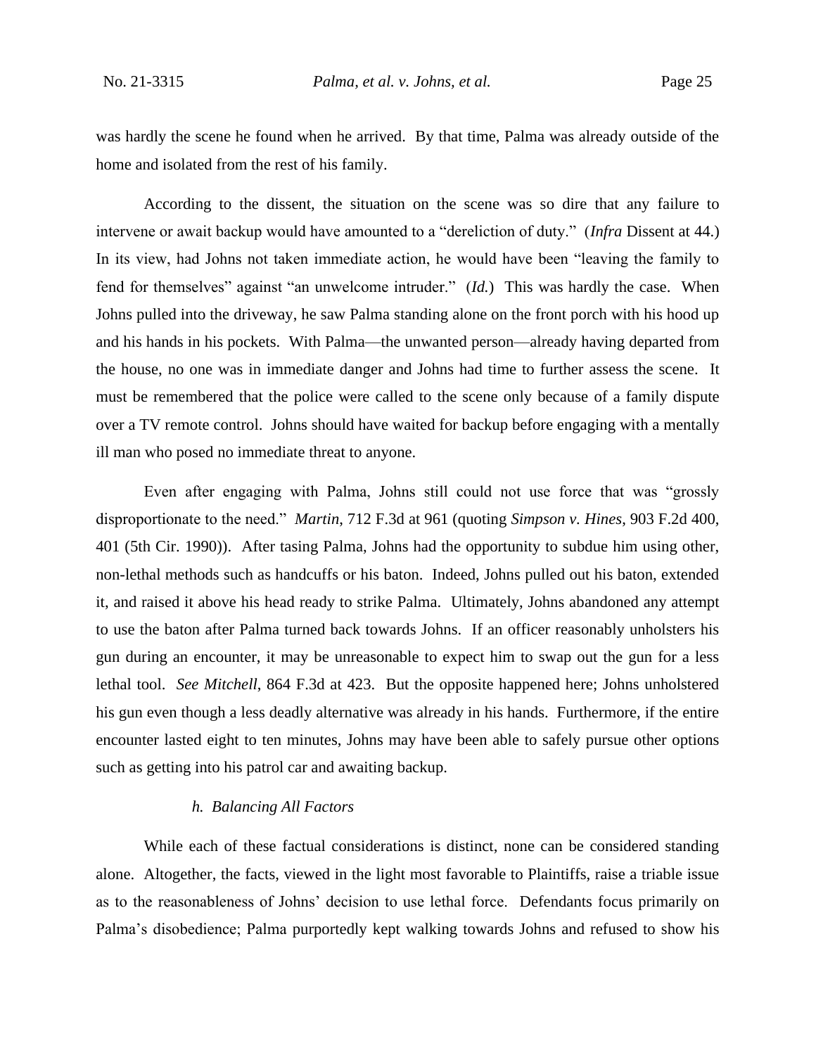was hardly the scene he found when he arrived. By that time, Palma was already outside of the home and isolated from the rest of his family.

According to the dissent, the situation on the scene was so dire that any failure to intervene or await backup would have amounted to a "dereliction of duty." (*Infra* Dissent at 44.) In its view, had Johns not taken immediate action, he would have been "leaving the family to fend for themselves" against "an unwelcome intruder." (*Id.*) This was hardly the case. When Johns pulled into the driveway, he saw Palma standing alone on the front porch with his hood up and his hands in his pockets. With Palma—the unwanted person—already having departed from the house, no one was in immediate danger and Johns had time to further assess the scene. It must be remembered that the police were called to the scene only because of a family dispute over a TV remote control. Johns should have waited for backup before engaging with a mentally ill man who posed no immediate threat to anyone.

Even after engaging with Palma, Johns still could not use force that was "grossly disproportionate to the need." *Martin*, 712 F.3d at 961 (quoting *Simpson v. Hines*, 903 F.2d 400, 401 (5th Cir. 1990)). After tasing Palma, Johns had the opportunity to subdue him using other, non-lethal methods such as handcuffs or his baton. Indeed, Johns pulled out his baton, extended it, and raised it above his head ready to strike Palma. Ultimately, Johns abandoned any attempt to use the baton after Palma turned back towards Johns. If an officer reasonably unholsters his gun during an encounter, it may be unreasonable to expect him to swap out the gun for a less lethal tool. *See Mitchell*, 864 F.3d at 423. But the opposite happened here; Johns unholstered his gun even though a less deadly alternative was already in his hands. Furthermore, if the entire encounter lasted eight to ten minutes, Johns may have been able to safely pursue other options such as getting into his patrol car and awaiting backup.

*h. Balancing All Factors*

While each of these factual considerations is distinct, none can be considered standing alone. Altogether, the facts, viewed in the light most favorable to Plaintiffs, raise a triable issue as to the reasonableness of Johns' decision to use lethal force. Defendants focus primarily on Palma's disobedience; Palma purportedly kept walking towards Johns and refused to show his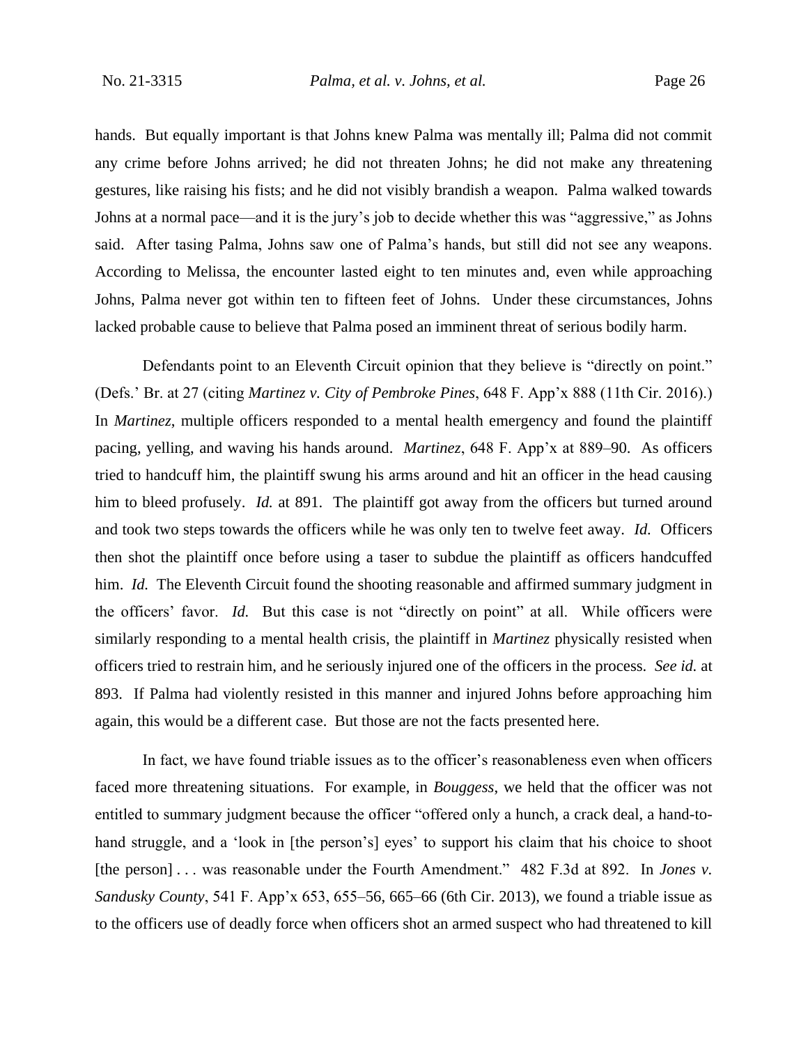hands. But equally important is that Johns knew Palma was mentally ill; Palma did not commit any crime before Johns arrived; he did not threaten Johns; he did not make any threatening gestures, like raising his fists; and he did not visibly brandish a weapon. Palma walked towards Johns at a normal pace—and it is the jury's job to decide whether this was "aggressive," as Johns said. After tasing Palma, Johns saw one of Palma's hands, but still did not see any weapons. According to Melissa, the encounter lasted eight to ten minutes and, even while approaching Johns, Palma never got within ten to fifteen feet of Johns. Under these circumstances, Johns lacked probable cause to believe that Palma posed an imminent threat of serious bodily harm.

Defendants point to an Eleventh Circuit opinion that they believe is "directly on point." (Defs.' Br. at 27 (citing *Martinez v. City of Pembroke Pines*, 648 F. App'x 888 (11th Cir. 2016).) In *Martinez*, multiple officers responded to a mental health emergency and found the plaintiff pacing, yelling, and waving his hands around. *Martinez*, 648 F. App'x at 889–90. As officers tried to handcuff him, the plaintiff swung his arms around and hit an officer in the head causing him to bleed profusely. *Id.* at 891. The plaintiff got away from the officers but turned around and took two steps towards the officers while he was only ten to twelve feet away. *Id.* Officers then shot the plaintiff once before using a taser to subdue the plaintiff as officers handcuffed him. *Id.* The Eleventh Circuit found the shooting reasonable and affirmed summary judgment in the officers' favor. *Id.* But this case is not "directly on point" at all. While officers were similarly responding to a mental health crisis, the plaintiff in *Martinez* physically resisted when officers tried to restrain him, and he seriously injured one of the officers in the process. *See id.* at 893. If Palma had violently resisted in this manner and injured Johns before approaching him again, this would be a different case. But those are not the facts presented here.

In fact, we have found triable issues as to the officer's reasonableness even when officers faced more threatening situations. For example, in *Bouggess*, we held that the officer was not entitled to summary judgment because the officer "offered only a hunch, a crack deal, a hand-to-hand struggle, and a 'look in [the person's] eyes' to support his claim that his choice to shoot [the person] . . . was reasonable under the Fourth Amendment." 482 F.3d at 892. In *Jones v. Sandusky County*, 541 F. App'x 653, 655–56, 665–66 (6th Cir. 2013), we found a triable issue as to the officers use of deadly force when officers shot an armed suspect who had threatened to kill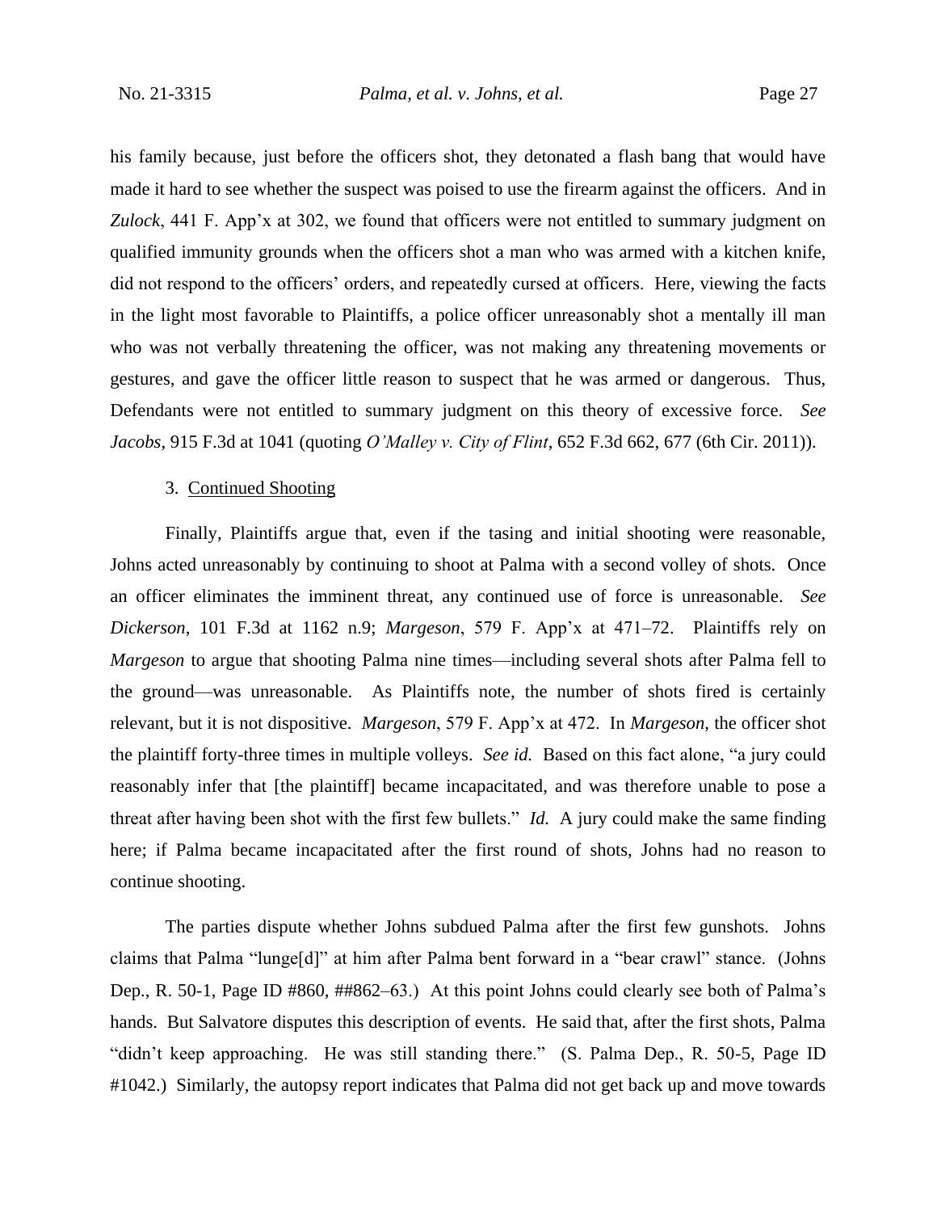his family because, just before the officers shot, they detonated a flash bang that would have made it hard to see whether the suspect was poised to use the firearm against the officers. And in *Zulock*, 441 F. App'x at 302, we found that officers were not entitled to summary judgment on qualified immunity grounds when the officers shot a man who was armed with a kitchen knife, did not respond to the officers' orders, and repeatedly cursed at officers. Here, viewing the facts in the light most favorable to Plaintiffs, a police officer unreasonably shot a mentally ill man who was not verbally threatening the officer, was not making any threatening movements or gestures, and gave the officer little reason to suspect that he was armed or dangerous. Thus, Defendants were not entitled to summary judgment on this theory of excessive force. *See Jacobs*, 915 F.3d at 1041 (quoting *O'Malley v. City of Flint*, 652 F.3d 662, 677 (6th Cir. 2011)).

3. Continued Shooting

Finally, Plaintiffs argue that, even if the tasing and initial shooting were reasonable, Johns acted unreasonably by continuing to shoot at Palma with a second volley of shots. Once an officer eliminates the imminent threat, any continued use of force is unreasonable. *See Dickerson*, 101 F.3d at 1162 n.9; *Margeson*, 579 F. App'x at 471–72. Plaintiffs rely on *Margeson* to argue that shooting Palma nine times—including several shots after Palma fell to the ground—was unreasonable. As Plaintiffs note, the number of shots fired is certainly relevant, but it is not dispositive. *Margeson*, 579 F. App'x at 472. In *Margeson*, the officer shot the plaintiff forty-three times in multiple volleys. *See id.* Based on this fact alone, "a jury could reasonably infer that [the plaintiff] became incapacitated, and was therefore unable to pose a threat after having been shot with the first few bullets." *Id.* A jury could make the same finding here; if Palma became incapacitated after the first round of shots, Johns had no reason to continue shooting.

The parties dispute whether Johns subdued Palma after the first few gunshots. Johns claims that Palma "lunge[d]" at him after Palma bent forward in a "bear crawl" stance. (Johns Dep., R. 50-1, Page ID #860, ##862–63.) At this point Johns could clearly see both of Palma's hands. But Salvatore disputes this description of events. He said that, after the first shots, Palma "didn't keep approaching. He was still standing there." (S. Palma Dep., R. 50-5, Page ID #1042.) Similarly, the autopsy report indicates that Palma did not get back up and move towards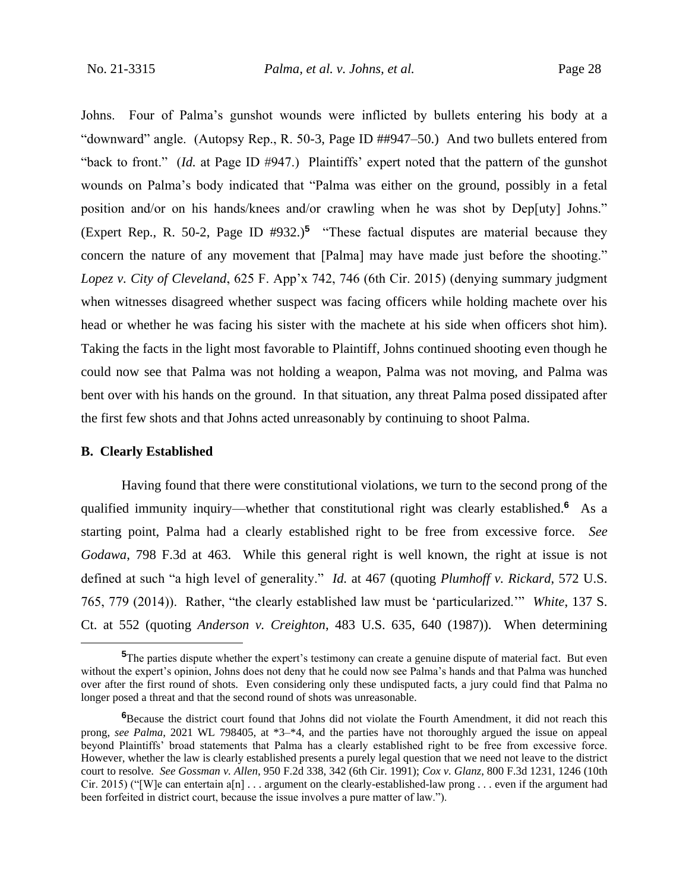Johns. Four of Palma's gunshot wounds were inflicted by bullets entering his body at a "downward" angle. (Autopsy Rep., R. 50-3, Page ID ##947–50.) And two bullets entered from "back to front." (*Id.* at Page ID #947.) Plaintiffs' expert noted that the pattern of the gunshot wounds on Palma's body indicated that "Palma was either on the ground, possibly in a fetal position and/or on his hands/knees and/or crawling when he was shot by Dep[uty] Johns." (Expert Rep., R. 50-2, Page ID #932.)[5] "These factual disputes are material because they concern the nature of any movement that [Palma] may have made just before the shooting." *Lopez v. City of Cleveland*, 625 F. App'x 742, 746 (6th Cir. 2015) (denying summary judgment when witnesses disagreed whether suspect was facing officers while holding machete over his head or whether he was facing his sister with the machete at his side when officers shot him). Taking the facts in the light most favorable to Plaintiff, Johns continued shooting even though he could now see that Palma was not holding a weapon, Palma was not moving, and Palma was bent over with his hands on the ground. In that situation, any threat Palma posed dissipated after the first few shots and that Johns acted unreasonably by continuing to shoot Palma.

### B. Clearly Established

Having found that there were constitutional violations, we turn to the second prong of the qualified immunity inquiry—whether that constitutional right was clearly established.[6] As a starting point, Palma had a clearly established right to be free from excessive force. *See Godawa*, 798 F.3d at 463. While this general right is well known, the right at issue is not defined at such "a high level of generality." *Id.* at 467 (quoting *Plumhoff v. Rickard*, 572 U.S. 765, 779 (2014)). Rather, "the clearly established law must be 'particularized.'" *White*, 137 S. Ct. at 552 (quoting *Anderson v. Creighton*, 483 U.S. 635, 640 (1987)). When determining

[5] The parties dispute whether the expert's testimony can create a genuine dispute of material fact. But even without the expert's opinion, Johns does not deny that he could now see Palma's hands and that Palma was hunched over after the first round of shots. Even considering only these undisputed facts, a jury could find that Palma no longer posed a threat and that the second round of shots was unreasonable.

[6] Because the district court found that Johns did not violate the Fourth Amendment, it did not reach this prong, *see Palma*, 2021 WL 798405, at *3–*4, and the parties have not thoroughly argued the issue on appeal beyond Plaintiffs' broad statements that Palma has a clearly established right to be free from excessive force. However, whether the law is clearly established presents a purely legal question that we need not leave to the district court to resolve. *See Gossman v. Allen*, 950 F.2d 338, 342 (6th Cir. 1991); *Cox v. Glanz*, 800 F.3d 1231, 1246 (10th Cir. 2015) ("[W]e can entertain a[n] . . . argument on the clearly-established-law prong . . . even if the argument had been forfeited in district court, because the issue involves a pure matter of law.").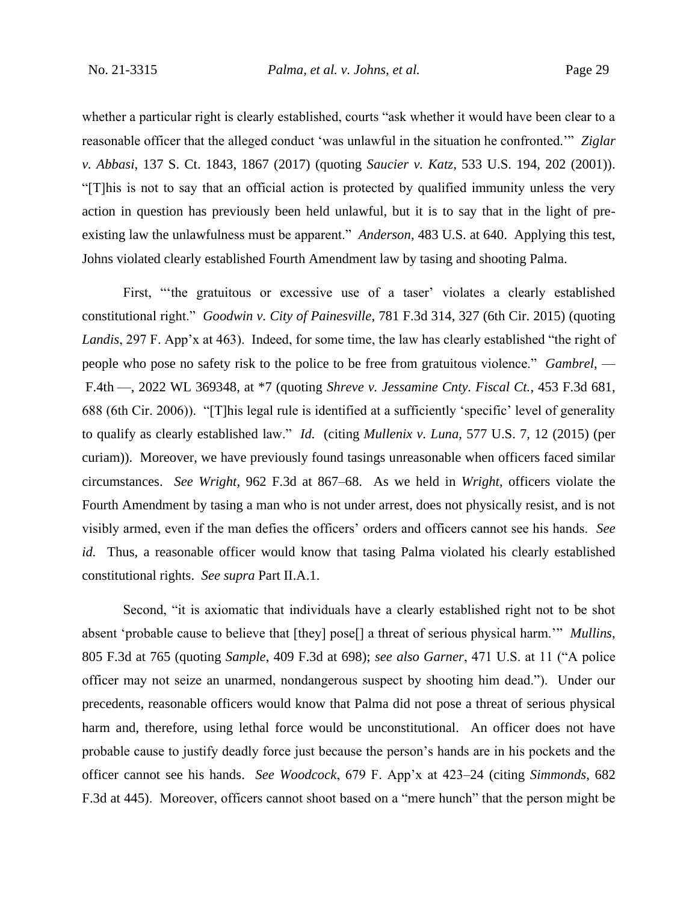whether a particular right is clearly established, courts "ask whether it would have been clear to a reasonable officer that the alleged conduct 'was unlawful in the situation he confronted.'" *Ziglar v. Abbasi*, 137 S. Ct. 1843, 1867 (2017) (quoting *Saucier v. Katz*, 533 U.S. 194, 202 (2001)). "[T]his is not to say that an official action is protected by qualified immunity unless the very action in question has previously been held unlawful, but it is to say that in the light of pre-existing law the unlawfulness must be apparent." *Anderson*, 483 U.S. at 640. Applying this test, Johns violated clearly established Fourth Amendment law by tasing and shooting Palma.

First, "'the gratuitous or excessive use of a taser' violates a clearly established constitutional right." *Goodwin v. City of Painesville*, 781 F.3d 314, 327 (6th Cir. 2015) (quoting *Landis*, 297 F. App'x at 463). Indeed, for some time, the law has clearly established "the right of people who pose no safety risk to the police to be free from gratuitous violence." *Gambrel*, — F.4th —, 2022 WL 369348, at *7 (quoting *Shreve v. Jessamine Cnty. Fiscal Ct.*, 453 F.3d 681, 688 (6th Cir. 2006)). "[T]his legal rule is identified at a sufficiently 'specific' level of generality to qualify as clearly established law." *Id.* (citing *Mullenix v. Luna*, 577 U.S. 7, 12 (2015) (per curiam)). Moreover, we have previously found tasings unreasonable when officers faced similar circumstances. *See Wright*, 962 F.3d at 867–68. As we held in *Wright*, officers violate the Fourth Amendment by tasing a man who is not under arrest, does not physically resist, and is not visibly armed, even if the man defies the officers' orders and officers cannot see his hands. *See id.* Thus, a reasonable officer would know that tasing Palma violated his clearly established constitutional rights. *See supra* Part II.A.1.

Second, "it is axiomatic that individuals have a clearly established right not to be shot absent 'probable cause to believe that [they] pose[] a threat of serious physical harm.'" *Mullins*, 805 F.3d at 765 (quoting *Sample*, 409 F.3d at 698); *see also Garner*, 471 U.S. at 11 ("A police officer may not seize an unarmed, nondangerous suspect by shooting him dead."). Under our precedents, reasonable officers would know that Palma did not pose a threat of serious physical harm and, therefore, using lethal force would be unconstitutional. An officer does not have probable cause to justify deadly force just because the person's hands are in his pockets and the officer cannot see his hands. *See Woodcock*, 679 F. App'x at 423–24 (citing *Simmonds*, 682 F.3d at 445). Moreover, officers cannot shoot based on a "mere hunch" that the person might be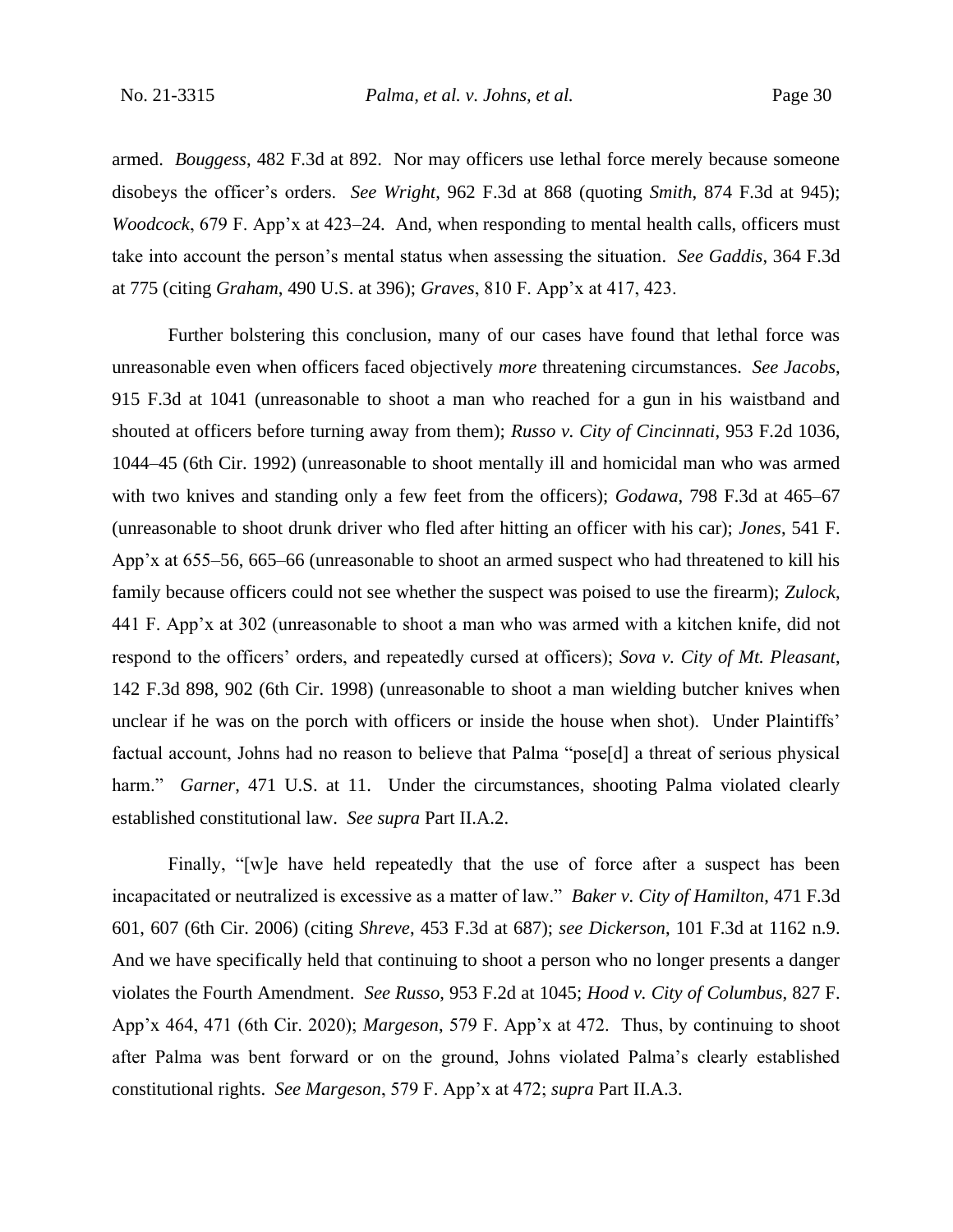armed. *Bouggess*, 482 F.3d at 892. Nor may officers use lethal force merely because someone disobeys the officer's orders. *See Wright*, 962 F.3d at 868 (quoting *Smith*, 874 F.3d at 945); *Woodcock*, 679 F. App'x at 423–24. And, when responding to mental health calls, officers must take into account the person's mental status when assessing the situation. *See Gaddis*, 364 F.3d at 775 (citing *Graham*, 490 U.S. at 396); *Graves*, 810 F. App'x at 417, 423.

Further bolstering this conclusion, many of our cases have found that lethal force was unreasonable even when officers faced objectively *more* threatening circumstances. *See Jacobs*, 915 F.3d at 1041 (unreasonable to shoot a man who reached for a gun in his waistband and shouted at officers before turning away from them); *Russo v. City of Cincinnati*, 953 F.2d 1036, 1044–45 (6th Cir. 1992) (unreasonable to shoot mentally ill and homicidal man who was armed with two knives and standing only a few feet from the officers); *Godawa*, 798 F.3d at 465–67 (unreasonable to shoot drunk driver who fled after hitting an officer with his car); *Jones*, 541 F. App'x at 655–56, 665–66 (unreasonable to shoot an armed suspect who had threatened to kill his family because officers could not see whether the suspect was poised to use the firearm); *Zulock*, 441 F. App'x at 302 (unreasonable to shoot a man who was armed with a kitchen knife, did not respond to the officers' orders, and repeatedly cursed at officers); *Sova v. City of Mt. Pleasant*, 142 F.3d 898, 902 (6th Cir. 1998) (unreasonable to shoot a man wielding butcher knives when unclear if he was on the porch with officers or inside the house when shot). Under Plaintiffs' factual account, Johns had no reason to believe that Palma "pose[d] a threat of serious physical harm." *Garner*, 471 U.S. at 11. Under the circumstances, shooting Palma violated clearly established constitutional law. *See supra* Part II.A.2.

Finally, "[w]e have held repeatedly that the use of force after a suspect has been incapacitated or neutralized is excessive as a matter of law." *Baker v. City of Hamilton*, 471 F.3d 601, 607 (6th Cir. 2006) (citing *Shreve*, 453 F.3d at 687); *see Dickerson*, 101 F.3d at 1162 n.9. And we have specifically held that continuing to shoot a person who no longer presents a danger violates the Fourth Amendment. *See Russo*, 953 F.2d at 1045; *Hood v. City of Columbus*, 827 F. App'x 464, 471 (6th Cir. 2020); *Margeson*, 579 F. App'x at 472. Thus, by continuing to shoot after Palma was bent forward or on the ground, Johns violated Palma's clearly established constitutional rights. *See Margeson*, 579 F. App'x at 472; *supra* Part II.A.3.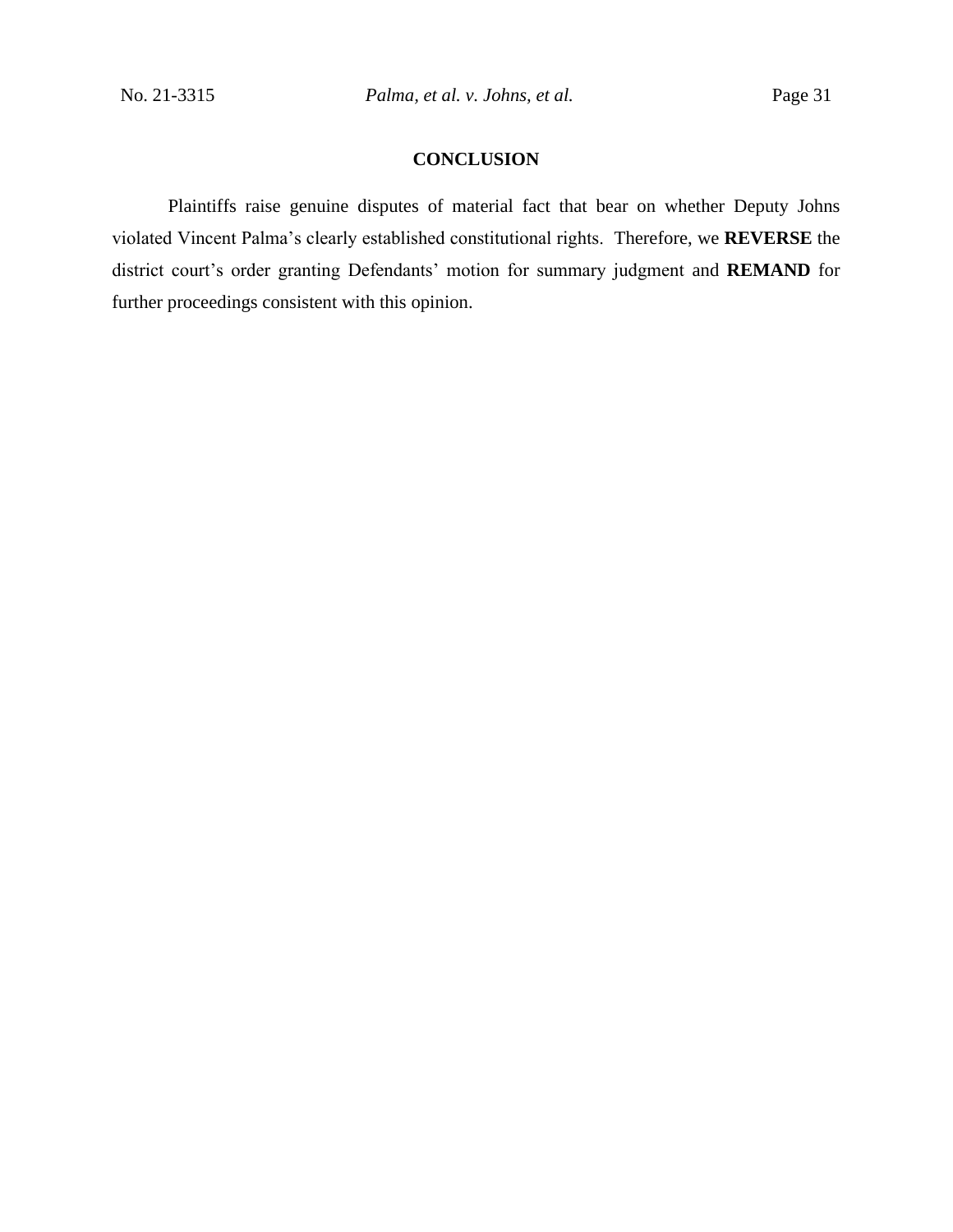## CONCLUSION

Plaintiffs raise genuine disputes of material fact that bear on whether Deputy Johns violated Vincent Palma's clearly established constitutional rights. Therefore, we **REVERSE** the district court's order granting Defendants' motion for summary judgment and **REMAND** for further proceedings consistent with this opinion.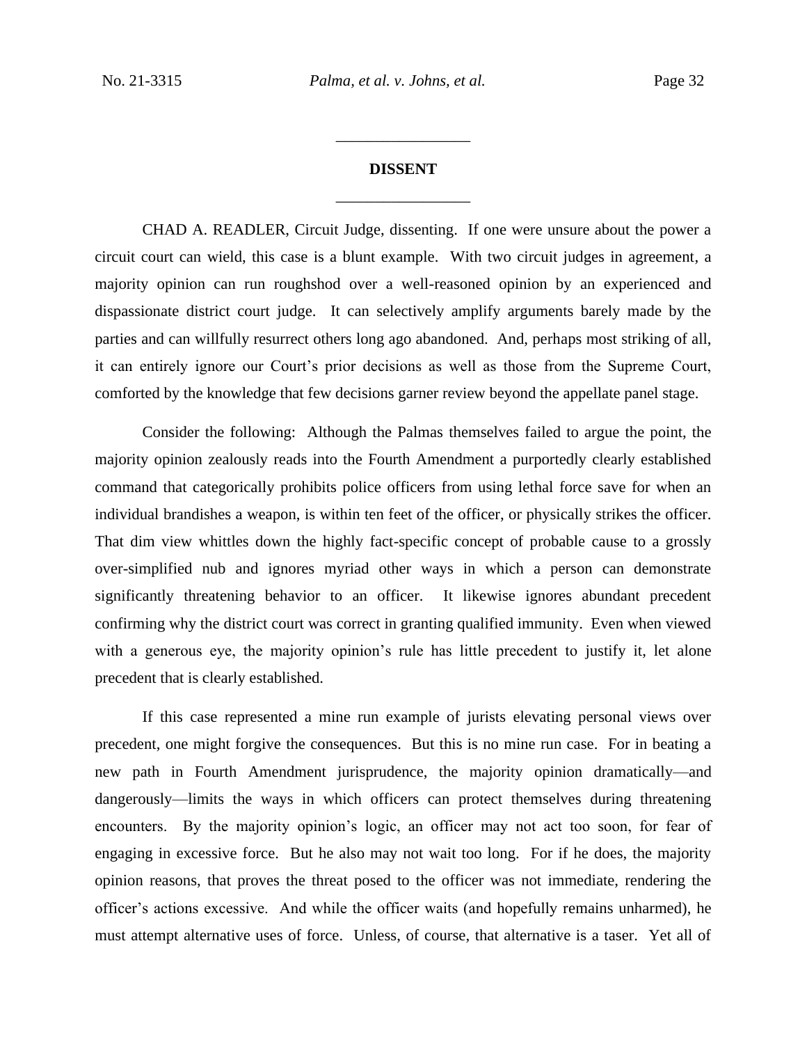## DISSENT

CHAD A. READLER, Circuit Judge, dissenting. If one were unsure about the power a circuit court can wield, this case is a blunt example. With two circuit judges in agreement, a majority opinion can run roughshod over a well-reasoned opinion by an experienced and dispassionate district court judge. It can selectively amplify arguments barely made by the parties and can willfully resurrect others long ago abandoned. And, perhaps most striking of all, it can entirely ignore our Court's prior decisions as well as those from the Supreme Court, comforted by the knowledge that few decisions garner review beyond the appellate panel stage.

Consider the following: Although the Palmas themselves failed to argue the point, the majority opinion zealously reads into the Fourth Amendment a purportedly clearly established command that categorically prohibits police officers from using lethal force save for when an individual brandishes a weapon, is within ten feet of the officer, or physically strikes the officer. That dim view whittles down the highly fact-specific concept of probable cause to a grossly over-simplified nub and ignores myriad other ways in which a person can demonstrate significantly threatening behavior to an officer. It likewise ignores abundant precedent confirming why the district court was correct in granting qualified immunity. Even when viewed with a generous eye, the majority opinion's rule has little precedent to justify it, let alone precedent that is clearly established.

If this case represented a mine run example of jurists elevating personal views over precedent, one might forgive the consequences. But this is no mine run case. For in beating a new path in Fourth Amendment jurisprudence, the majority opinion dramatically—and dangerously—limits the ways in which officers can protect themselves during threatening encounters. By the majority opinion's logic, an officer may not act too soon, for fear of engaging in excessive force. But he also may not wait too long. For if he does, the majority opinion reasons, that proves the threat posed to the officer was not immediate, rendering the officer's actions excessive. And while the officer waits (and hopefully remains unharmed), he must attempt alternative uses of force. Unless, of course, that alternative is a taser. Yet all of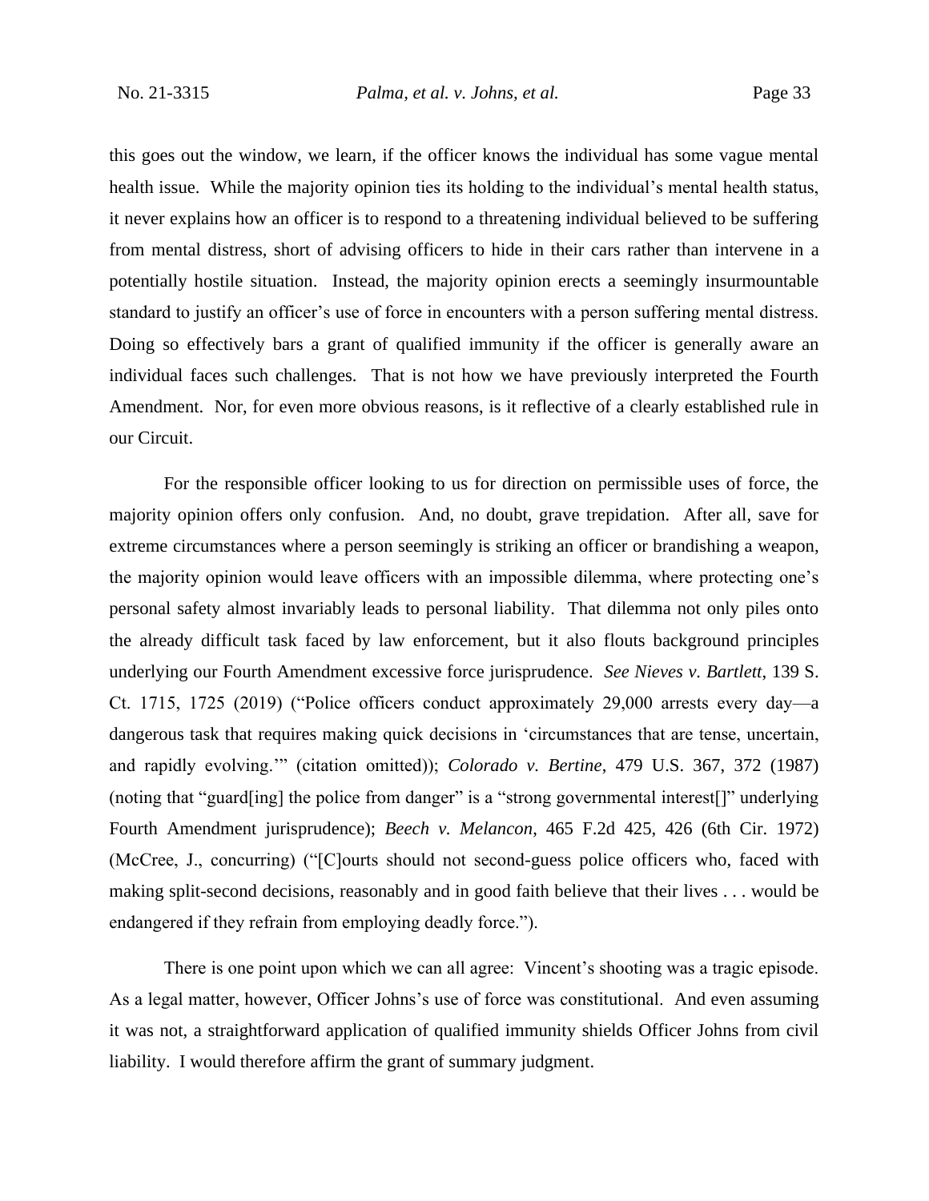this goes out the window, we learn, if the officer knows the individual has some vague mental health issue. While the majority opinion ties its holding to the individual's mental health status, it never explains how an officer is to respond to a threatening individual believed to be suffering from mental distress, short of advising officers to hide in their cars rather than intervene in a potentially hostile situation. Instead, the majority opinion erects a seemingly insurmountable standard to justify an officer's use of force in encounters with a person suffering mental distress. Doing so effectively bars a grant of qualified immunity if the officer is generally aware an individual faces such challenges. That is not how we have previously interpreted the Fourth Amendment. Nor, for even more obvious reasons, is it reflective of a clearly established rule in our Circuit.

For the responsible officer looking to us for direction on permissible uses of force, the majority opinion offers only confusion. And, no doubt, grave trepidation. After all, save for extreme circumstances where a person seemingly is striking an officer or brandishing a weapon, the majority opinion would leave officers with an impossible dilemma, where protecting one's personal safety almost invariably leads to personal liability. That dilemma not only piles onto the already difficult task faced by law enforcement, but it also flouts background principles underlying our Fourth Amendment excessive force jurisprudence. *See Nieves v. Bartlett*, 139 S. Ct. 1715, 1725 (2019) ("Police officers conduct approximately 29,000 arrests every day—a dangerous task that requires making quick decisions in 'circumstances that are tense, uncertain, and rapidly evolving.'" (citation omitted)); *Colorado v. Bertine*, 479 U.S. 367, 372 (1987) (noting that "guard[ing] the police from danger" is a "strong governmental interest[]" underlying Fourth Amendment jurisprudence); *Beech v. Melancon*, 465 F.2d 425, 426 (6th Cir. 1972) (McCree, J., concurring) ("[C]ourts should not second-guess police officers who, faced with making split-second decisions, reasonably and in good faith believe that their lives . . . would be endangered if they refrain from employing deadly force.").

There is one point upon which we can all agree: Vincent's shooting was a tragic episode. As a legal matter, however, Officer Johns's use of force was constitutional. And even assuming it was not, a straightforward application of qualified immunity shields Officer Johns from civil liability. I would therefore affirm the grant of summary judgment.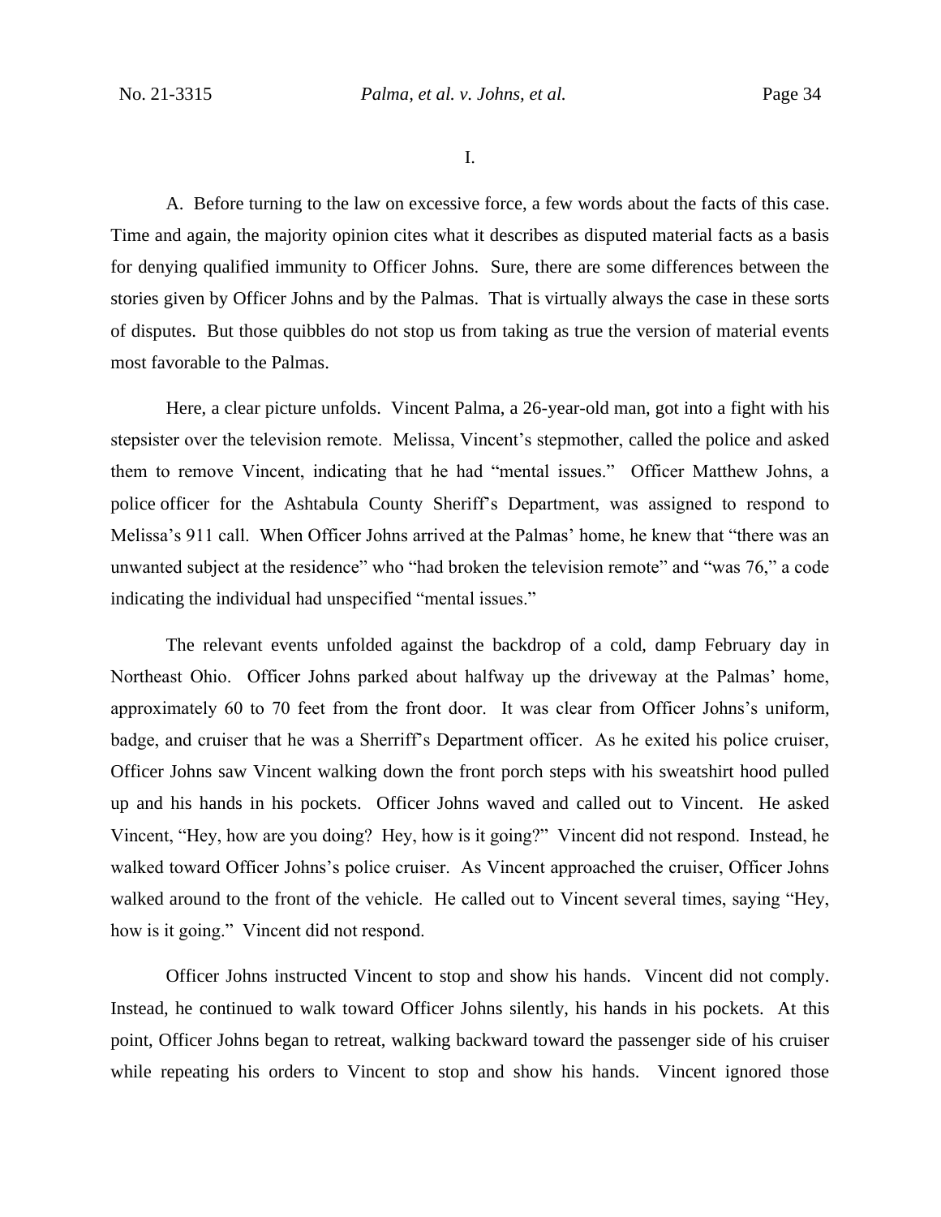I.

A. Before turning to the law on excessive force, a few words about the facts of this case. Time and again, the majority opinion cites what it describes as disputed material facts as a basis for denying qualified immunity to Officer Johns. Sure, there are some differences between the stories given by Officer Johns and by the Palmas. That is virtually always the case in these sorts of disputes. But those quibbles do not stop us from taking as true the version of material events most favorable to the Palmas.

Here, a clear picture unfolds. Vincent Palma, a 26-year-old man, got into a fight with his stepsister over the television remote. Melissa, Vincent's stepmother, called the police and asked them to remove Vincent, indicating that he had "mental issues." Officer Matthew Johns, a police officer for the Ashtabula County Sheriff's Department, was assigned to respond to Melissa's 911 call. When Officer Johns arrived at the Palmas' home, he knew that "there was an unwanted subject at the residence" who "had broken the television remote" and "was 76," a code indicating the individual had unspecified "mental issues."

The relevant events unfolded against the backdrop of a cold, damp February day in Northeast Ohio. Officer Johns parked about halfway up the driveway at the Palmas' home, approximately 60 to 70 feet from the front door. It was clear from Officer Johns's uniform, badge, and cruiser that he was a Sherriff's Department officer. As he exited his police cruiser, Officer Johns saw Vincent walking down the front porch steps with his sweatshirt hood pulled up and his hands in his pockets. Officer Johns waved and called out to Vincent. He asked Vincent, "Hey, how are you doing? Hey, how is it going?" Vincent did not respond. Instead, he walked toward Officer Johns's police cruiser. As Vincent approached the cruiser, Officer Johns walked around to the front of the vehicle. He called out to Vincent several times, saying "Hey, how is it going." Vincent did not respond.

Officer Johns instructed Vincent to stop and show his hands. Vincent did not comply. Instead, he continued to walk toward Officer Johns silently, his hands in his pockets. At this point, Officer Johns began to retreat, walking backward toward the passenger side of his cruiser while repeating his orders to Vincent to stop and show his hands. Vincent ignored those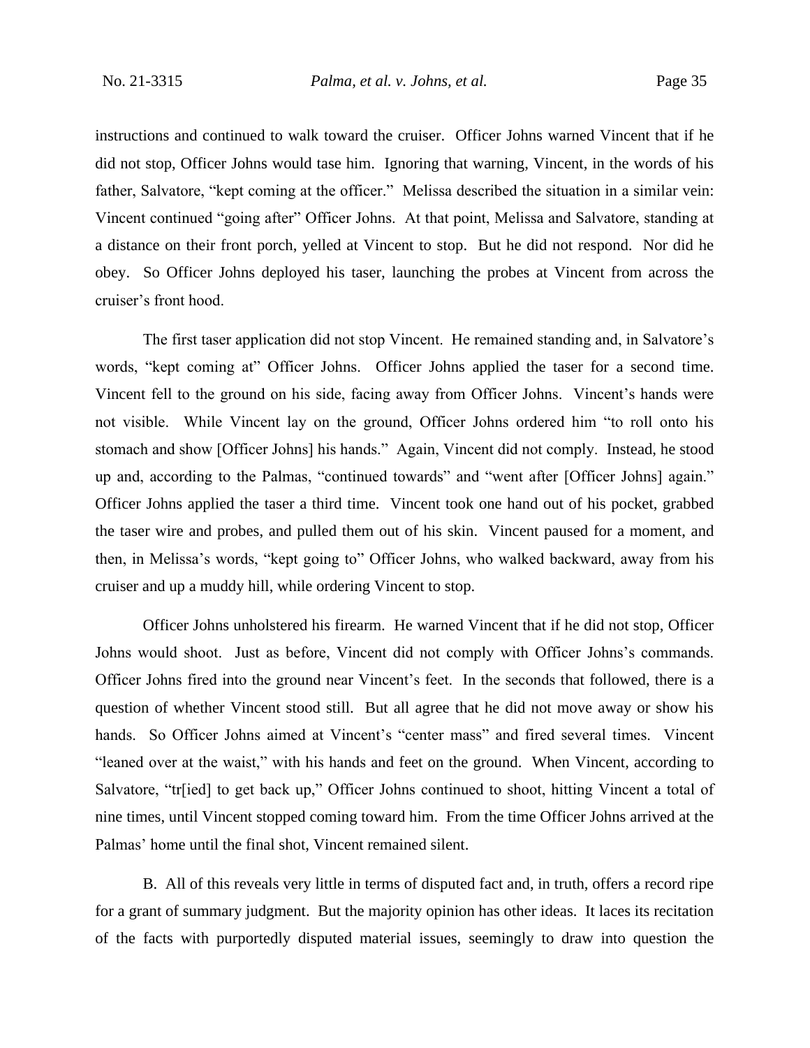instructions and continued to walk toward the cruiser. Officer Johns warned Vincent that if he did not stop, Officer Johns would tase him. Ignoring that warning, Vincent, in the words of his father, Salvatore, "kept coming at the officer." Melissa described the situation in a similar vein: Vincent continued "going after" Officer Johns. At that point, Melissa and Salvatore, standing at a distance on their front porch, yelled at Vincent to stop. But he did not respond. Nor did he obey. So Officer Johns deployed his taser, launching the probes at Vincent from across the cruiser's front hood.

The first taser application did not stop Vincent. He remained standing and, in Salvatore's words, "kept coming at" Officer Johns. Officer Johns applied the taser for a second time. Vincent fell to the ground on his side, facing away from Officer Johns. Vincent's hands were not visible. While Vincent lay on the ground, Officer Johns ordered him "to roll onto his stomach and show [Officer Johns] his hands." Again, Vincent did not comply. Instead, he stood up and, according to the Palmas, "continued towards" and "went after [Officer Johns] again." Officer Johns applied the taser a third time. Vincent took one hand out of his pocket, grabbed the taser wire and probes, and pulled them out of his skin. Vincent paused for a moment, and then, in Melissa's words, "kept going to" Officer Johns, who walked backward, away from his cruiser and up a muddy hill, while ordering Vincent to stop.

Officer Johns unholstered his firearm. He warned Vincent that if he did not stop, Officer Johns would shoot. Just as before, Vincent did not comply with Officer Johns's commands. Officer Johns fired into the ground near Vincent's feet. In the seconds that followed, there is a question of whether Vincent stood still. But all agree that he did not move away or show his hands. So Officer Johns aimed at Vincent's "center mass" and fired several times. Vincent "leaned over at the waist," with his hands and feet on the ground. When Vincent, according to Salvatore, "tr[ied] to get back up," Officer Johns continued to shoot, hitting Vincent a total of nine times, until Vincent stopped coming toward him. From the time Officer Johns arrived at the Palmas' home until the final shot, Vincent remained silent.

B. All of this reveals very little in terms of disputed fact and, in truth, offers a record ripe for a grant of summary judgment. But the majority opinion has other ideas. It laces its recitation of the facts with purportedly disputed material issues, seemingly to draw into question the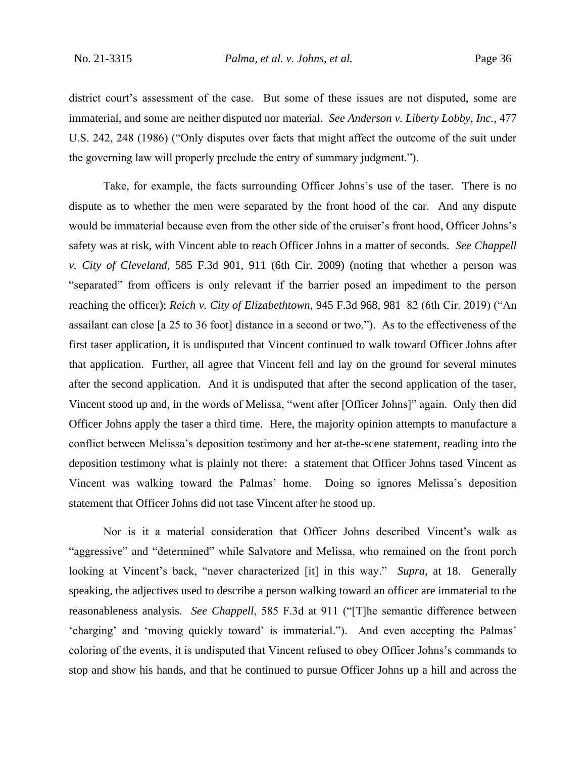district court's assessment of the case. But some of these issues are not disputed, some are immaterial, and some are neither disputed nor material. *See Anderson v. Liberty Lobby, Inc.*, 477 U.S. 242, 248 (1986) ("Only disputes over facts that might affect the outcome of the suit under the governing law will properly preclude the entry of summary judgment.").

Take, for example, the facts surrounding Officer Johns's use of the taser. There is no dispute as to whether the men were separated by the front hood of the car. And any dispute would be immaterial because even from the other side of the cruiser's front hood, Officer Johns's safety was at risk, with Vincent able to reach Officer Johns in a matter of seconds. *See Chappell v. City of Cleveland*, 585 F.3d 901, 911 (6th Cir. 2009) (noting that whether a person was "separated" from officers is only relevant if the barrier posed an impediment to the person reaching the officer); *Reich v. City of Elizabethtown*, 945 F.3d 968, 981–82 (6th Cir. 2019) ("An assailant can close [a 25 to 36 foot] distance in a second or two."). As to the effectiveness of the first taser application, it is undisputed that Vincent continued to walk toward Officer Johns after that application. Further, all agree that Vincent fell and lay on the ground for several minutes after the second application. And it is undisputed that after the second application of the taser, Vincent stood up and, in the words of Melissa, "went after [Officer Johns]" again. Only then did Officer Johns apply the taser a third time. Here, the majority opinion attempts to manufacture a conflict between Melissa's deposition testimony and her at-the-scene statement, reading into the deposition testimony what is plainly not there: a statement that Officer Johns tased Vincent as Vincent was walking toward the Palmas' home. Doing so ignores Melissa's deposition statement that Officer Johns did not tase Vincent after he stood up.

Nor is it a material consideration that Officer Johns described Vincent's walk as "aggressive" and "determined" while Salvatore and Melissa, who remained on the front porch looking at Vincent's back, "never characterized [it] in this way." *Supra*, at 18. Generally speaking, the adjectives used to describe a person walking toward an officer are immaterial to the reasonableness analysis. *See Chappell*, 585 F.3d at 911 ("[T]he semantic difference between 'charging' and 'moving quickly toward' is immaterial."). And even accepting the Palmas' coloring of the events, it is undisputed that Vincent refused to obey Officer Johns's commands to stop and show his hands, and that he continued to pursue Officer Johns up a hill and across the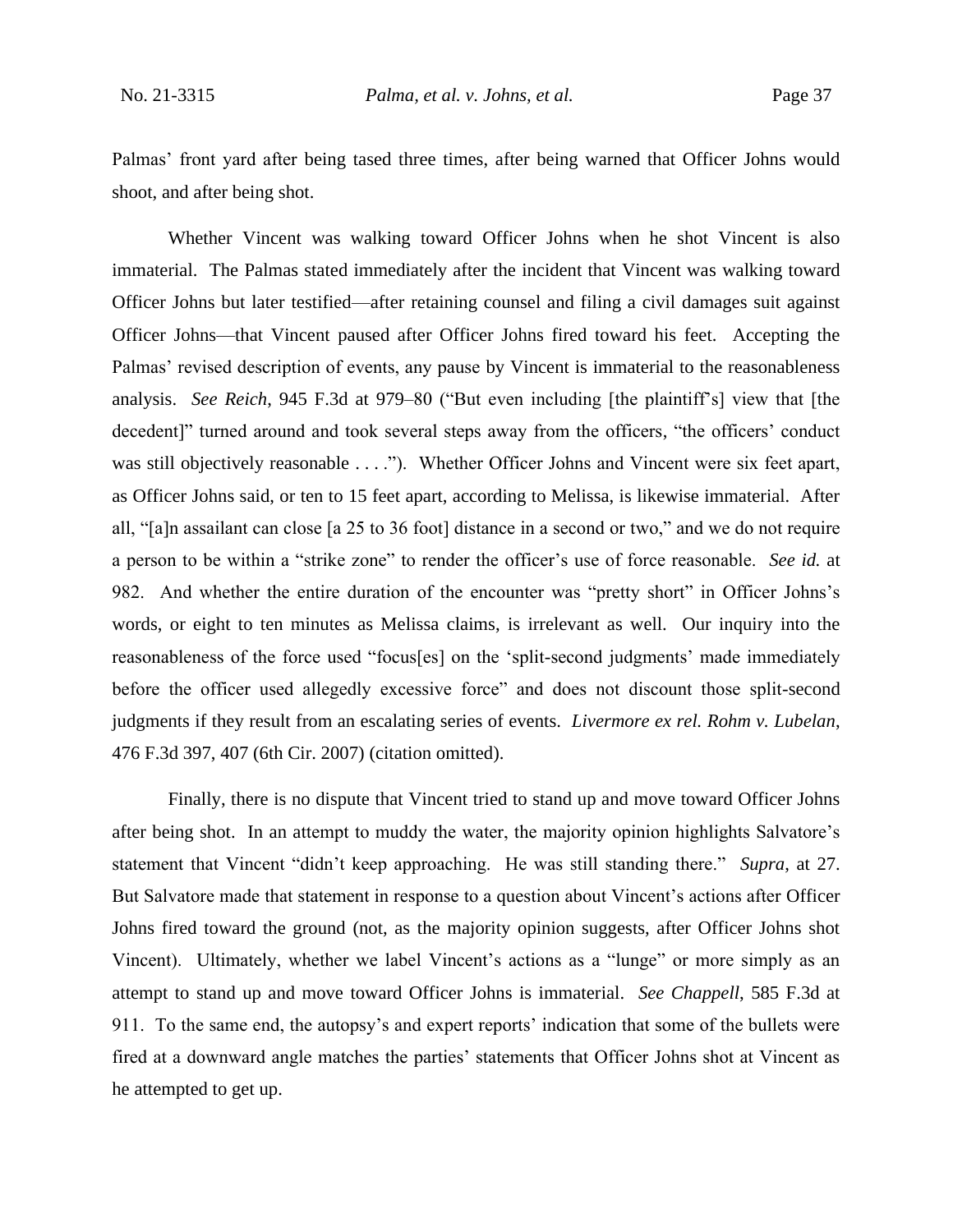Palmas' front yard after being tased three times, after being warned that Officer Johns would shoot, and after being shot.

Whether Vincent was walking toward Officer Johns when he shot Vincent is also immaterial. The Palmas stated immediately after the incident that Vincent was walking toward Officer Johns but later testified—after retaining counsel and filing a civil damages suit against Officer Johns—that Vincent paused after Officer Johns fired toward his feet. Accepting the Palmas' revised description of events, any pause by Vincent is immaterial to the reasonableness analysis. *See Reich*, 945 F.3d at 979–80 ("But even including [the plaintiff's] view that [the decedent]" turned around and took several steps away from the officers, "the officers' conduct was still objectively reasonable . . . ."). Whether Officer Johns and Vincent were six feet apart, as Officer Johns said, or ten to 15 feet apart, according to Melissa, is likewise immaterial. After all, "[a]n assailant can close [a 25 to 36 foot] distance in a second or two," and we do not require a person to be within a "strike zone" to render the officer's use of force reasonable. *See id.* at 982. And whether the entire duration of the encounter was "pretty short" in Officer Johns's words, or eight to ten minutes as Melissa claims, is irrelevant as well. Our inquiry into the reasonableness of the force used "focus[es] on the 'split-second judgments' made immediately before the officer used allegedly excessive force" and does not discount those split-second judgments if they result from an escalating series of events. *Livermore ex rel. Rohm v. Lubelan*, 476 F.3d 397, 407 (6th Cir. 2007) (citation omitted).

Finally, there is no dispute that Vincent tried to stand up and move toward Officer Johns after being shot. In an attempt to muddy the water, the majority opinion highlights Salvatore's statement that Vincent "didn't keep approaching. He was still standing there." *Supra*, at 27. But Salvatore made that statement in response to a question about Vincent's actions after Officer Johns fired toward the ground (not, as the majority opinion suggests, after Officer Johns shot Vincent). Ultimately, whether we label Vincent's actions as a "lunge" or more simply as an attempt to stand up and move toward Officer Johns is immaterial. *See Chappell*, 585 F.3d at 911. To the same end, the autopsy's and expert reports' indication that some of the bullets were fired at a downward angle matches the parties' statements that Officer Johns shot at Vincent as he attempted to get up.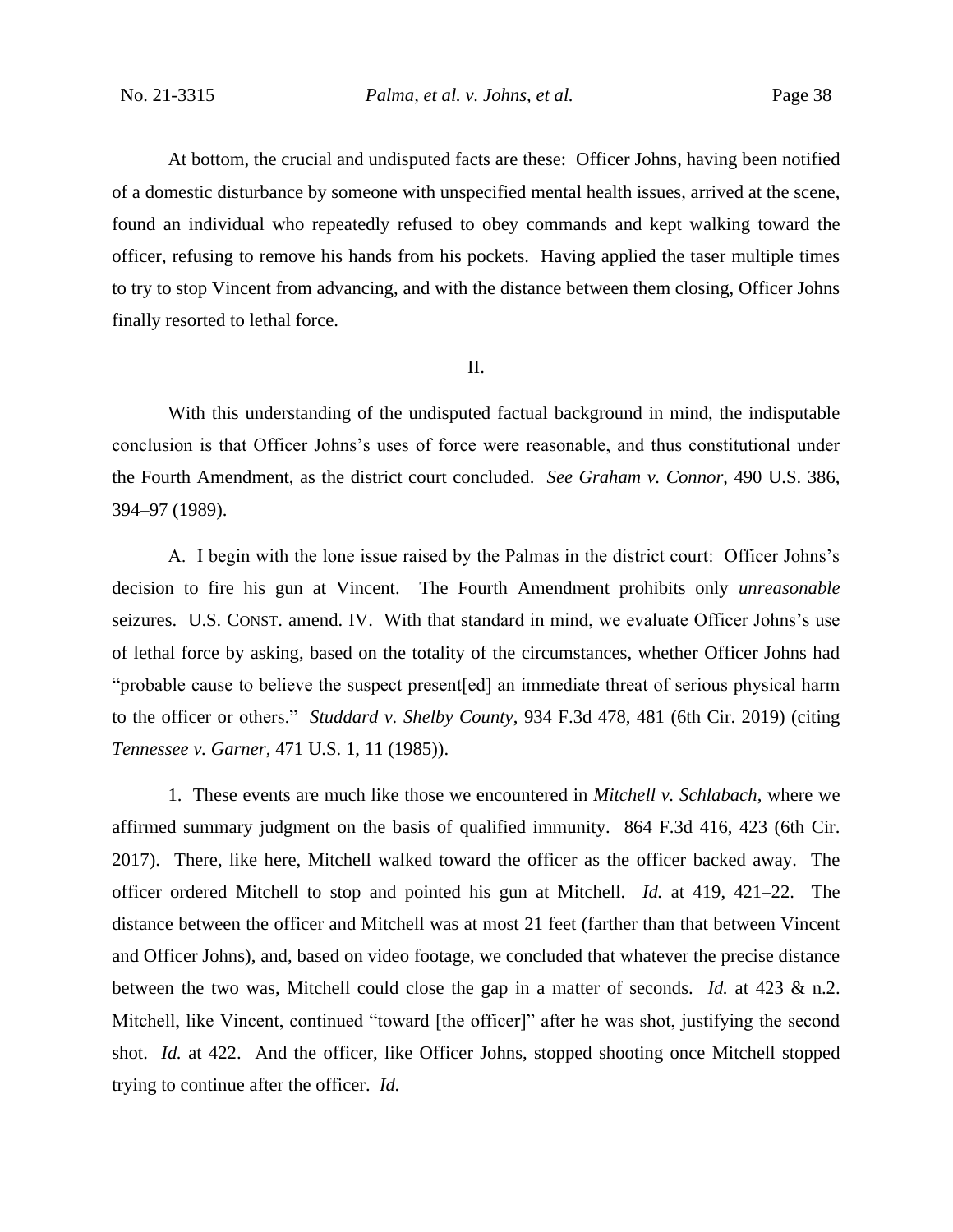At bottom, the crucial and undisputed facts are these: Officer Johns, having been notified of a domestic disturbance by someone with unspecified mental health issues, arrived at the scene, found an individual who repeatedly refused to obey commands and kept walking toward the officer, refusing to remove his hands from his pockets. Having applied the taser multiple times to try to stop Vincent from advancing, and with the distance between them closing, Officer Johns finally resorted to lethal force.

II.

With this understanding of the undisputed factual background in mind, the indisputable conclusion is that Officer Johns's uses of force were reasonable, and thus constitutional under the Fourth Amendment, as the district court concluded. *See Graham v. Connor*, 490 U.S. 386, 394–97 (1989).

A. I begin with the lone issue raised by the Palmas in the district court: Officer Johns's decision to fire his gun at Vincent. The Fourth Amendment prohibits only *unreasonable* seizures. U.S. CONST. amend. IV. With that standard in mind, we evaluate Officer Johns's use of lethal force by asking, based on the totality of the circumstances, whether Officer Johns had "probable cause to believe the suspect present[ed] an immediate threat of serious physical harm to the officer or others." *Studdard v. Shelby County*, 934 F.3d 478, 481 (6th Cir. 2019) (citing *Tennessee v. Garner*, 471 U.S. 1, 11 (1985)).

1. These events are much like those we encountered in *Mitchell v. Schlabach*, where we affirmed summary judgment on the basis of qualified immunity. 864 F.3d 416, 423 (6th Cir. 2017). There, like here, Mitchell walked toward the officer as the officer backed away. The officer ordered Mitchell to stop and pointed his gun at Mitchell. *Id.* at 419, 421–22. The distance between the officer and Mitchell was at most 21 feet (farther than that between Vincent and Officer Johns), and, based on video footage, we concluded that whatever the precise distance between the two was, Mitchell could close the gap in a matter of seconds. *Id.* at 423 & n.2. Mitchell, like Vincent, continued "toward [the officer]" after he was shot, justifying the second shot. *Id.* at 422. And the officer, like Officer Johns, stopped shooting once Mitchell stopped trying to continue after the officer. *Id.*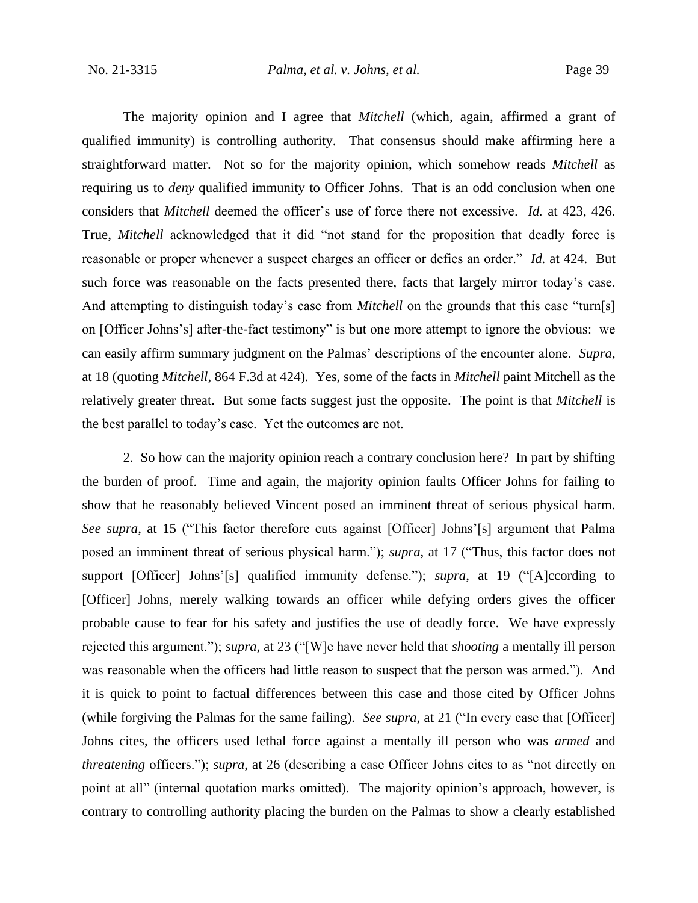The majority opinion and I agree that *Mitchell* (which, again, affirmed a grant of qualified immunity) is controlling authority. That consensus should make affirming here a straightforward matter. Not so for the majority opinion, which somehow reads *Mitchell* as requiring us to *deny* qualified immunity to Officer Johns. That is an odd conclusion when one considers that *Mitchell* deemed the officer's use of force there not excessive. *Id.* at 423, 426. True, *Mitchell* acknowledged that it did "not stand for the proposition that deadly force is reasonable or proper whenever a suspect charges an officer or defies an order." *Id.* at 424. But such force was reasonable on the facts presented there, facts that largely mirror today's case. And attempting to distinguish today's case from *Mitchell* on the grounds that this case "turn[s] on [Officer Johns's] after-the-fact testimony" is but one more attempt to ignore the obvious: we can easily affirm summary judgment on the Palmas' descriptions of the encounter alone. *Supra*, at 18 (quoting *Mitchell*, 864 F.3d at 424). Yes, some of the facts in *Mitchell* paint Mitchell as the relatively greater threat. But some facts suggest just the opposite. The point is that *Mitchell* is the best parallel to today's case. Yet the outcomes are not.

2. So how can the majority opinion reach a contrary conclusion here? In part by shifting the burden of proof. Time and again, the majority opinion faults Officer Johns for failing to show that he reasonably believed Vincent posed an imminent threat of serious physical harm. *See supra*, at 15 ("This factor therefore cuts against [Officer] Johns'[s] argument that Palma posed an imminent threat of serious physical harm."); *supra*, at 17 ("Thus, this factor does not support [Officer] Johns'[s] qualified immunity defense."); *supra*, at 19 ("[A]ccording to [Officer] Johns, merely walking towards an officer while defying orders gives the officer probable cause to fear for his safety and justifies the use of deadly force. We have expressly rejected this argument."); *supra*, at 23 ("[W]e have never held that *shooting* a mentally ill person was reasonable when the officers had little reason to suspect that the person was armed."). And it is quick to point to factual differences between this case and those cited by Officer Johns (while forgiving the Palmas for the same failing). *See supra*, at 21 ("In every case that [Officer] Johns cites, the officers used lethal force against a mentally ill person who was *armed* and *threatening* officers."); *supra*, at 26 (describing a case Officer Johns cites to as "not directly on point at all" (internal quotation marks omitted). The majority opinion's approach, however, is contrary to controlling authority placing the burden on the Palmas to show a clearly established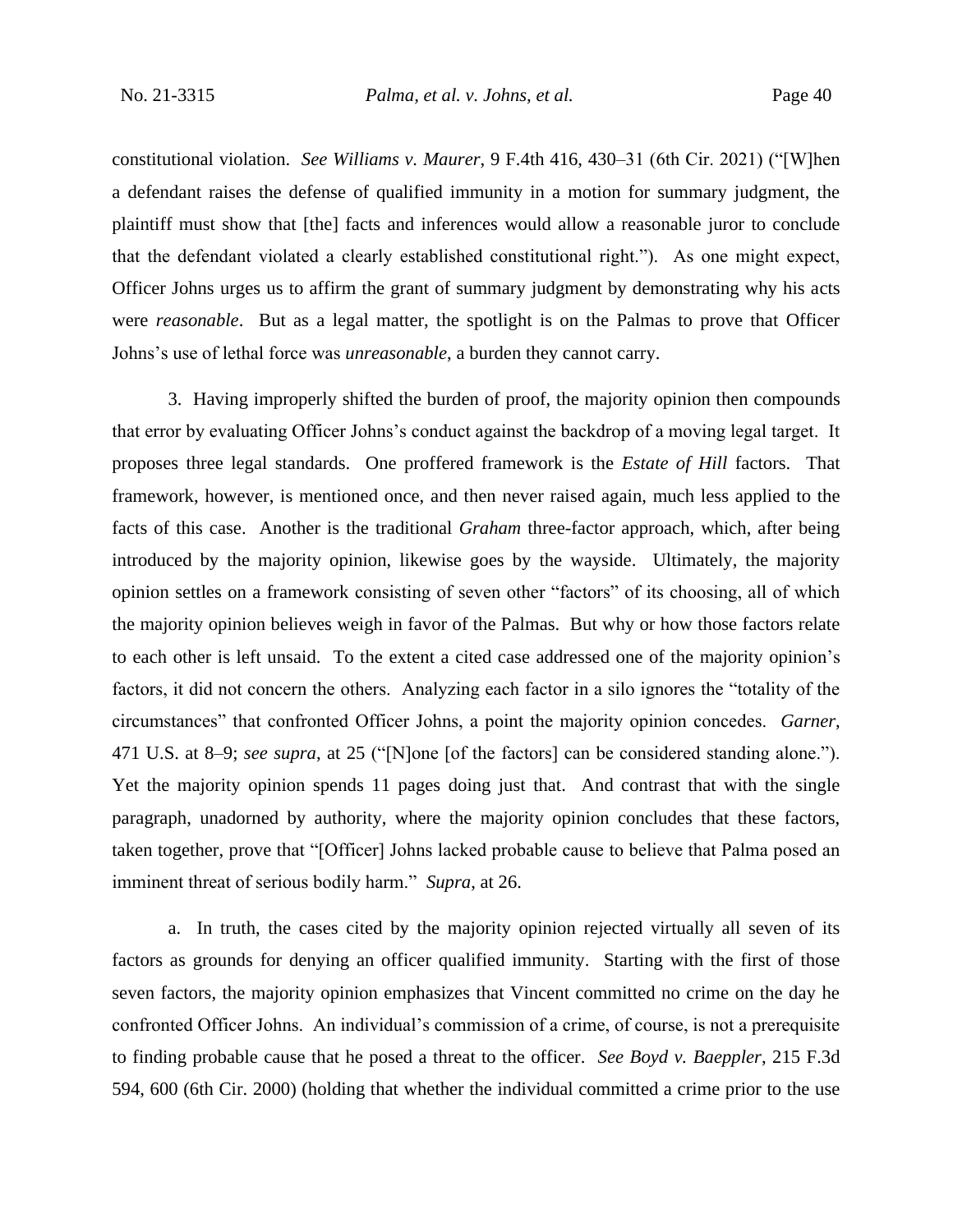constitutional violation. *See Williams v. Maurer*, 9 F.4th 416, 430–31 (6th Cir. 2021) ("[W]hen a defendant raises the defense of qualified immunity in a motion for summary judgment, the plaintiff must show that [the] facts and inferences would allow a reasonable juror to conclude that the defendant violated a clearly established constitutional right."). As one might expect, Officer Johns urges us to affirm the grant of summary judgment by demonstrating why his acts were *reasonable*. But as a legal matter, the spotlight is on the Palmas to prove that Officer Johns's use of lethal force was *unreasonable*, a burden they cannot carry.

3. Having improperly shifted the burden of proof, the majority opinion then compounds that error by evaluating Officer Johns's conduct against the backdrop of a moving legal target. It proposes three legal standards. One proffered framework is the *Estate of Hill* factors. That framework, however, is mentioned once, and then never raised again, much less applied to the facts of this case. Another is the traditional *Graham* three-factor approach, which, after being introduced by the majority opinion, likewise goes by the wayside. Ultimately, the majority opinion settles on a framework consisting of seven other "factors" of its choosing, all of which the majority opinion believes weigh in favor of the Palmas. But why or how those factors relate to each other is left unsaid. To the extent a cited case addressed one of the majority opinion's factors, it did not concern the others. Analyzing each factor in a silo ignores the "totality of the circumstances" that confronted Officer Johns, a point the majority opinion concedes. *Garner*, 471 U.S. at 8–9; *see supra*, at 25 ("[N]one [of the factors] can be considered standing alone."). Yet the majority opinion spends 11 pages doing just that. And contrast that with the single paragraph, unadorned by authority, where the majority opinion concludes that these factors, taken together, prove that "[Officer] Johns lacked probable cause to believe that Palma posed an imminent threat of serious bodily harm." *Supra*, at 26.

a. In truth, the cases cited by the majority opinion rejected virtually all seven of its factors as grounds for denying an officer qualified immunity. Starting with the first of those seven factors, the majority opinion emphasizes that Vincent committed no crime on the day he confronted Officer Johns. An individual's commission of a crime, of course, is not a prerequisite to finding probable cause that he posed a threat to the officer. *See Boyd v. Baeppler*, 215 F.3d 594, 600 (6th Cir. 2000) (holding that whether the individual committed a crime prior to the use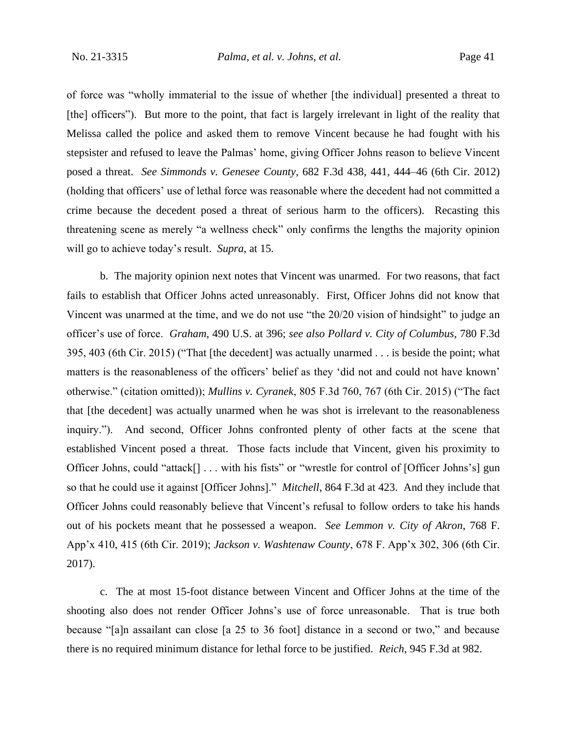of force was "wholly immaterial to the issue of whether [the individual] presented a threat to [the] officers"). But more to the point, that fact is largely irrelevant in light of the reality that Melissa called the police and asked them to remove Vincent because he had fought with his stepsister and refused to leave the Palmas' home, giving Officer Johns reason to believe Vincent posed a threat. *See Simmonds v. Genesee County*, 682 F.3d 438, 441, 444–46 (6th Cir. 2012) (holding that officers' use of lethal force was reasonable where the decedent had not committed a crime because the decedent posed a threat of serious harm to the officers). Recasting this threatening scene as merely "a wellness check" only confirms the lengths the majority opinion will go to achieve today's result. *Supra*, at 15.

b. The majority opinion next notes that Vincent was unarmed. For two reasons, that fact fails to establish that Officer Johns acted unreasonably. First, Officer Johns did not know that Vincent was unarmed at the time, and we do not use "the 20/20 vision of hindsight" to judge an officer's use of force. *Graham*, 490 U.S. at 396; *see also Pollard v. City of Columbus*, 780 F.3d 395, 403 (6th Cir. 2015) ("That [the decedent] was actually unarmed . . . is beside the point; what matters is the reasonableness of the officers' belief as they 'did not and could not have known' otherwise." (citation omitted)); *Mullins v. Cyranek*, 805 F.3d 760, 767 (6th Cir. 2015) ("The fact that [the decedent] was actually unarmed when he was shot is irrelevant to the reasonableness inquiry."). And second, Officer Johns confronted plenty of other facts at the scene that established Vincent posed a threat. Those facts include that Vincent, given his proximity to Officer Johns, could "attack[] . . . with his fists" or "wrestle for control of [Officer Johns's] gun so that he could use it against [Officer Johns]." *Mitchell,* 864 F.3d at 423. And they include that Officer Johns could reasonably believe that Vincent's refusal to follow orders to take his hands out of his pockets meant that he possessed a weapon. *See Lemmon v. City of Akron*, 768 F. App'x 410, 415 (6th Cir. 2019); *Jackson v. Washtenaw County*, 678 F. App'x 302, 306 (6th Cir. 2017).

c. The at most 15-foot distance between Vincent and Officer Johns at the time of the shooting also does not render Officer Johns's use of force unreasonable. That is true both because "[a]n assailant can close [a 25 to 36 foot] distance in a second or two," and because there is no required minimum distance for lethal force to be justified. *Reich*, 945 F.3d at 982.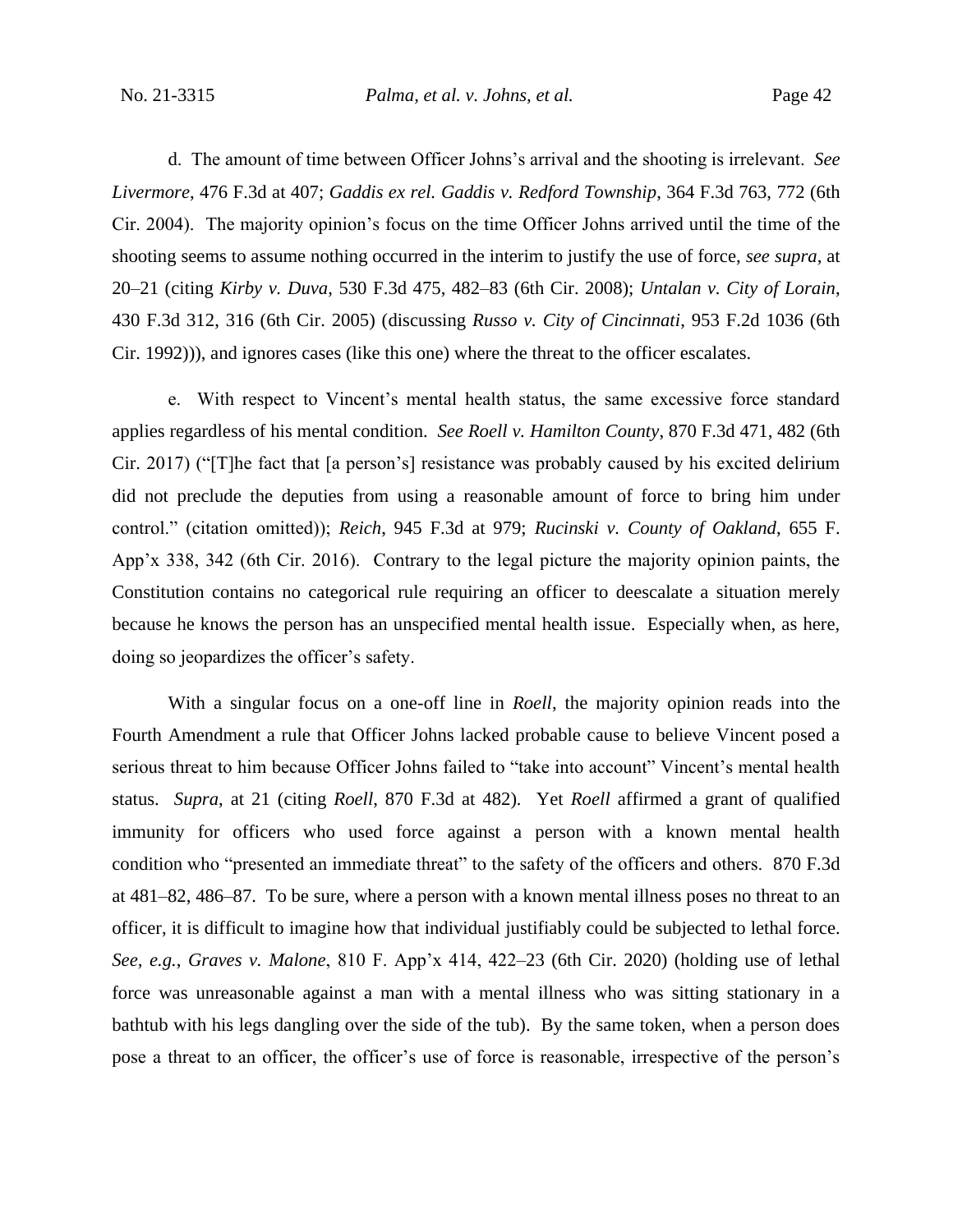d. The amount of time between Officer Johns's arrival and the shooting is irrelevant. *See Livermore*, 476 F.3d at 407; *Gaddis ex rel. Gaddis v. Redford Township*, 364 F.3d 763, 772 (6th Cir. 2004). The majority opinion's focus on the time Officer Johns arrived until the time of the shooting seems to assume nothing occurred in the interim to justify the use of force, *see supra*, at 20–21 (citing *Kirby v. Duva*, 530 F.3d 475, 482–83 (6th Cir. 2008); *Untalan v. City of Lorain*, 430 F.3d 312, 316 (6th Cir. 2005) (discussing *Russo v. City of Cincinnati*, 953 F.2d 1036 (6th Cir. 1992))), and ignores cases (like this one) where the threat to the officer escalates.

e. With respect to Vincent's mental health status, the same excessive force standard applies regardless of his mental condition. *See Roell v. Hamilton County*, 870 F.3d 471, 482 (6th Cir. 2017) ("[T]he fact that [a person's] resistance was probably caused by his excited delirium did not preclude the deputies from using a reasonable amount of force to bring him under control." (citation omitted)); *Reich*, 945 F.3d at 979; *Rucinski v. County of Oakland*, 655 F. App'x 338, 342 (6th Cir. 2016). Contrary to the legal picture the majority opinion paints, the Constitution contains no categorical rule requiring an officer to deescalate a situation merely because he knows the person has an unspecified mental health issue. Especially when, as here, doing so jeopardizes the officer's safety.

With a singular focus on a one-off line in *Roell*, the majority opinion reads into the Fourth Amendment a rule that Officer Johns lacked probable cause to believe Vincent posed a serious threat to him because Officer Johns failed to "take into account" Vincent's mental health status. *Supra*, at 21 (citing *Roell*, 870 F.3d at 482). Yet *Roell* affirmed a grant of qualified immunity for officers who used force against a person with a known mental health condition who "presented an immediate threat" to the safety of the officers and others. 870 F.3d at 481–82, 486–87. To be sure, where a person with a known mental illness poses no threat to an officer, it is difficult to imagine how that individual justifiably could be subjected to lethal force. *See, e.g.*, *Graves v. Malone*, 810 F. App'x 414, 422–23 (6th Cir. 2020) (holding use of lethal force was unreasonable against a man with a mental illness who was sitting stationary in a bathtub with his legs dangling over the side of the tub). By the same token, when a person does pose a threat to an officer, the officer's use of force is reasonable, irrespective of the person's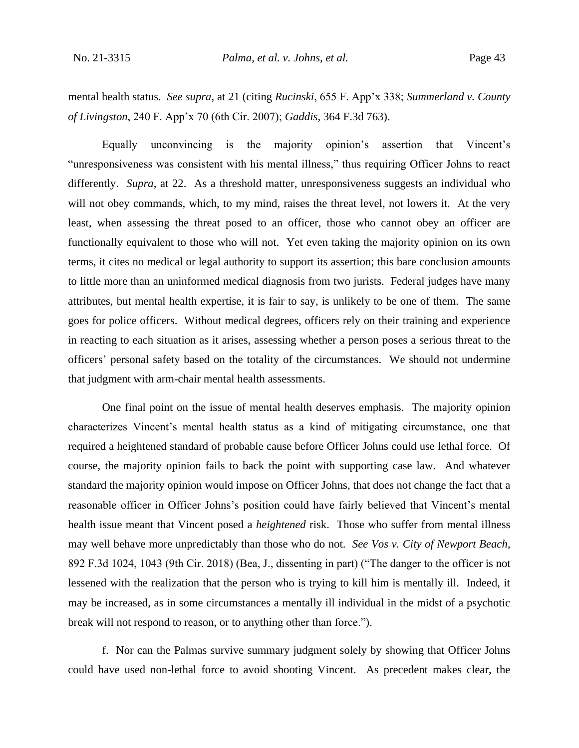mental health status. *See supra*, at 21 (citing *Rucinski*, 655 F. App'x 338; *Summerland v. County of Livingston*, 240 F. App'x 70 (6th Cir. 2007); *Gaddis*, 364 F.3d 763).

Equally unconvincing is the majority opinion's assertion that Vincent's "unresponsiveness was consistent with his mental illness," thus requiring Officer Johns to react differently. *Supra*, at 22. As a threshold matter, unresponsiveness suggests an individual who will not obey commands, which, to my mind, raises the threat level, not lowers it. At the very least, when assessing the threat posed to an officer, those who cannot obey an officer are functionally equivalent to those who will not. Yet even taking the majority opinion on its own terms, it cites no medical or legal authority to support its assertion; this bare conclusion amounts to little more than an uninformed medical diagnosis from two jurists. Federal judges have many attributes, but mental health expertise, it is fair to say, is unlikely to be one of them. The same goes for police officers. Without medical degrees, officers rely on their training and experience in reacting to each situation as it arises, assessing whether a person poses a serious threat to the officers' personal safety based on the totality of the circumstances. We should not undermine that judgment with arm-chair mental health assessments.

One final point on the issue of mental health deserves emphasis. The majority opinion characterizes Vincent's mental health status as a kind of mitigating circumstance, one that required a heightened standard of probable cause before Officer Johns could use lethal force. Of course, the majority opinion fails to back the point with supporting case law. And whatever standard the majority opinion would impose on Officer Johns, that does not change the fact that a reasonable officer in Officer Johns's position could have fairly believed that Vincent's mental health issue meant that Vincent posed a *heightened* risk. Those who suffer from mental illness may well behave more unpredictably than those who do not. *See Vos v. City of Newport Beach*, 892 F.3d 1024, 1043 (9th Cir. 2018) (Bea, J., dissenting in part) ("The danger to the officer is not lessened with the realization that the person who is trying to kill him is mentally ill. Indeed, it may be increased, as in some circumstances a mentally ill individual in the midst of a psychotic break will not respond to reason, or to anything other than force.").

f. Nor can the Palmas survive summary judgment solely by showing that Officer Johns could have used non-lethal force to avoid shooting Vincent. As precedent makes clear, the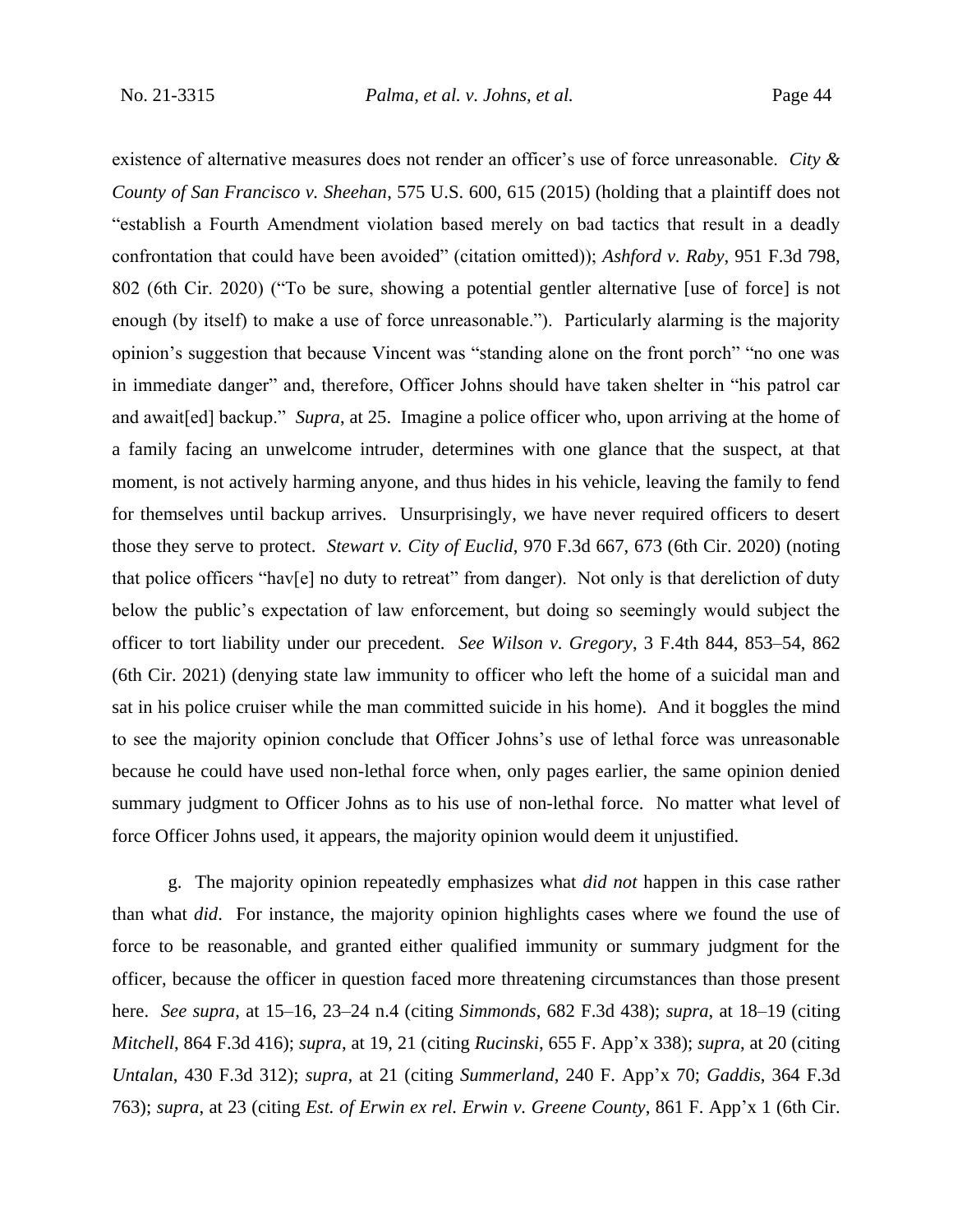existence of alternative measures does not render an officer's use of force unreasonable. *City & County of San Francisco v. Sheehan*, 575 U.S. 600, 615 (2015) (holding that a plaintiff does not "establish a Fourth Amendment violation based merely on bad tactics that result in a deadly confrontation that could have been avoided" (citation omitted)); *Ashford v. Raby*, 951 F.3d 798, 802 (6th Cir. 2020) ("To be sure, showing a potential gentler alternative [use of force] is not enough (by itself) to make a use of force unreasonable."). Particularly alarming is the majority opinion's suggestion that because Vincent was "standing alone on the front porch" "no one was in immediate danger" and, therefore, Officer Johns should have taken shelter in "his patrol car and await[ed] backup." *Supra*, at 25. Imagine a police officer who, upon arriving at the home of a family facing an unwelcome intruder, determines with one glance that the suspect, at that moment, is not actively harming anyone, and thus hides in his vehicle, leaving the family to fend for themselves until backup arrives. Unsurprisingly, we have never required officers to desert those they serve to protect. *Stewart v. City of Euclid*, 970 F.3d 667, 673 (6th Cir. 2020) (noting that police officers "hav[e] no duty to retreat" from danger). Not only is that dereliction of duty below the public's expectation of law enforcement, but doing so seemingly would subject the officer to tort liability under our precedent. *See Wilson v. Gregory*, 3 F.4th 844, 853–54, 862 (6th Cir. 2021) (denying state law immunity to officer who left the home of a suicidal man and sat in his police cruiser while the man committed suicide in his home). And it boggles the mind to see the majority opinion conclude that Officer Johns's use of lethal force was unreasonable because he could have used non-lethal force when, only pages earlier, the same opinion denied summary judgment to Officer Johns as to his use of non-lethal force. No matter what level of force Officer Johns used, it appears, the majority opinion would deem it unjustified.

g. The majority opinion repeatedly emphasizes what *did not* happen in this case rather than what *did*. For instance, the majority opinion highlights cases where we found the use of force to be reasonable, and granted either qualified immunity or summary judgment for the officer, because the officer in question faced more threatening circumstances than those present here. *See supra*, at 15–16, 23–24 n.4 (citing *Simmonds*, 682 F.3d 438); *supra*, at 18–19 (citing *Mitchell*, 864 F.3d 416); *supra*, at 19, 21 (citing *Rucinski*, 655 F. App'x 338); *supra*, at 20 (citing *Untalan*, 430 F.3d 312); *supra*, at 21 (citing *Summerland*, 240 F. App'x 70; *Gaddis*, 364 F.3d 763); *supra*, at 23 (citing *Est. of Erwin ex rel. Erwin v. Greene County*, 861 F. App'x 1 (6th Cir.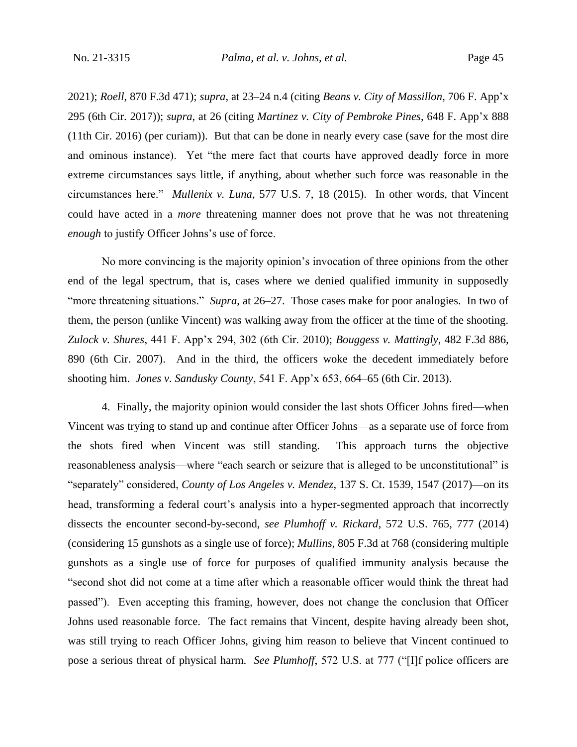2021); *Roell*, 870 F.3d 471); *supra*, at 23–24 n.4 (citing *Beans v. City of Massillon*, 706 F. App'x 295 (6th Cir. 2017)); *supra*, at 26 (citing *Martinez v. City of Pembroke Pines*, 648 F. App'x 888 (11th Cir. 2016) (per curiam)). But that can be done in nearly every case (save for the most dire and ominous instance). Yet "the mere fact that courts have approved deadly force in more extreme circumstances says little, if anything, about whether such force was reasonable in the circumstances here." *Mullenix v. Luna*, 577 U.S. 7, 18 (2015). In other words, that Vincent could have acted in a *more* threatening manner does not prove that he was not threatening *enough* to justify Officer Johns's use of force.

No more convincing is the majority opinion's invocation of three opinions from the other end of the legal spectrum, that is, cases where we denied qualified immunity in supposedly "more threatening situations." *Supra*, at 26–27. Those cases make for poor analogies. In two of them, the person (unlike Vincent) was walking away from the officer at the time of the shooting. *Zulock v. Shures*, 441 F. App'x 294, 302 (6th Cir. 2010); *Bouggess v. Mattingly*, 482 F.3d 886, 890 (6th Cir. 2007). And in the third, the officers woke the decedent immediately before shooting him. *Jones v. Sandusky County*, 541 F. App'x 653, 664–65 (6th Cir. 2013).

4. Finally, the majority opinion would consider the last shots Officer Johns fired—when Vincent was trying to stand up and continue after Officer Johns—as a separate use of force from the shots fired when Vincent was still standing. This approach turns the objective reasonableness analysis—where "each search or seizure that is alleged to be unconstitutional" is "separately" considered, *County of Los Angeles v. Mendez*, 137 S. Ct. 1539, 1547 (2017)—on its head, transforming a federal court's analysis into a hyper-segmented approach that incorrectly dissects the encounter second-by-second, *see Plumhoff v. Rickard*, 572 U.S. 765, 777 (2014) (considering 15 gunshots as a single use of force); *Mullins*, 805 F.3d at 768 (considering multiple gunshots as a single use of force for purposes of qualified immunity analysis because the "second shot did not come at a time after which a reasonable officer would think the threat had passed"). Even accepting this framing, however, does not change the conclusion that Officer Johns used reasonable force. The fact remains that Vincent, despite having already been shot, was still trying to reach Officer Johns, giving him reason to believe that Vincent continued to pose a serious threat of physical harm. *See Plumhoff*, 572 U.S. at 777 ("[I]f police officers are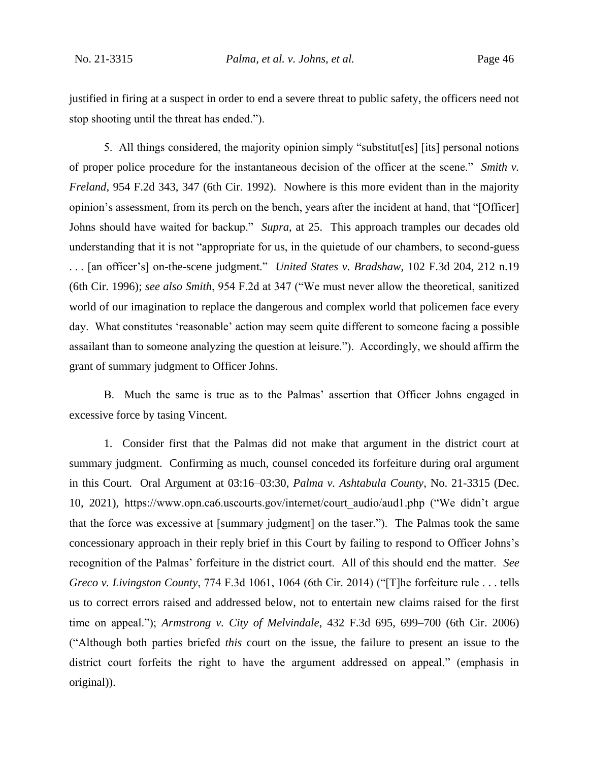justified in firing at a suspect in order to end a severe threat to public safety, the officers need not stop shooting until the threat has ended.").

5. All things considered, the majority opinion simply "substitut[es] [its] personal notions of proper police procedure for the instantaneous decision of the officer at the scene." *Smith v. Freland*, 954 F.2d 343, 347 (6th Cir. 1992). Nowhere is this more evident than in the majority opinion's assessment, from its perch on the bench, years after the incident at hand, that "[Officer] Johns should have waited for backup." *Supra*, at 25. This approach tramples our decades old understanding that it is not "appropriate for us, in the quietude of our chambers, to second-guess . . . [an officer's] on-the-scene judgment." *United States v. Bradshaw*, 102 F.3d 204, 212 n.19 (6th Cir. 1996); *see also Smith*, 954 F.2d at 347 ("We must never allow the theoretical, sanitized world of our imagination to replace the dangerous and complex world that policemen face every day. What constitutes 'reasonable' action may seem quite different to someone facing a possible assailant than to someone analyzing the question at leisure."). Accordingly, we should affirm the grant of summary judgment to Officer Johns.

B. Much the same is true as to the Palmas' assertion that Officer Johns engaged in excessive force by tasing Vincent.

1. Consider first that the Palmas did not make that argument in the district court at summary judgment. Confirming as much, counsel conceded its forfeiture during oral argument in this Court. Oral Argument at 03:16–03:30, *Palma v. Ashtabula County*, No. 21-3315 (Dec. 10, 2021), https://www.opn.ca6.uscourts.gov/internet/court_audio/aud1.php ("We didn't argue that the force was excessive at [summary judgment] on the taser."). The Palmas took the same concessionary approach in their reply brief in this Court by failing to respond to Officer Johns's recognition of the Palmas' forfeiture in the district court. All of this should end the matter. *See Greco v. Livingston County*, 774 F.3d 1061, 1064 (6th Cir. 2014) ("[T]he forfeiture rule . . . tells us to correct errors raised and addressed below, not to entertain new claims raised for the first time on appeal."); *Armstrong v. City of Melvindale*, 432 F.3d 695, 699–700 (6th Cir. 2006) ("Although both parties briefed *this* court on the issue, the failure to present an issue to the district court forfeits the right to have the argument addressed on appeal." (emphasis in original)).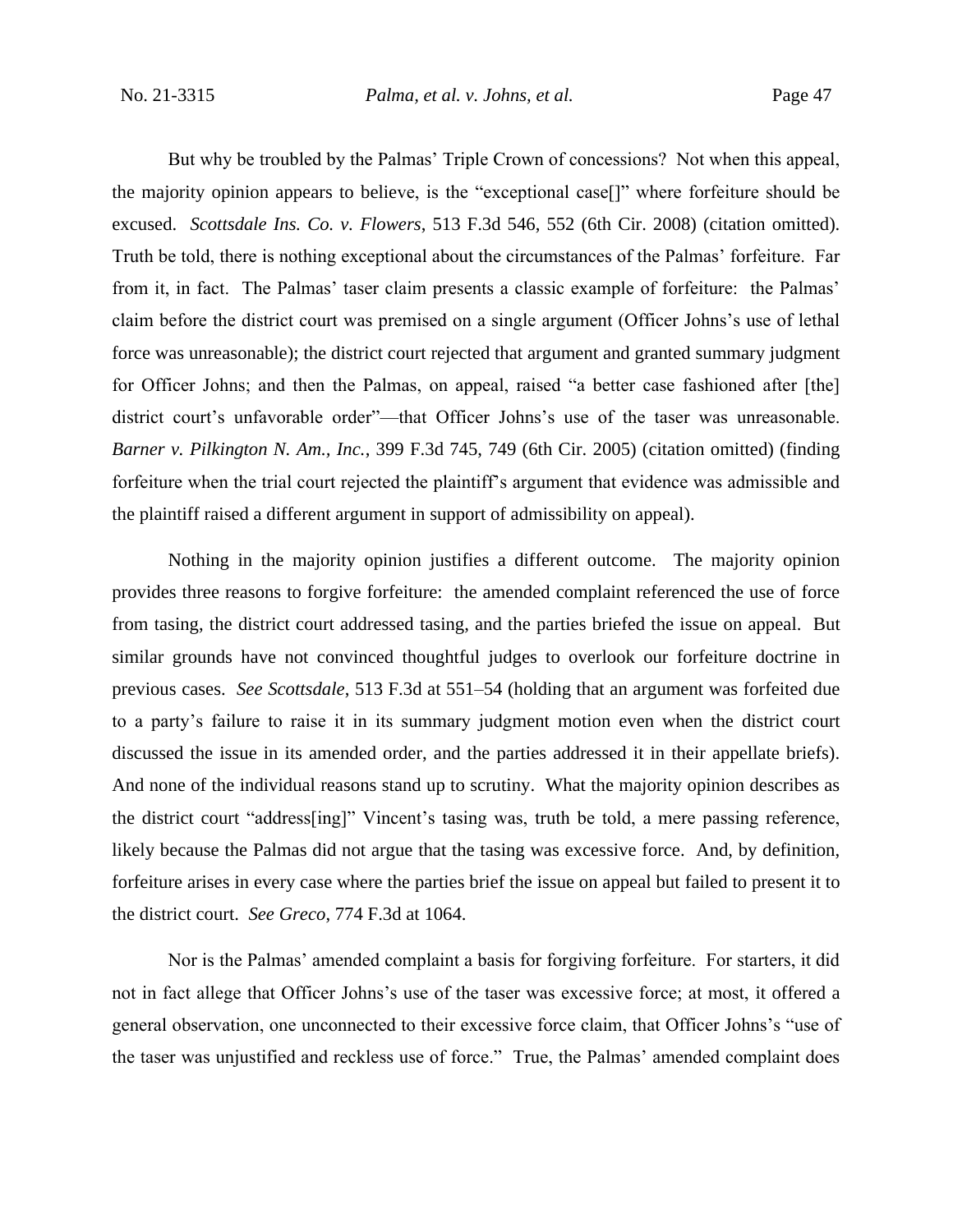But why be troubled by the Palmas' Triple Crown of concessions? Not when this appeal, the majority opinion appears to believe, is the "exceptional case[]" where forfeiture should be excused. *Scottsdale Ins. Co. v. Flowers*, 513 F.3d 546, 552 (6th Cir. 2008) (citation omitted). Truth be told, there is nothing exceptional about the circumstances of the Palmas' forfeiture. Far from it, in fact. The Palmas' taser claim presents a classic example of forfeiture: the Palmas' claim before the district court was premised on a single argument (Officer Johns's use of lethal force was unreasonable); the district court rejected that argument and granted summary judgment for Officer Johns; and then the Palmas, on appeal, raised "a better case fashioned after [the] district court's unfavorable order"—that Officer Johns's use of the taser was unreasonable. *Barner v. Pilkington N. Am., Inc.*, 399 F.3d 745, 749 (6th Cir. 2005) (citation omitted) (finding forfeiture when the trial court rejected the plaintiff's argument that evidence was admissible and the plaintiff raised a different argument in support of admissibility on appeal).

Nothing in the majority opinion justifies a different outcome. The majority opinion provides three reasons to forgive forfeiture: the amended complaint referenced the use of force from tasing, the district court addressed tasing, and the parties briefed the issue on appeal. But similar grounds have not convinced thoughtful judges to overlook our forfeiture doctrine in previous cases. *See Scottsdale*, 513 F.3d at 551–54 (holding that an argument was forfeited due to a party's failure to raise it in its summary judgment motion even when the district court discussed the issue in its amended order, and the parties addressed it in their appellate briefs). And none of the individual reasons stand up to scrutiny. What the majority opinion describes as the district court "address[ing]" Vincent's tasing was, truth be told, a mere passing reference, likely because the Palmas did not argue that the tasing was excessive force. And, by definition, forfeiture arises in every case where the parties brief the issue on appeal but failed to present it to the district court. *See Greco*, 774 F.3d at 1064.

Nor is the Palmas' amended complaint a basis for forgiving forfeiture. For starters, it did not in fact allege that Officer Johns's use of the taser was excessive force; at most, it offered a general observation, one unconnected to their excessive force claim, that Officer Johns's "use of the taser was unjustified and reckless use of force." True, the Palmas' amended complaint does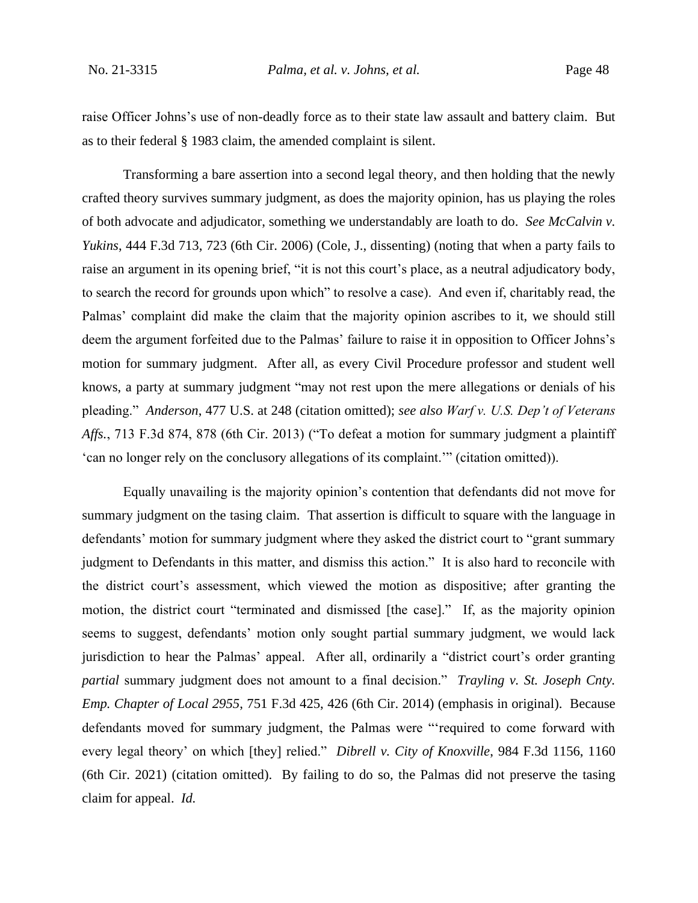raise Officer Johns's use of non-deadly force as to their state law assault and battery claim. But as to their federal § 1983 claim, the amended complaint is silent.

Transforming a bare assertion into a second legal theory, and then holding that the newly crafted theory survives summary judgment, as does the majority opinion, has us playing the roles of both advocate and adjudicator, something we understandably are loath to do. *See McCalvin v. Yukins*, 444 F.3d 713, 723 (6th Cir. 2006) (Cole, J., dissenting) (noting that when a party fails to raise an argument in its opening brief, "it is not this court's place, as a neutral adjudicatory body, to search the record for grounds upon which" to resolve a case). And even if, charitably read, the Palmas' complaint did make the claim that the majority opinion ascribes to it, we should still deem the argument forfeited due to the Palmas' failure to raise it in opposition to Officer Johns's motion for summary judgment. After all, as every Civil Procedure professor and student well knows, a party at summary judgment "may not rest upon the mere allegations or denials of his pleading." *Anderson*, 477 U.S. at 248 (citation omitted); *see also Warf v. U.S. Dep't of Veterans Affs.*, 713 F.3d 874, 878 (6th Cir. 2013) ("To defeat a motion for summary judgment a plaintiff 'can no longer rely on the conclusory allegations of its complaint.'" (citation omitted)).

Equally unavailing is the majority opinion's contention that defendants did not move for summary judgment on the tasing claim. That assertion is difficult to square with the language in defendants' motion for summary judgment where they asked the district court to "grant summary judgment to Defendants in this matter, and dismiss this action." It is also hard to reconcile with the district court's assessment, which viewed the motion as dispositive; after granting the motion, the district court "terminated and dismissed [the case]." If, as the majority opinion seems to suggest, defendants' motion only sought partial summary judgment, we would lack jurisdiction to hear the Palmas' appeal. After all, ordinarily a "district court's order granting *partial* summary judgment does not amount to a final decision." *Trayling v. St. Joseph Cnty. Emp. Chapter of Local 2955*, 751 F.3d 425, 426 (6th Cir. 2014) (emphasis in original). Because defendants moved for summary judgment, the Palmas were "'required to come forward with every legal theory' on which [they] relied." *Dibrell v. City of Knoxville*, 984 F.3d 1156, 1160 (6th Cir. 2021) (citation omitted). By failing to do so, the Palmas did not preserve the tasing claim for appeal. *Id.*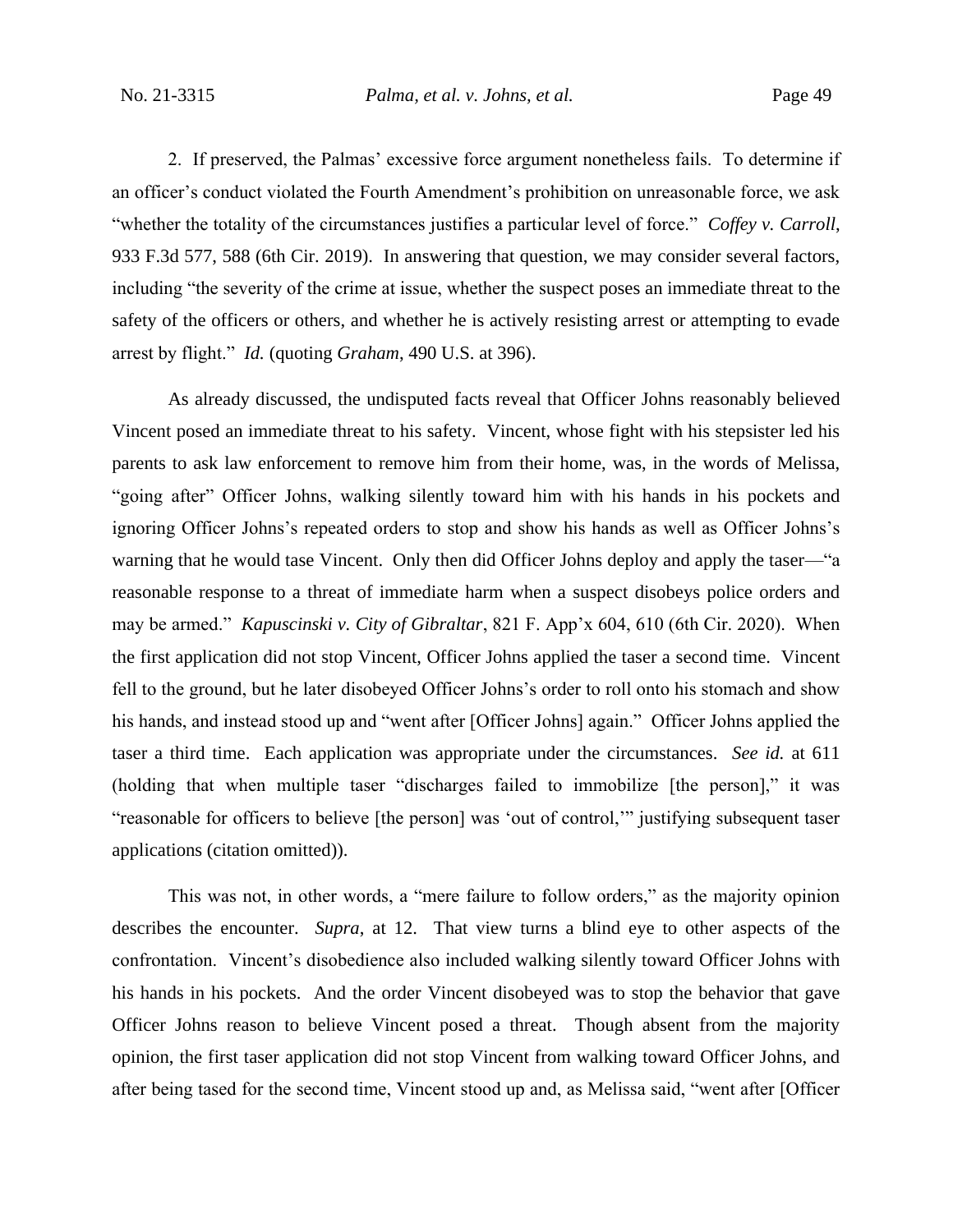2. If preserved, the Palmas' excessive force argument nonetheless fails. To determine if an officer's conduct violated the Fourth Amendment's prohibition on unreasonable force, we ask "whether the totality of the circumstances justifies a particular level of force." *Coffey v. Carroll*, 933 F.3d 577, 588 (6th Cir. 2019). In answering that question, we may consider several factors, including "the severity of the crime at issue, whether the suspect poses an immediate threat to the safety of the officers or others, and whether he is actively resisting arrest or attempting to evade arrest by flight." *Id.* (quoting *Graham*, 490 U.S. at 396).

As already discussed, the undisputed facts reveal that Officer Johns reasonably believed Vincent posed an immediate threat to his safety. Vincent, whose fight with his stepsister led his parents to ask law enforcement to remove him from their home, was, in the words of Melissa, "going after" Officer Johns, walking silently toward him with his hands in his pockets and ignoring Officer Johns's repeated orders to stop and show his hands as well as Officer Johns's warning that he would tase Vincent. Only then did Officer Johns deploy and apply the taser—"a reasonable response to a threat of immediate harm when a suspect disobeys police orders and may be armed." *Kapuscinski v. City of Gibraltar*, 821 F. App'x 604, 610 (6th Cir. 2020). When the first application did not stop Vincent, Officer Johns applied the taser a second time. Vincent fell to the ground, but he later disobeyed Officer Johns's order to roll onto his stomach and show his hands, and instead stood up and "went after [Officer Johns] again." Officer Johns applied the taser a third time. Each application was appropriate under the circumstances. *See id.* at 611 (holding that when multiple taser "discharges failed to immobilize [the person]," it was "reasonable for officers to believe [the person] was 'out of control,'" justifying subsequent taser applications (citation omitted)).

This was not, in other words, a "mere failure to follow orders," as the majority opinion describes the encounter. *Supra*, at 12. That view turns a blind eye to other aspects of the confrontation. Vincent's disobedience also included walking silently toward Officer Johns with his hands in his pockets. And the order Vincent disobeyed was to stop the behavior that gave Officer Johns reason to believe Vincent posed a threat. Though absent from the majority opinion, the first taser application did not stop Vincent from walking toward Officer Johns, and after being tased for the second time, Vincent stood up and, as Melissa said, "went after [Officer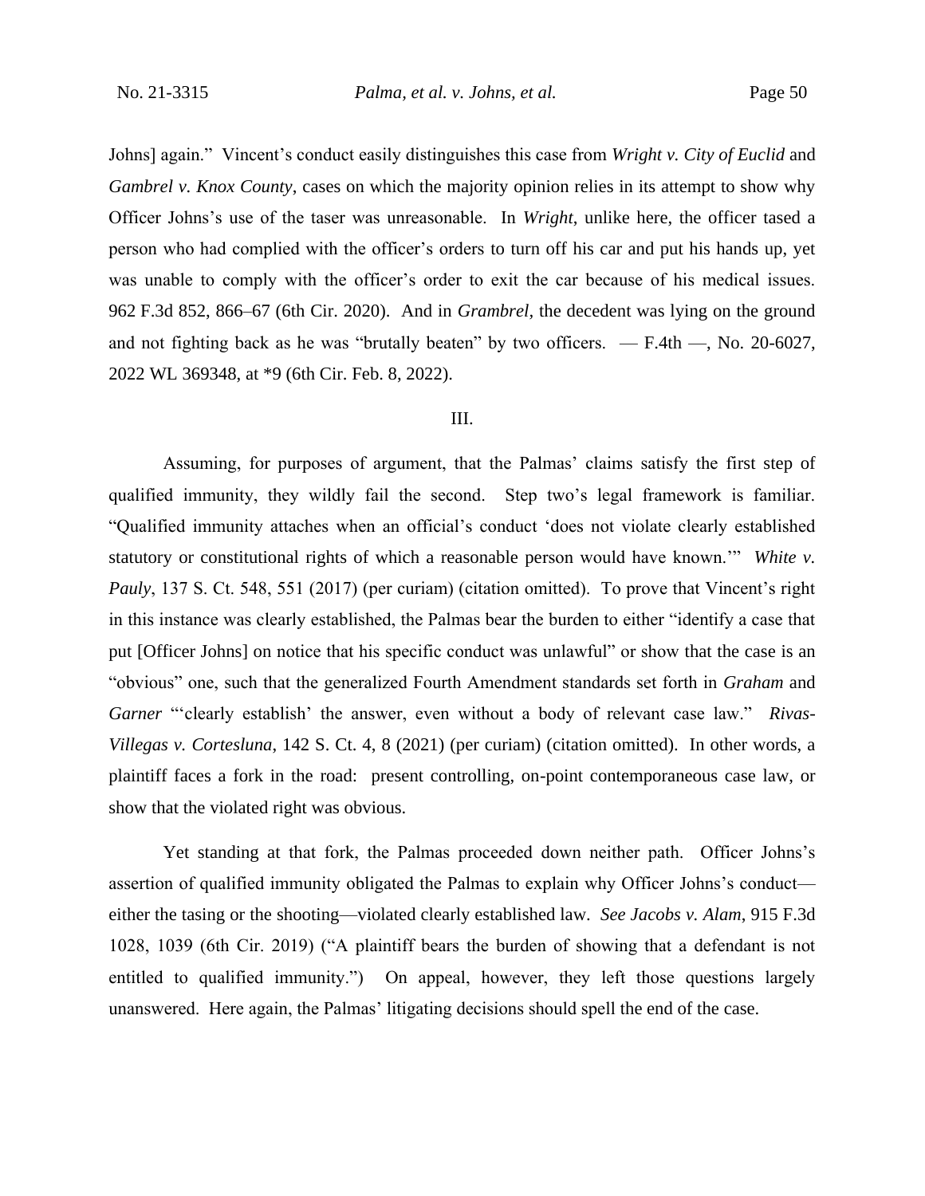Johns] again." Vincent's conduct easily distinguishes this case from *Wright v. City of Euclid* and *Gambrel v. Knox County*, cases on which the majority opinion relies in its attempt to show why Officer Johns's use of the taser was unreasonable. In *Wright*, unlike here, the officer tased a person who had complied with the officer's orders to turn off his car and put his hands up, yet was unable to comply with the officer's order to exit the car because of his medical issues. 962 F.3d 852, 866–67 (6th Cir. 2020). And in *Grambrel*, the decedent was lying on the ground and not fighting back as he was "brutally beaten" by two officers. — F.4th —, No. 20-6027, 2022 WL 369348, at *9 (6th Cir. Feb. 8, 2022).

III.

Assuming, for purposes of argument, that the Palmas' claims satisfy the first step of qualified immunity, they wildly fail the second. Step two's legal framework is familiar. "Qualified immunity attaches when an official's conduct 'does not violate clearly established statutory or constitutional rights of which a reasonable person would have known.'" *White v. Pauly*, 137 S. Ct. 548, 551 (2017) (per curiam) (citation omitted). To prove that Vincent's right in this instance was clearly established, the Palmas bear the burden to either "identify a case that put [Officer Johns] on notice that his specific conduct was unlawful" or show that the case is an "obvious" one, such that the generalized Fourth Amendment standards set forth in *Graham* and *Garner* "'clearly establish' the answer, even without a body of relevant case law." *Rivas-Villegas v. Cortesluna*, 142 S. Ct. 4, 8 (2021) (per curiam) (citation omitted). In other words, a plaintiff faces a fork in the road: present controlling, on-point contemporaneous case law, or show that the violated right was obvious.

Yet standing at that fork, the Palmas proceeded down neither path. Officer Johns's assertion of qualified immunity obligated the Palmas to explain why Officer Johns's conduct—either the tasing or the shooting—violated clearly established law. *See Jacobs v. Alam*, 915 F.3d 1028, 1039 (6th Cir. 2019) ("A plaintiff bears the burden of showing that a defendant is not entitled to qualified immunity.") On appeal, however, they left those questions largely unanswered. Here again, the Palmas' litigating decisions should spell the end of the case.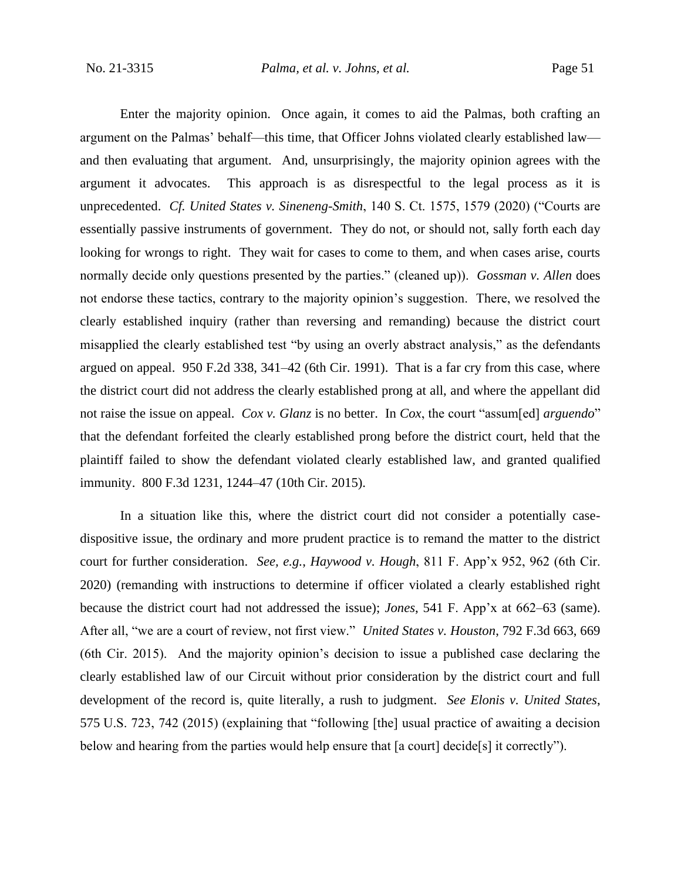Enter the majority opinion. Once again, it comes to aid the Palmas, both crafting an argument on the Palmas' behalf—this time, that Officer Johns violated clearly established law—and then evaluating that argument. And, unsurprisingly, the majority opinion agrees with the argument it advocates. This approach is as disrespectful to the legal process as it is unprecedented. *Cf. United States v. Sineneng-Smith*, 140 S. Ct. 1575, 1579 (2020) ("Courts are essentially passive instruments of government. They do not, or should not, sally forth each day looking for wrongs to right. They wait for cases to come to them, and when cases arise, courts normally decide only questions presented by the parties." (cleaned up)). *Gossman v. Allen* does not endorse these tactics, contrary to the majority opinion's suggestion. There, we resolved the clearly established inquiry (rather than reversing and remanding) because the district court misapplied the clearly established test "by using an overly abstract analysis," as the defendants argued on appeal. 950 F.2d 338, 341–42 (6th Cir. 1991). That is a far cry from this case, where the district court did not address the clearly established prong at all, and where the appellant did not raise the issue on appeal. *Cox v. Glanz* is no better. In *Cox*, the court "assum[ed] *arguendo*" that the defendant forfeited the clearly established prong before the district court, held that the plaintiff failed to show the defendant violated clearly established law, and granted qualified immunity. 800 F.3d 1231, 1244–47 (10th Cir. 2015).

In a situation like this, where the district court did not consider a potentially case-dispositive issue, the ordinary and more prudent practice is to remand the matter to the district court for further consideration. *See, e.g.*, *Haywood v. Hough*, 811 F. App'x 952, 962 (6th Cir. 2020) (remanding with instructions to determine if officer violated a clearly established right because the district court had not addressed the issue); *Jones*, 541 F. App'x at 662–63 (same). After all, "we are a court of review, not first view." *United States v. Houston*, 792 F.3d 663, 669 (6th Cir. 2015). And the majority opinion's decision to issue a published case declaring the clearly established law of our Circuit without prior consideration by the district court and full development of the record is, quite literally, a rush to judgment. *See Elonis v. United States*, 575 U.S. 723, 742 (2015) (explaining that "following [the] usual practice of awaiting a decision below and hearing from the parties would help ensure that [a court] decide[s] it correctly").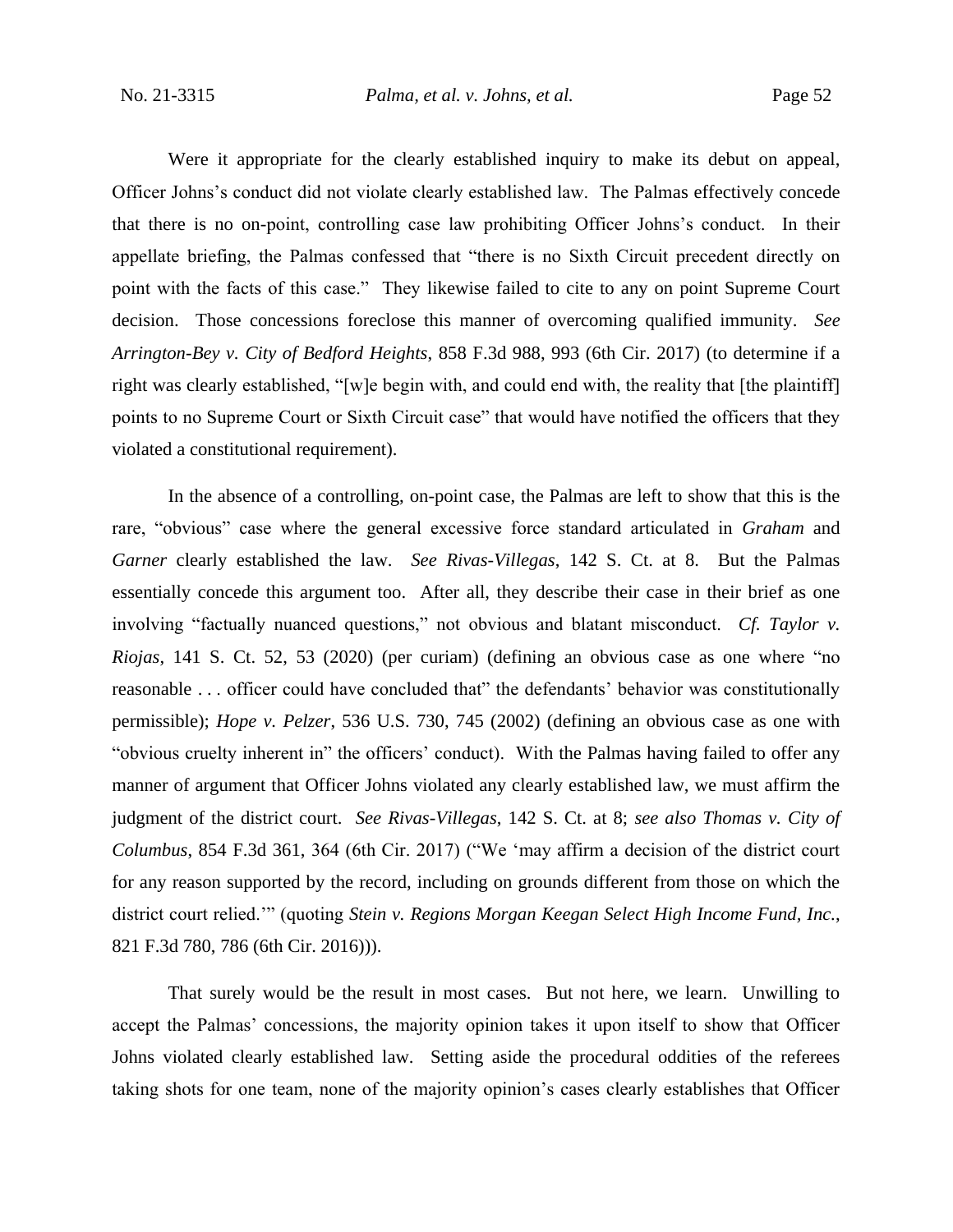Were it appropriate for the clearly established inquiry to make its debut on appeal, Officer Johns's conduct did not violate clearly established law. The Palmas effectively concede that there is no on-point, controlling case law prohibiting Officer Johns's conduct. In their appellate briefing, the Palmas confessed that "there is no Sixth Circuit precedent directly on point with the facts of this case." They likewise failed to cite to any on point Supreme Court decision. Those concessions foreclose this manner of overcoming qualified immunity. *See Arrington-Bey v. City of Bedford Heights*, 858 F.3d 988, 993 (6th Cir. 2017) (to determine if a right was clearly established, "[w]e begin with, and could end with, the reality that [the plaintiff] points to no Supreme Court or Sixth Circuit case" that would have notified the officers that they violated a constitutional requirement).

In the absence of a controlling, on-point case, the Palmas are left to show that this is the rare, "obvious" case where the general excessive force standard articulated in *Graham* and *Garner* clearly established the law. *See Rivas-Villegas*, 142 S. Ct. at 8. But the Palmas essentially concede this argument too. After all, they describe their case in their brief as one involving "factually nuanced questions," not obvious and blatant misconduct. *Cf. Taylor v. Riojas*, 141 S. Ct. 52, 53 (2020) (per curiam) (defining an obvious case as one where "no reasonable . . . officer could have concluded that" the defendants' behavior was constitutionally permissible); *Hope v. Pelzer*, 536 U.S. 730, 745 (2002) (defining an obvious case as one with "obvious cruelty inherent in" the officers' conduct). With the Palmas having failed to offer any manner of argument that Officer Johns violated any clearly established law, we must affirm the judgment of the district court. *See Rivas-Villegas*, 142 S. Ct. at 8; *see also Thomas v. City of Columbus*, 854 F.3d 361, 364 (6th Cir. 2017) ("We 'may affirm a decision of the district court for any reason supported by the record, including on grounds different from those on which the district court relied.'" (quoting *Stein v. Regions Morgan Keegan Select High Income Fund, Inc.*, 821 F.3d 780, 786 (6th Cir. 2016))).

That surely would be the result in most cases. But not here, we learn. Unwilling to accept the Palmas' concessions, the majority opinion takes it upon itself to show that Officer Johns violated clearly established law. Setting aside the procedural oddities of the referees taking shots for one team, none of the majority opinion's cases clearly establishes that Officer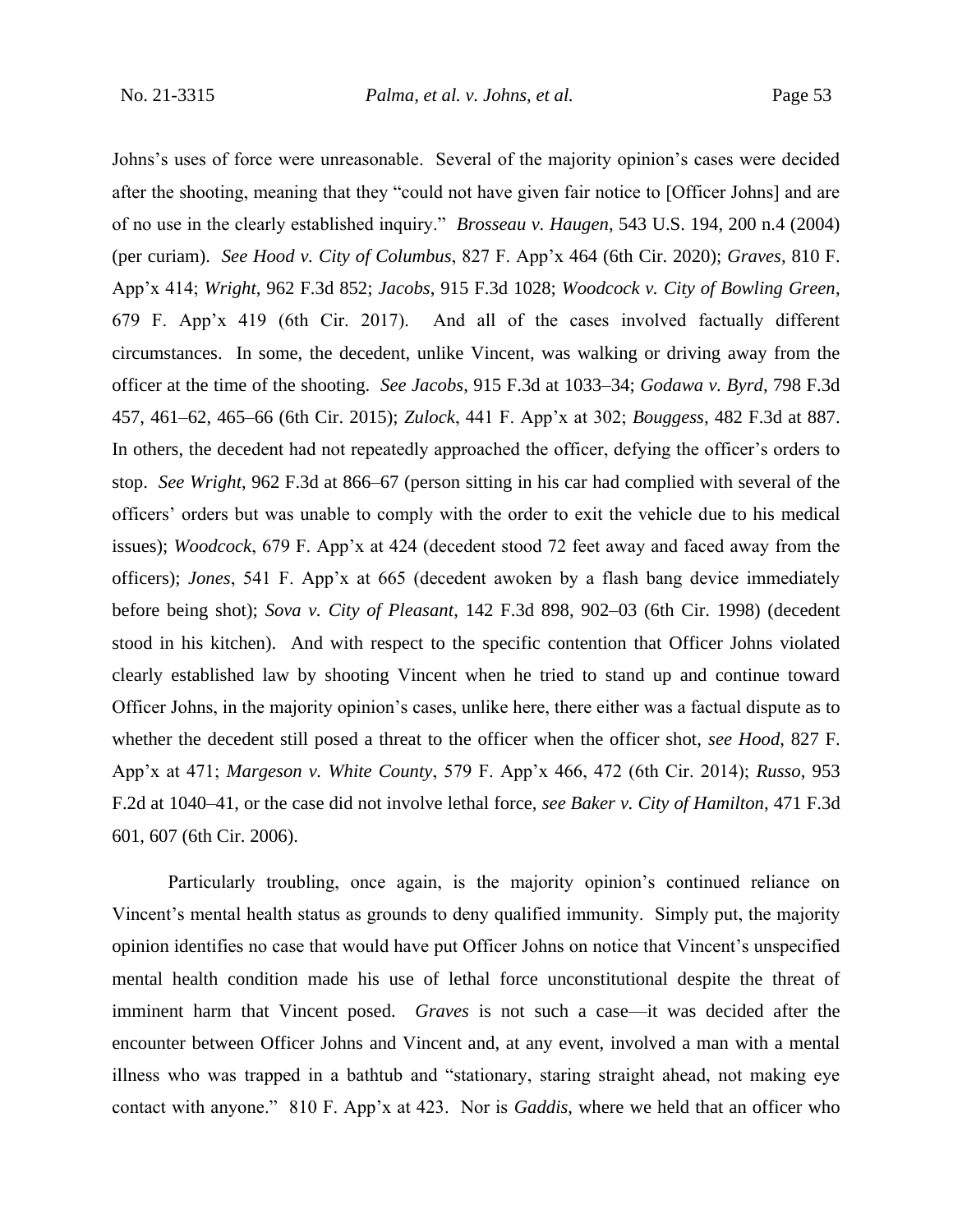Johns's uses of force were unreasonable. Several of the majority opinion's cases were decided after the shooting, meaning that they "could not have given fair notice to [Officer Johns] and are of no use in the clearly established inquiry." *Brosseau v. Haugen*, 543 U.S. 194, 200 n.4 (2004) (per curiam). *See Hood v. City of Columbus*, 827 F. App'x 464 (6th Cir. 2020); *Graves*, 810 F. App'x 414; *Wright*, 962 F.3d 852; *Jacobs*, 915 F.3d 1028; *Woodcock v. City of Bowling Green*, 679 F. App'x 419 (6th Cir. 2017). And all of the cases involved factually different circumstances. In some, the decedent, unlike Vincent, was walking or driving away from the officer at the time of the shooting. *See Jacobs*, 915 F.3d at 1033–34; *Godawa v. Byrd*, 798 F.3d 457, 461–62, 465–66 (6th Cir. 2015); *Zulock*, 441 F. App'x at 302; *Bouggess*, 482 F.3d at 887. In others, the decedent had not repeatedly approached the officer, defying the officer's orders to stop. *See Wright*, 962 F.3d at 866–67 (person sitting in his car had complied with several of the officers' orders but was unable to comply with the order to exit the vehicle due to his medical issues); *Woodcock*, 679 F. App'x at 424 (decedent stood 72 feet away and faced away from the officers); *Jones*, 541 F. App'x at 665 (decedent awoken by a flash bang device immediately before being shot); *Sova v. City of Pleasant*, 142 F.3d 898, 902–03 (6th Cir. 1998) (decedent stood in his kitchen). And with respect to the specific contention that Officer Johns violated clearly established law by shooting Vincent when he tried to stand up and continue toward Officer Johns, in the majority opinion's cases, unlike here, there either was a factual dispute as to whether the decedent still posed a threat to the officer when the officer shot, *see Hood*, 827 F. App'x at 471; *Margeson v. White County*, 579 F. App'x 466, 472 (6th Cir. 2014); *Russo*, 953 F.2d at 1040–41, or the case did not involve lethal force, *see Baker v. City of Hamilton*, 471 F.3d 601, 607 (6th Cir. 2006).

Particularly troubling, once again, is the majority opinion's continued reliance on Vincent's mental health status as grounds to deny qualified immunity. Simply put, the majority opinion identifies no case that would have put Officer Johns on notice that Vincent's unspecified mental health condition made his use of lethal force unconstitutional despite the threat of imminent harm that Vincent posed. *Graves* is not such a case—it was decided after the encounter between Officer Johns and Vincent and, at any event, involved a man with a mental illness who was trapped in a bathtub and "stationary, staring straight ahead, not making eye contact with anyone." 810 F. App'x at 423. Nor is *Gaddis*, where we held that an officer who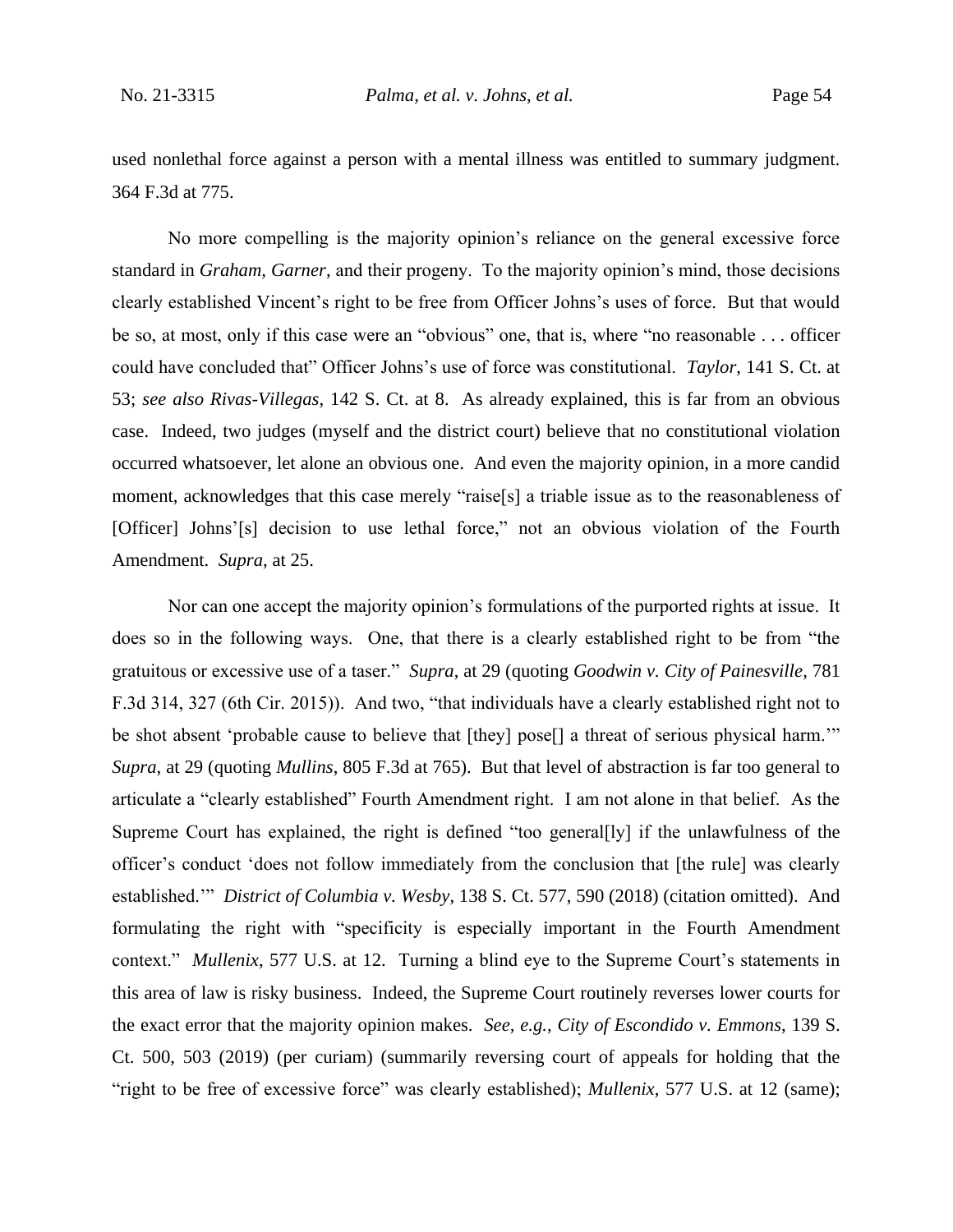used nonlethal force against a person with a mental illness was entitled to summary judgment. 364 F.3d at 775.

No more compelling is the majority opinion's reliance on the general excessive force standard in *Graham*, *Garner*, and their progeny. To the majority opinion's mind, those decisions clearly established Vincent's right to be free from Officer Johns's uses of force. But that would be so, at most, only if this case were an "obvious" one, that is, where "no reasonable . . . officer could have concluded that" Officer Johns's use of force was constitutional. *Taylor*, 141 S. Ct. at 53; *see also Rivas-Villegas*, 142 S. Ct. at 8. As already explained, this is far from an obvious case. Indeed, two judges (myself and the district court) believe that no constitutional violation occurred whatsoever, let alone an obvious one. And even the majority opinion, in a more candid moment, acknowledges that this case merely "raise[s] a triable issue as to the reasonableness of [Officer] Johns'[s] decision to use lethal force," not an obvious violation of the Fourth Amendment. *Supra*, at 25.

Nor can one accept the majority opinion's formulations of the purported rights at issue. It does so in the following ways. One, that there is a clearly established right to be from "the gratuitous or excessive use of a taser." *Supra*, at 29 (quoting *Goodwin v. City of Painesville*, 781 F.3d 314, 327 (6th Cir. 2015)). And two, "that individuals have a clearly established right not to be shot absent 'probable cause to believe that [they] pose[] a threat of serious physical harm.'" *Supra*, at 29 (quoting *Mullins*, 805 F.3d at 765). But that level of abstraction is far too general to articulate a "clearly established" Fourth Amendment right. I am not alone in that belief. As the Supreme Court has explained, the right is defined "too general[ly] if the unlawfulness of the officer's conduct 'does not follow immediately from the conclusion that [the rule] was clearly established.'" *District of Columbia v. Wesby*, 138 S. Ct. 577, 590 (2018) (citation omitted). And formulating the right with "specificity is especially important in the Fourth Amendment context." *Mullenix,* 577 U.S. at 12. Turning a blind eye to the Supreme Court's statements in this area of law is risky business. Indeed, the Supreme Court routinely reverses lower courts for the exact error that the majority opinion makes. *See, e.g.*, *City of Escondido v. Emmons*, 139 S. Ct. 500, 503 (2019) (per curiam) (summarily reversing court of appeals for holding that the "right to be free of excessive force" was clearly established); *Mullenix*, 577 U.S. at 12 (same);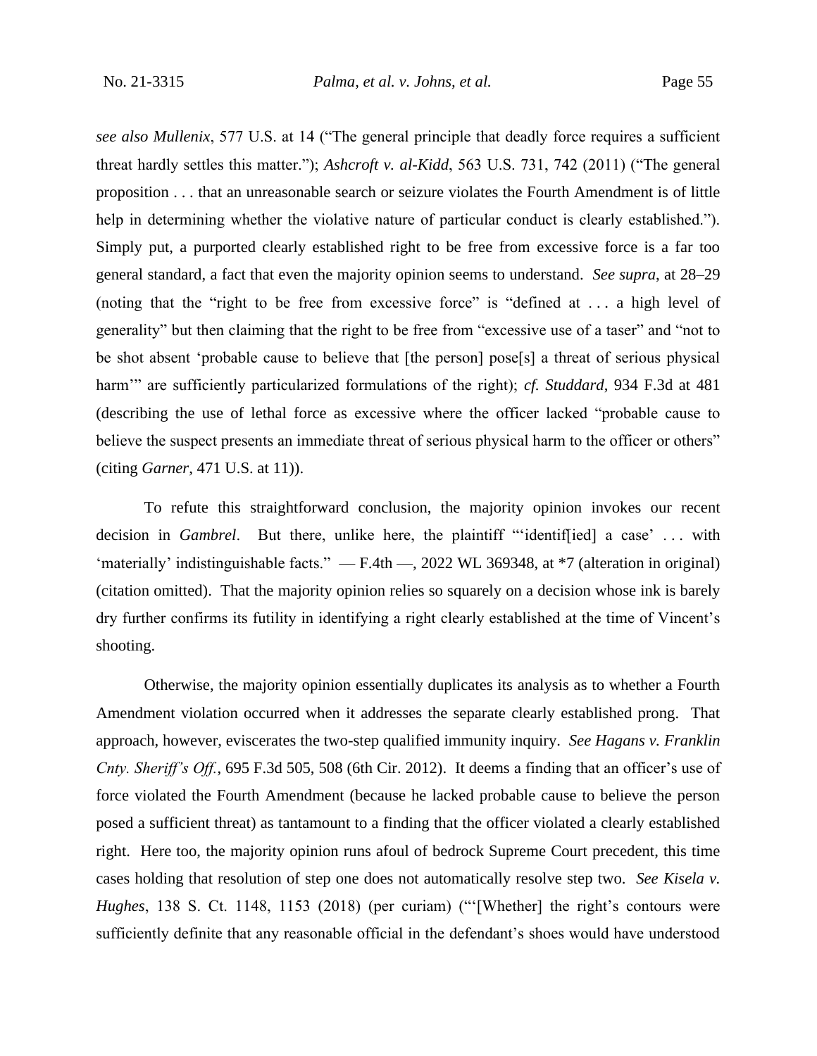*see also Mullenix*, 577 U.S. at 14 ("The general principle that deadly force requires a sufficient threat hardly settles this matter."); *Ashcroft v. al-Kidd*, 563 U.S. 731, 742 (2011) ("The general proposition . . . that an unreasonable search or seizure violates the Fourth Amendment is of little help in determining whether the violative nature of particular conduct is clearly established."). Simply put, a purported clearly established right to be free from excessive force is a far too general standard, a fact that even the majority opinion seems to understand. *See supra*, at 28–29 (noting that the "right to be free from excessive force" is "defined at . . . a high level of generality" but then claiming that the right to be free from "excessive use of a taser" and "not to be shot absent 'probable cause to believe that [the person] pose[s] a threat of serious physical harm'" are sufficiently particularized formulations of the right); *cf. Studdard*, 934 F.3d at 481 (describing the use of lethal force as excessive where the officer lacked "probable cause to believe the suspect presents an immediate threat of serious physical harm to the officer or others" (citing *Garner*, 471 U.S. at 11)).

To refute this straightforward conclusion, the majority opinion invokes our recent decision in *Gambrel*. But there, unlike here, the plaintiff "'identif[ied] a case' . . . with 'materially' indistinguishable facts." — F.4th —, 2022 WL 369348, at \*7 (alteration in original) (citation omitted). That the majority opinion relies so squarely on a decision whose ink is barely dry further confirms its futility in identifying a right clearly established at the time of Vincent's shooting.

Otherwise, the majority opinion essentially duplicates its analysis as to whether a Fourth Amendment violation occurred when it addresses the separate clearly established prong. That approach, however, eviscerates the two-step qualified immunity inquiry. *See Hagans v. Franklin Cnty. Sheriff's Off.*, 695 F.3d 505, 508 (6th Cir. 2012). It deems a finding that an officer's use of force violated the Fourth Amendment (because he lacked probable cause to believe the person posed a sufficient threat) as tantamount to a finding that the officer violated a clearly established right. Here too, the majority opinion runs afoul of bedrock Supreme Court precedent, this time cases holding that resolution of step one does not automatically resolve step two. *See Kisela v. Hughes*, 138 S. Ct. 1148, 1153 (2018) (per curiam) ("'[Whether] the right's contours were sufficiently definite that any reasonable official in the defendant's shoes would have understood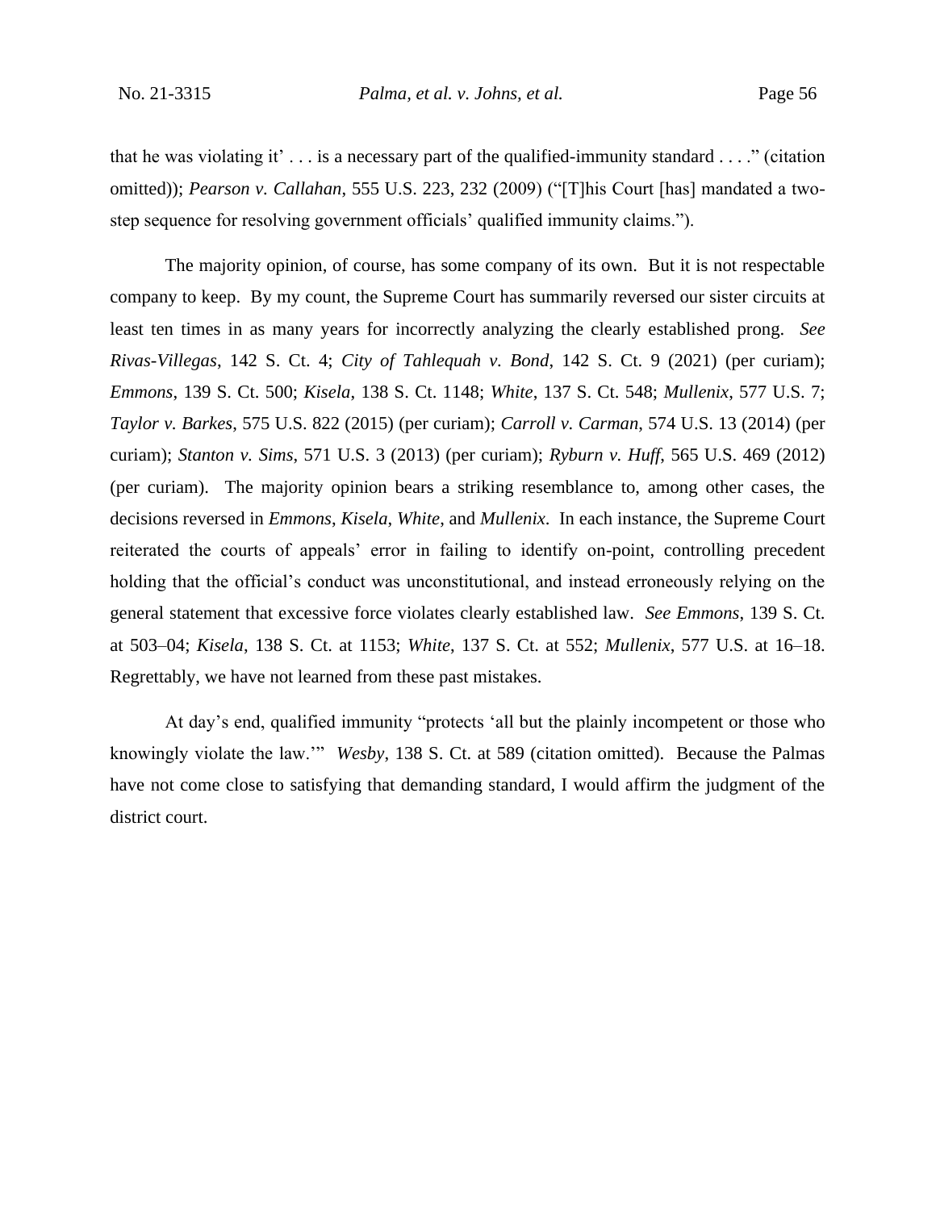that he was violating it' . . . is a necessary part of the qualified-immunity standard . . . ." (citation omitted)); *Pearson v. Callahan*, 555 U.S. 223, 232 (2009) ("[T]his Court [has] mandated a two-step sequence for resolving government officials' qualified immunity claims.").

The majority opinion, of course, has some company of its own. But it is not respectable company to keep. By my count, the Supreme Court has summarily reversed our sister circuits at least ten times in as many years for incorrectly analyzing the clearly established prong. *See Rivas-Villegas*, 142 S. Ct. 4; *City of Tahlequah v. Bond*, 142 S. Ct. 9 (2021) (per curiam); *Emmons*, 139 S. Ct. 500; *Kisela*, 138 S. Ct. 1148; *White*, 137 S. Ct. 548; *Mullenix*, 577 U.S. 7; *Taylor v. Barkes*, 575 U.S. 822 (2015) (per curiam); *Carroll v. Carman*, 574 U.S. 13 (2014) (per curiam); *Stanton v. Sims*, 571 U.S. 3 (2013) (per curiam); *Ryburn v. Huff*, 565 U.S. 469 (2012) (per curiam). The majority opinion bears a striking resemblance to, among other cases, the decisions reversed in *Emmons*, *Kisela*, *White*, and *Mullenix*. In each instance, the Supreme Court reiterated the courts of appeals' error in failing to identify on-point, controlling precedent holding that the official's conduct was unconstitutional, and instead erroneously relying on the general statement that excessive force violates clearly established law. *See Emmons*, 139 S. Ct. at 503–04; *Kisela*, 138 S. Ct. at 1153; *White*, 137 S. Ct. at 552; *Mullenix*, 577 U.S. at 16–18. Regrettably, we have not learned from these past mistakes.

At day's end, qualified immunity "protects 'all but the plainly incompetent or those who knowingly violate the law.'" *Wesby*, 138 S. Ct. at 589 (citation omitted). Because the Palmas have not come close to satisfying that demanding standard, I would affirm the judgment of the district court.